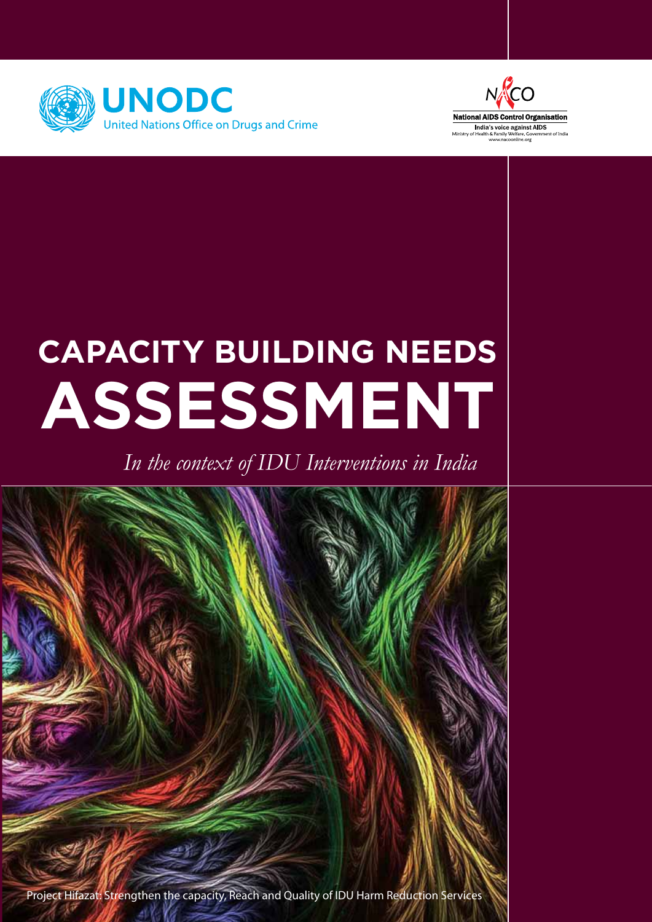UNODC
United Nations Office on Drugs and Crime

NACO
National AIDS Control Organisation
India's voice against AIDS
Ministry of Health & Family Welfare, Government of India
www.nacoonline.org

# CAPACITY BUILDING NEEDS ASSESSMENT

*In the context of IDU Interventions in India*

Project Hifazat: Strengthen the capacity, Reach and Quality of IDU Harm Reduction Services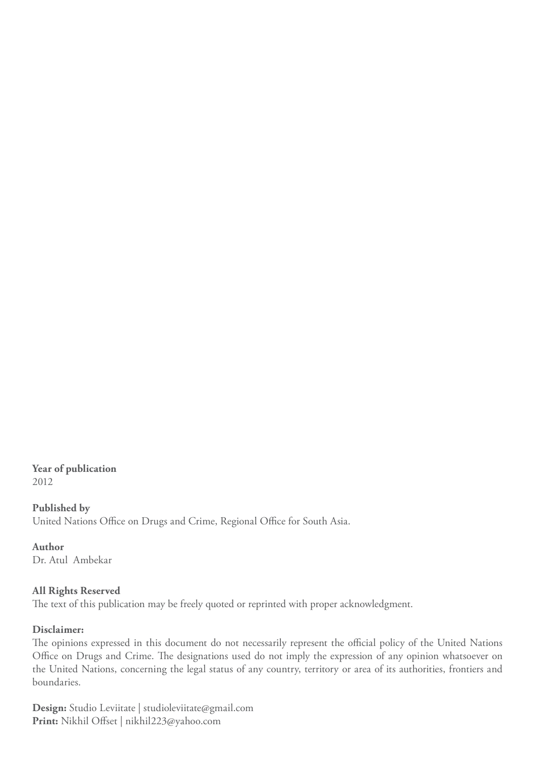**Year of publication**
2012

**Published by**
United Nations Office on Drugs and Crime, Regional Office for South Asia.

**Author**
Dr. Atul Ambekar

**All Rights Reserved**
The text of this publication may be freely quoted or reprinted with proper acknowledgment.

**Disclaimer:**
The opinions expressed in this document do not necessarily represent the official policy of the United Nations Office on Drugs and Crime. The designations used do not imply the expression of any opinion whatsoever on the United Nations, concerning the legal status of any country, territory or area of its authorities, frontiers and boundaries.

**Design:** Studio Leviitate | studioleviitate@gmail.com
**Print:** Nikhil Offset | nikhil223@yahoo.com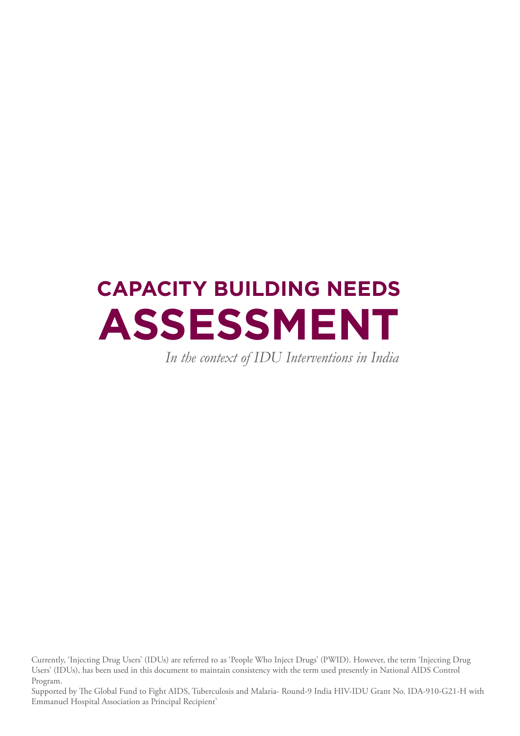# CAPACITY BUILDING NEEDS ASSESSMENT

*In the context of IDU Interventions in India*

Currently, 'Injecting Drug Users' (IDUs) are referred to as 'People Who Inject Drugs' (PWID). However, the term 'Injecting Drug Users' (IDUs), has been used in this document to maintain consistency with the term used presently in National AIDS Control Program.

Supported by The Global Fund to Fight AIDS, Tuberculosis and Malaria- Round-9 India HIV-IDU Grant No. IDA-910-G21-H with Emmanuel Hospital Association as Principal Recipient'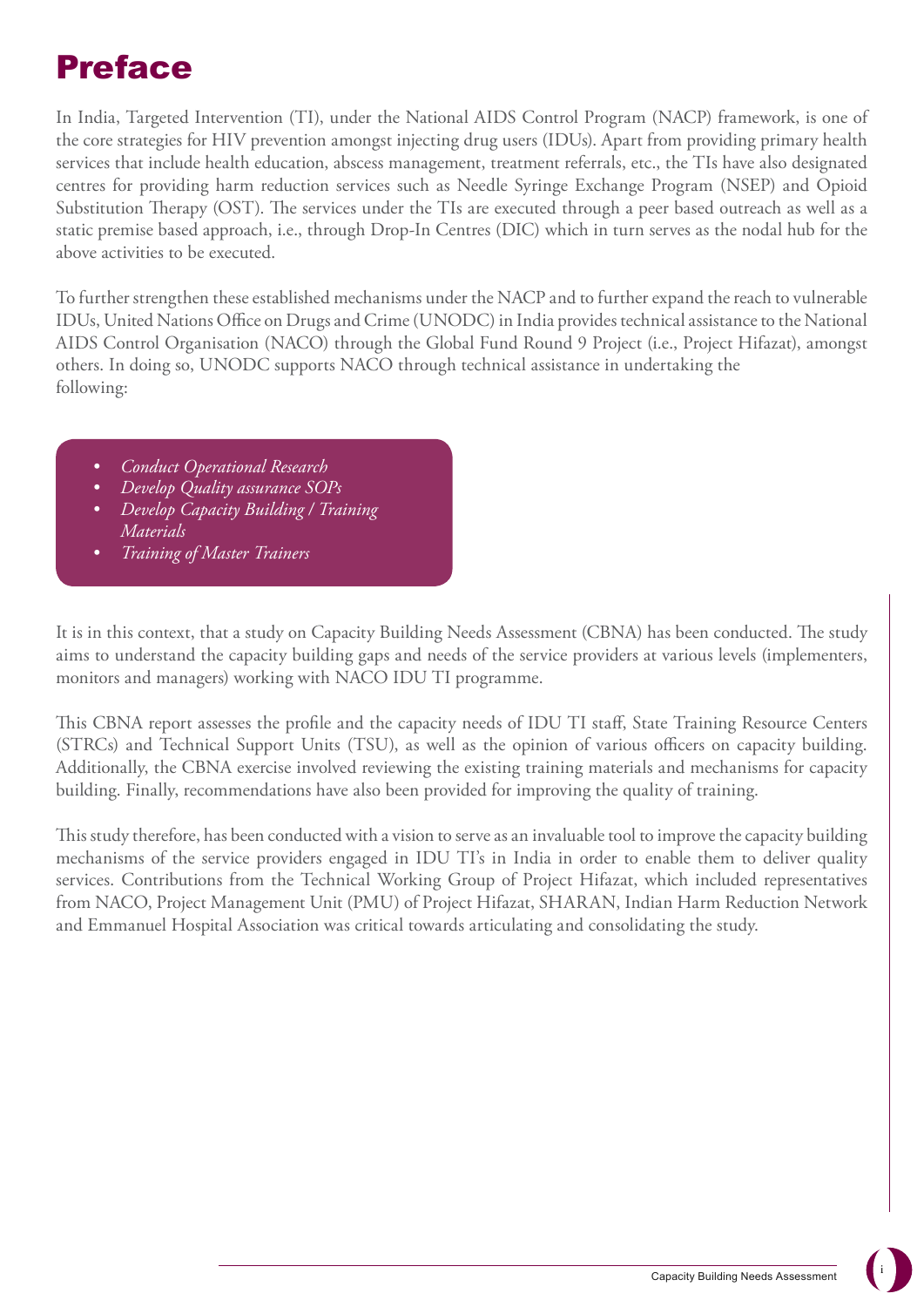# Preface

In India, Targeted Intervention (TI), under the National AIDS Control Program (NACP) framework, is one of the core strategies for HIV prevention amongst injecting drug users (IDUs). Apart from providing primary health services that include health education, abscess management, treatment referrals, etc., the TIs have also designated centres for providing harm reduction services such as Needle Syringe Exchange Program (NSEP) and Opioid Substitution Therapy (OST). The services under the TIs are executed through a peer based outreach as well as a static premise based approach, i.e., through Drop-In Centres (DIC) which in turn serves as the nodal hub for the above activities to be executed.

To further strengthen these established mechanisms under the NACP and to further expand the reach to vulnerable IDUs, United Nations Office on Drugs and Crime (UNODC) in India provides technical assistance to the National AIDS Control Organisation (NACO) through the Global Fund Round 9 Project (i.e., Project Hifazat), amongst others. In doing so, UNODC supports NACO through technical assistance in undertaking the following:

- *Conduct Operational Research*
- *Develop Quality assurance SOPs*
- *Develop Capacity Building / Training Materials*
- *Training of Master Trainers*

It is in this context, that a study on Capacity Building Needs Assessment (CBNA) has been conducted. The study aims to understand the capacity building gaps and needs of the service providers at various levels (implementers, monitors and managers) working with NACO IDU TI programme.

This CBNA report assesses the profile and the capacity needs of IDU TI staff, State Training Resource Centers (STRCs) and Technical Support Units (TSU), as well as the opinion of various officers on capacity building. Additionally, the CBNA exercise involved reviewing the existing training materials and mechanisms for capacity building. Finally, recommendations have also been provided for improving the quality of training.

This study therefore, has been conducted with a vision to serve as an invaluable tool to improve the capacity building mechanisms of the service providers engaged in IDU TI's in India in order to enable them to deliver quality services. Contributions from the Technical Working Group of Project Hifazat, which included representatives from NACO, Project Management Unit (PMU) of Project Hifazat, SHARAN, Indian Harm Reduction Network and Emmanuel Hospital Association was critical towards articulating and consolidating the study.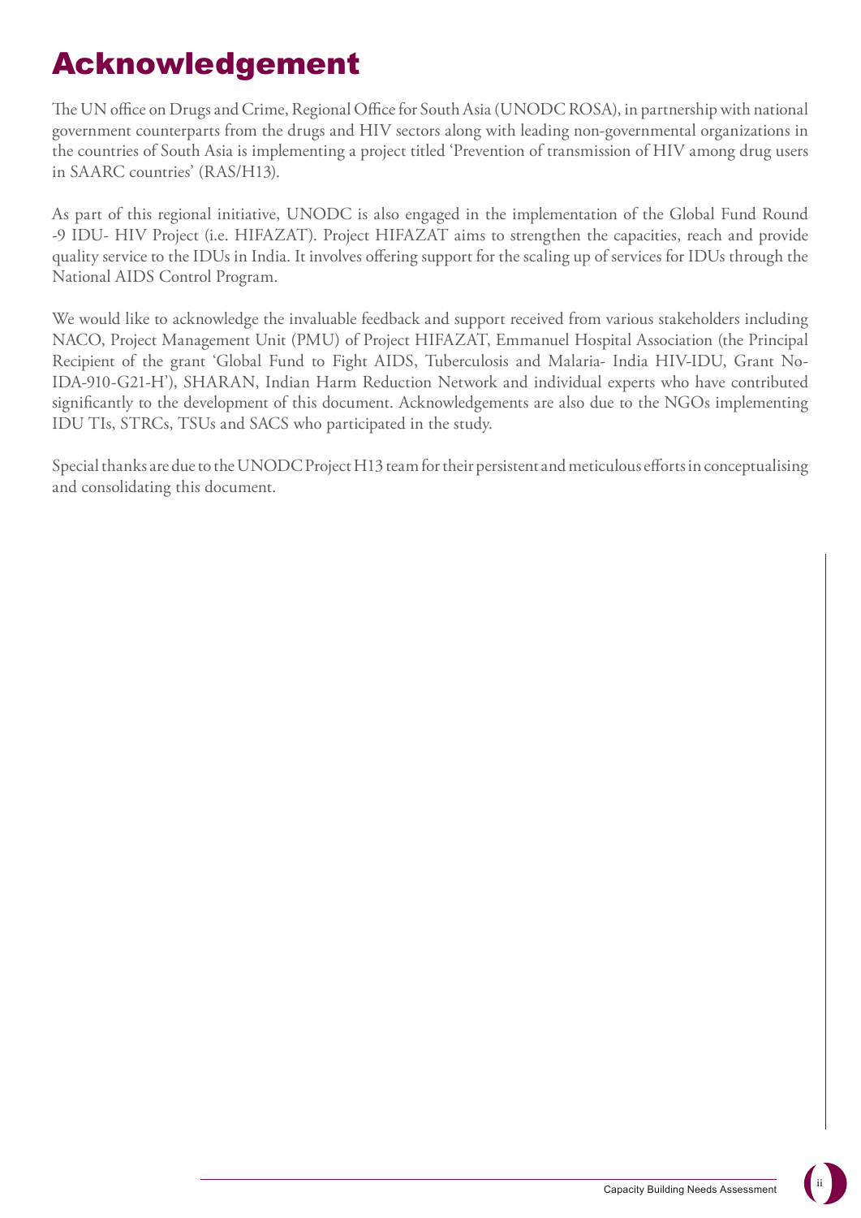# Acknowledgement

The UN office on Drugs and Crime, Regional Office for South Asia (UNODC ROSA), in partnership with national government counterparts from the drugs and HIV sectors along with leading non-governmental organizations in the countries of South Asia is implementing a project titled 'Prevention of transmission of HIV among drug users in SAARC countries' (RAS/H13).

As part of this regional initiative, UNODC is also engaged in the implementation of the Global Fund Round -9 IDU- HIV Project (i.e. HIFAZAT). Project HIFAZAT aims to strengthen the capacities, reach and provide quality service to the IDUs in India. It involves offering support for the scaling up of services for IDUs through the National AIDS Control Program.

We would like to acknowledge the invaluable feedback and support received from various stakeholders including NACO, Project Management Unit (PMU) of Project HIFAZAT, Emmanuel Hospital Association (the Principal Recipient of the grant 'Global Fund to Fight AIDS, Tuberculosis and Malaria- India HIV-IDU, Grant No-IDA-910-G21-H'), SHARAN, Indian Harm Reduction Network and individual experts who have contributed significantly to the development of this document. Acknowledgements are also due to the NGOs implementing IDU TIs, STRCs, TSUs and SACS who participated in the study.

Special thanks are due to the UNODC Project H13 team for their persistent and meticulous efforts in conceptualising and consolidating this document.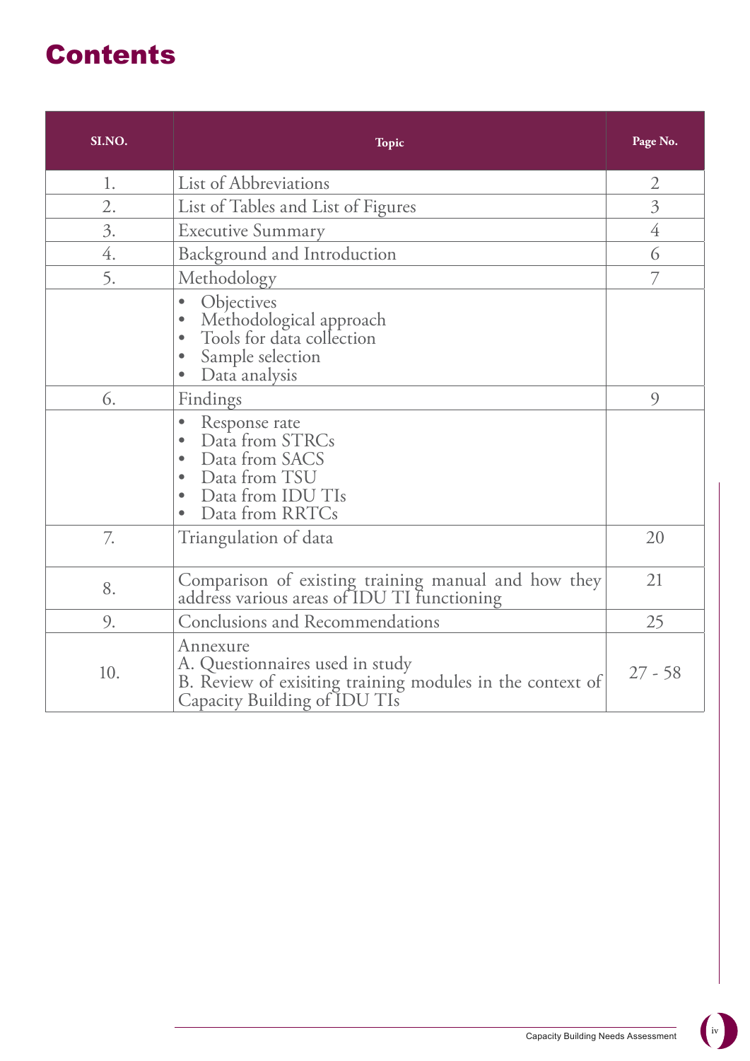# Contents

| SI.NO. | Topic | Page No. |
|---|---|---|
| 1. | List of Abbreviations | 2 |
| 2. | List of Tables and List of Figures | 3 |
| 3. | Executive Summary | 4 |
| 4. | Background and Introduction | 6 |
| 5. | Methodology | 7 |
| | • Objectives<br>• Methodological approach<br>• Tools for data collection<br>• Sample selection<br>• Data analysis | |
| 6. | Findings | 9 |
| | • Response rate<br>• Data from STRCs<br>• Data from SACS<br>• Data from TSU<br>• Data from IDU TIs<br>• Data from RRTCs | |
| 7. | Triangulation of data | 20 |
| 8. | Comparison of existing training manual and how they address various areas of IDU TI functioning | 21 |
| 9. | Conclusions and Recommendations | 25 |
| 10. | Annexure<br>A. Questionnaires used in study<br>B. Review of exisiting training modules in the context of Capacity Building of IDU TIs | 27 - 58 |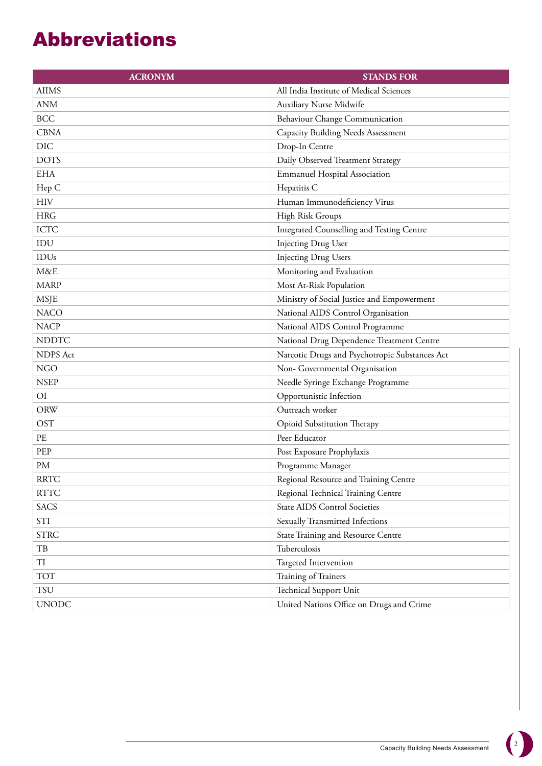# Abbreviations

| ACRONYM | STANDS FOR |
|---|---|
| AIIMS | All India Institute of Medical Sciences |
| ANM | Auxiliary Nurse Midwife |
| BCC | Behaviour Change Communication |
| CBNA | Capacity Building Needs Assessment |
| DIC | Drop-In Centre |
| DOTS | Daily Observed Treatment Strategy |
| EHA | Emmanuel Hospital Association |
| Hep C | Hepatitis C |
| HIV | Human Immunodeficiency Virus |
| HRG | High Risk Groups |
| ICTC | Integrated Counselling and Testing Centre |
| IDU | Injecting Drug User |
| IDUs | Injecting Drug Users |
| M&E | Monitoring and Evaluation |
| MARP | Most At-Risk Population |
| MSJE | Ministry of Social Justice and Empowerment |
| NACO | National AIDS Control Organisation |
| NACP | National AIDS Control Programme |
| NDDTC | National Drug Dependence Treatment Centre |
| NDPS Act | Narcotic Drugs and Psychotropic Substances Act |
| NGO | Non- Governmental Organisation |
| NSEP | Needle Syringe Exchange Programme |
| OI | Opportunistic Infection |
| ORW | Outreach worker |
| OST | Opioid Substitution Therapy |
| PE | Peer Educator |
| PEP | Post Exposure Prophylaxis |
| PM | Programme Manager |
| RRTC | Regional Resource and Training Centre |
| RTTC | Regional Technical Training Centre |
| SACS | State AIDS Control Societies |
| STI | Sexually Transmitted Infections |
| STRC | State Training and Resource Centre |
| TB | Tuberculosis |
| TI | Targeted Intervention |
| TOT | Training of Trainers |
| TSU | Technical Support Unit |
| UNODC | United Nations Office on Drugs and Crime |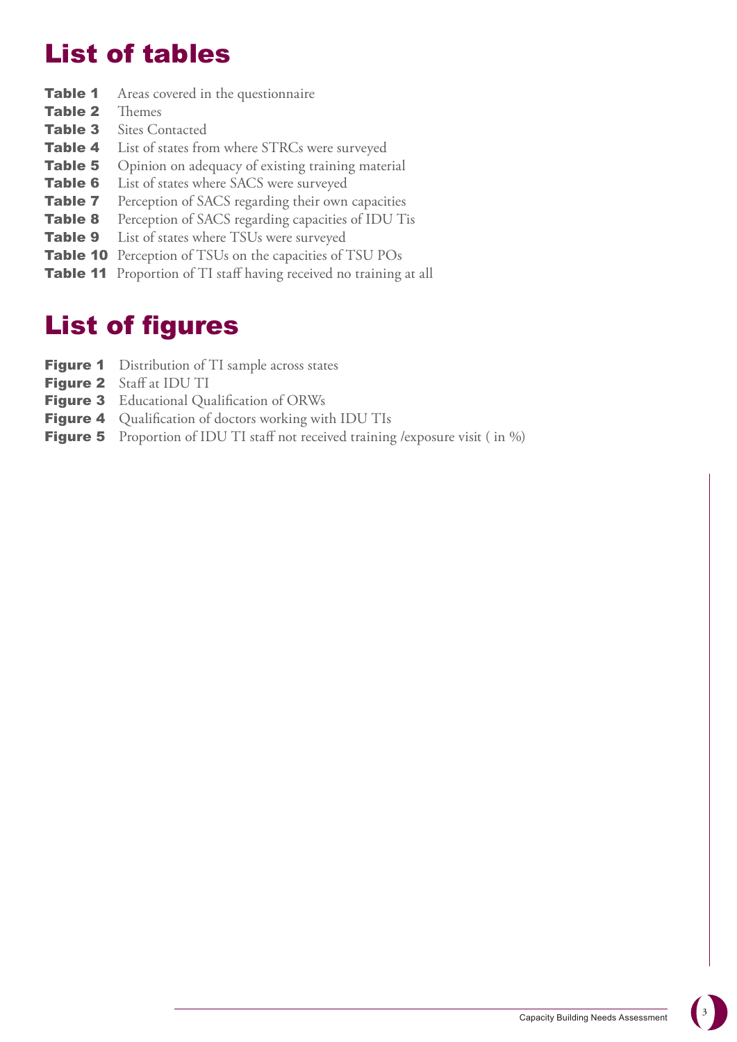# List of tables

**Table 1** Areas covered in the questionnaire
**Table 2** Themes
**Table 3** Sites Contacted
**Table 4** List of states from where STRCs were surveyed
**Table 5** Opinion on adequacy of existing training material
**Table 6** List of states where SACS were surveyed
**Table 7** Perception of SACS regarding their own capacities
**Table 8** Perception of SACS regarding capacities of IDU Tis
**Table 9** List of states where TSUs were surveyed
**Table 10** Perception of TSUs on the capacities of TSU POs
**Table 11** Proportion of TI staff having received no training at all

# List of figures

**Figure 1** Distribution of TI sample across states
**Figure 2** Staff at IDU TI
**Figure 3** Educational Qualification of ORWs
**Figure 4** Qualification of doctors working with IDU TIs
**Figure 5** Proportion of IDU TI staff not received training /exposure visit ( in %)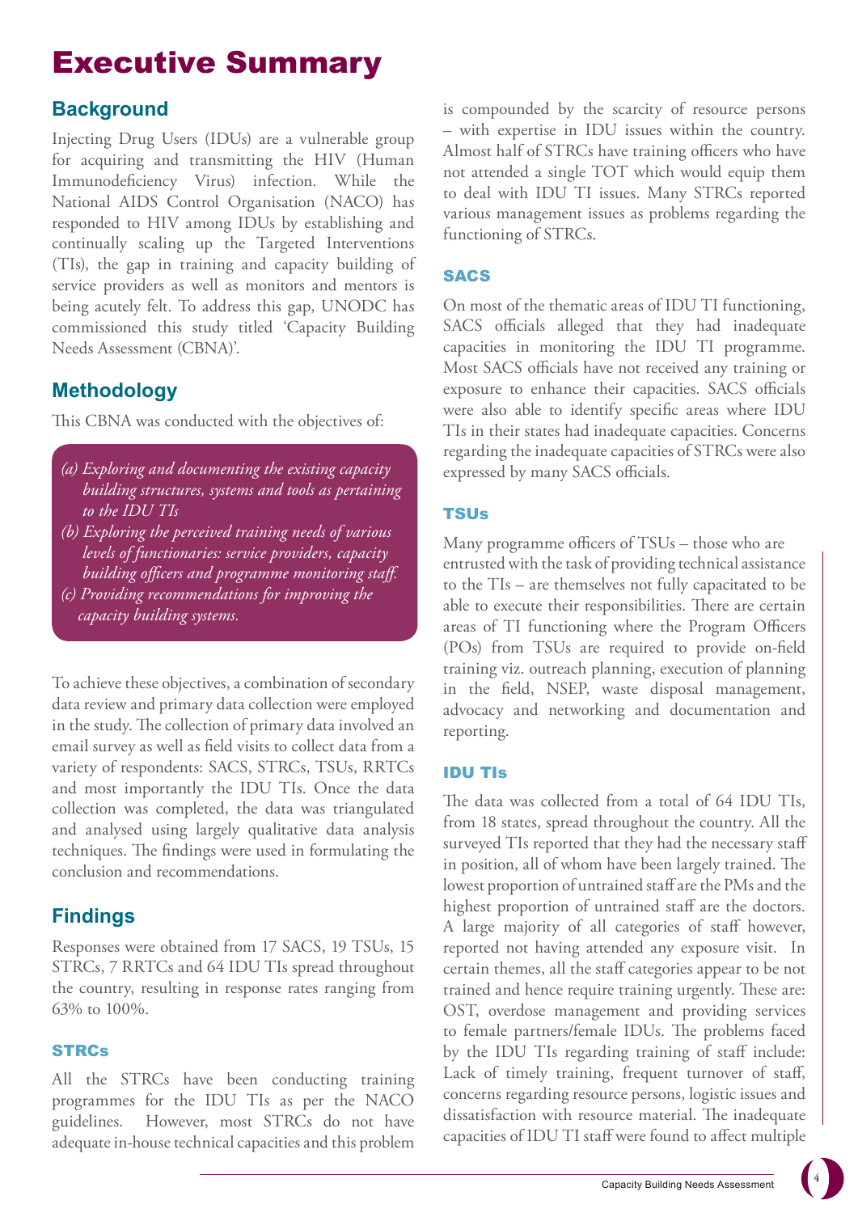# Executive Summary

## Background

Injecting Drug Users (IDUs) are a vulnerable group for acquiring and transmitting the HIV (Human Immunodeficiency Virus) infection. While the National AIDS Control Organisation (NACO) has responded to HIV among IDUs by establishing and continually scaling up the Targeted Interventions (TIs), the gap in training and capacity building of service providers as well as monitors and mentors is being acutely felt. To address this gap, UNODC has commissioned this study titled 'Capacity Building Needs Assessment (CBNA)'.

## Methodology

This CBNA was conducted with the objectives of:

*(a) Exploring and documenting the existing capacity building structures, systems and tools as pertaining to the IDU TIs*

*(b) Exploring the perceived training needs of various levels of functionaries: service providers, capacity building officers and programme monitoring staff.*

*(c) Providing recommendations for improving the capacity building systems.*

To achieve these objectives, a combination of secondary data review and primary data collection were employed in the study. The collection of primary data involved an email survey as well as field visits to collect data from a variety of respondents: SACS, STRCs, TSUs, RRTCs and most importantly the IDU TIs. Once the data collection was completed, the data was triangulated and analysed using largely qualitative data analysis techniques. The findings were used in formulating the conclusion and recommendations.

## Findings

Responses were obtained from 17 SACS, 19 TSUs, 15 STRCs, 7 RRTCs and 64 IDU TIs spread throughout the country, resulting in response rates ranging from 63% to 100%.

### STRCs

All the STRCs have been conducting training programmes for the IDU TIs as per the NACO guidelines. However, most STRCs do not have adequate in-house technical capacities and this problem is compounded by the scarcity of resource persons – with expertise in IDU issues within the country. Almost half of STRCs have training officers who have not attended a single TOT which would equip them to deal with IDU TI issues. Many STRCs reported various management issues as problems regarding the functioning of STRCs.

### SACS

On most of the thematic areas of IDU TI functioning, SACS officials alleged that they had inadequate capacities in monitoring the IDU TI programme. Most SACS officials have not received any training or exposure to enhance their capacities. SACS officials were also able to identify specific areas where IDU TIs in their states had inadequate capacities. Concerns regarding the inadequate capacities of STRCs were also expressed by many SACS officials.

### TSUs

Many programme officers of TSUs – those who are entrusted with the task of providing technical assistance to the TIs – are themselves not fully capacitated to be able to execute their responsibilities. There are certain areas of TI functioning where the Program Officers (POs) from TSUs are required to provide on-field training viz. outreach planning, execution of planning in the field, NSEP, waste disposal management, advocacy and networking and documentation and reporting.

### IDU TIs

The data was collected from a total of 64 IDU TIs, from 18 states, spread throughout the country. All the surveyed TIs reported that they had the necessary staff in position, all of whom have been largely trained. The lowest proportion of untrained staff are the PMs and the highest proportion of untrained staff are the doctors. A large majority of all categories of staff however, reported not having attended any exposure visit. In certain themes, all the staff categories appear to be not trained and hence require training urgently. These are: OST, overdose management and providing services to female partners/female IDUs. The problems faced by the IDU TIs regarding training of staff include: Lack of timely training, frequent turnover of staff, concerns regarding resource persons, logistic issues and dissatisfaction with resource material. The inadequate capacities of IDU TI staff were found to affect multiple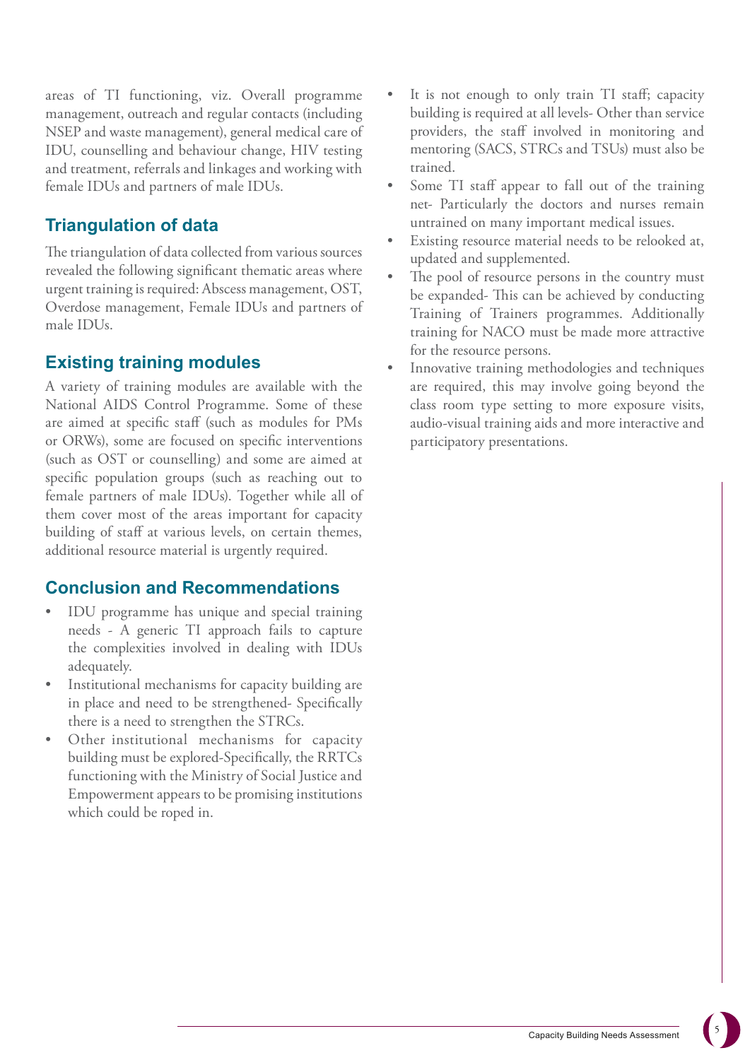areas of TI functioning, viz. Overall programme management, outreach and regular contacts (including NSEP and waste management), general medical care of IDU, counselling and behaviour change, HIV testing and treatment, referrals and linkages and working with female IDUs and partners of male IDUs.

## Triangulation of data

The triangulation of data collected from various sources revealed the following significant thematic areas where urgent training is required: Abscess management, OST, Overdose management, Female IDUs and partners of male IDUs.

## Existing training modules

A variety of training modules are available with the National AIDS Control Programme. Some of these are aimed at specific staff (such as modules for PMs or ORWs), some are focused on specific interventions (such as OST or counselling) and some are aimed at specific population groups (such as reaching out to female partners of male IDUs). Together while all of them cover most of the areas important for capacity building of staff at various levels, on certain themes, additional resource material is urgently required.

## Conclusion and Recommendations

- IDU programme has unique and special training needs - A generic TI approach fails to capture the complexities involved in dealing with IDUs adequately.
- Institutional mechanisms for capacity building are in place and need to be strengthened- Specifically there is a need to strengthen the STRCs.
- Other institutional mechanisms for capacity building must be explored-Specifically, the RRTCs functioning with the Ministry of Social Justice and Empowerment appears to be promising institutions which could be roped in.
- It is not enough to only train TI staff; capacity building is required at all levels- Other than service providers, the staff involved in monitoring and mentoring (SACS, STRCs and TSUs) must also be trained.
- Some TI staff appear to fall out of the training net- Particularly the doctors and nurses remain untrained on many important medical issues.
- Existing resource material needs to be relooked at, updated and supplemented.
- The pool of resource persons in the country must be expanded- This can be achieved by conducting Training of Trainers programmes. Additionally training for NACO must be made more attractive for the resource persons.
- Innovative training methodologies and techniques are required, this may involve going beyond the class room type setting to more exposure visits, audio-visual training aids and more interactive and participatory presentations.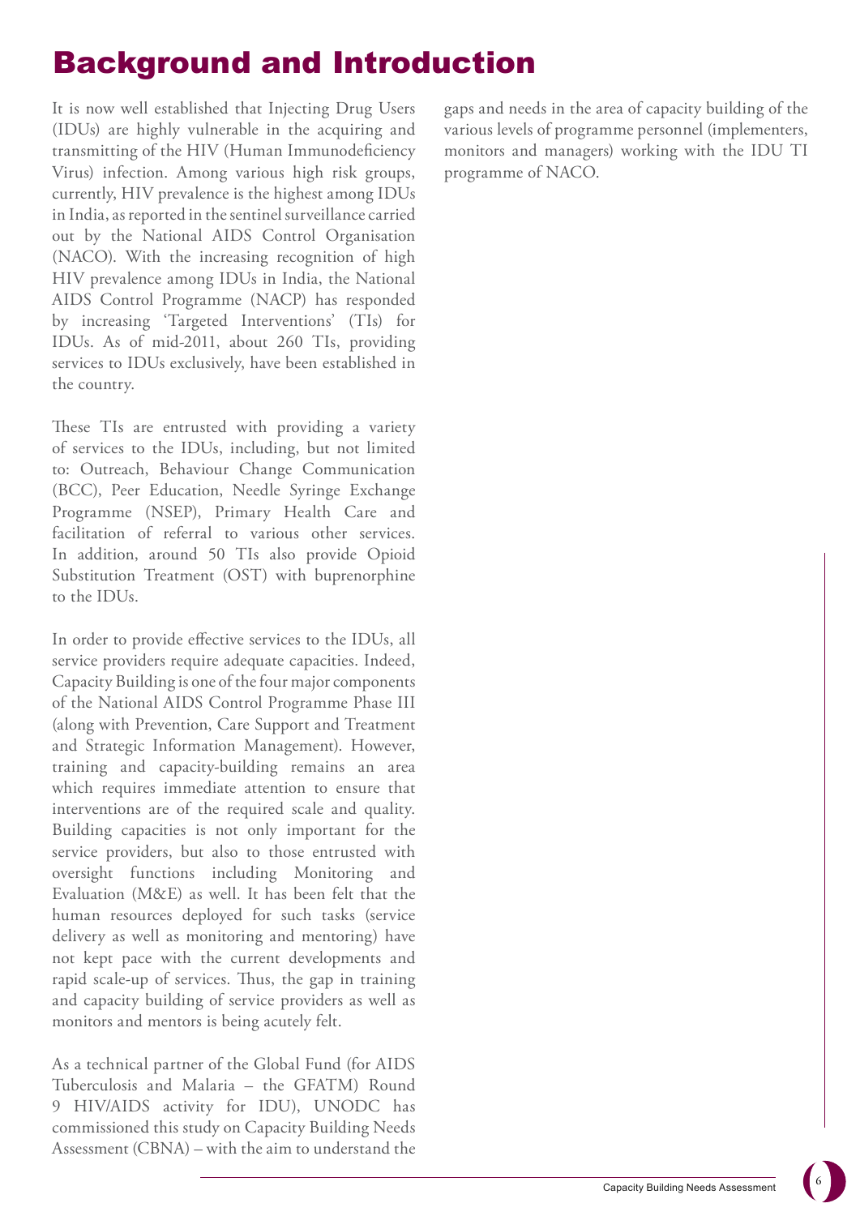# Background and Introduction

It is now well established that Injecting Drug Users (IDUs) are highly vulnerable in the acquiring and transmitting of the HIV (Human Immunodeficiency Virus) infection. Among various high risk groups, currently, HIV prevalence is the highest among IDUs in India, as reported in the sentinel surveillance carried out by the National AIDS Control Organisation (NACO). With the increasing recognition of high HIV prevalence among IDUs in India, the National AIDS Control Programme (NACP) has responded by increasing 'Targeted Interventions' (TIs) for IDUs. As of mid-2011, about 260 TIs, providing services to IDUs exclusively, have been established in the country.

These TIs are entrusted with providing a variety of services to the IDUs, including, but not limited to: Outreach, Behaviour Change Communication (BCC), Peer Education, Needle Syringe Exchange Programme (NSEP), Primary Health Care and facilitation of referral to various other services. In addition, around 50 TIs also provide Opioid Substitution Treatment (OST) with buprenorphine to the IDUs.

In order to provide effective services to the IDUs, all service providers require adequate capacities. Indeed, Capacity Building is one of the four major components of the National AIDS Control Programme Phase III (along with Prevention, Care Support and Treatment and Strategic Information Management). However, training and capacity-building remains an area which requires immediate attention to ensure that interventions are of the required scale and quality. Building capacities is not only important for the service providers, but also to those entrusted with oversight functions including Monitoring and Evaluation (M&E) as well. It has been felt that the human resources deployed for such tasks (service delivery as well as monitoring and mentoring) have not kept pace with the current developments and rapid scale-up of services. Thus, the gap in training and capacity building of service providers as well as monitors and mentors is being acutely felt.

As a technical partner of the Global Fund (for AIDS Tuberculosis and Malaria – the GFATM) Round 9 HIV/AIDS activity for IDU), UNODC has commissioned this study on Capacity Building Needs Assessment (CBNA) – with the aim to understand the gaps and needs in the area of capacity building of the various levels of programme personnel (implementers, monitors and managers) working with the IDU TI programme of NACO.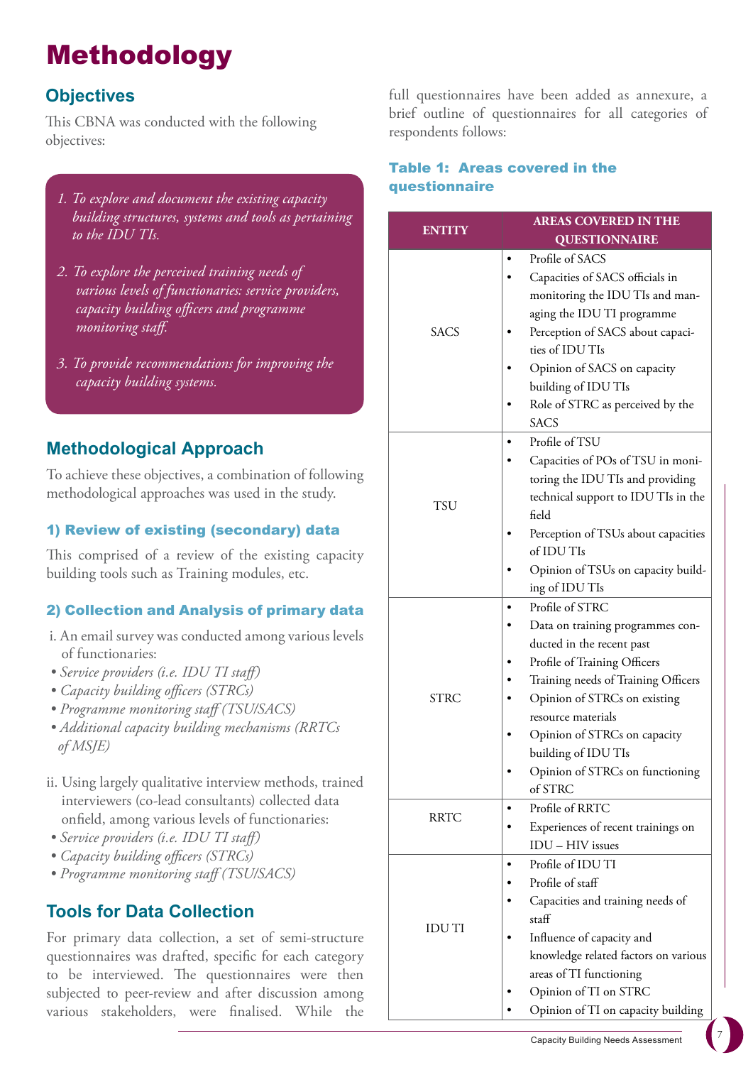# Methodology

## Objectives

This CBNA was conducted with the following objectives:

1. *To explore and document the existing capacity building structures, systems and tools as pertaining to the IDU TIs.*
2. *To explore the perceived training needs of various levels of functionaries: service providers, capacity building officers and programme monitoring staff.*
3. *To provide recommendations for improving the capacity building systems.*

## Methodological Approach

To achieve these objectives, a combination of following methodological approaches was used in the study.

### 1) Review of existing (secondary) data

This comprised of a review of the existing capacity building tools such as Training modules, etc.

### 2) Collection and Analysis of primary data

i. An email survey was conducted among various levels of functionaries:

- *Service providers (i.e. IDU TI staff)*
- *Capacity building officers (STRCs)*
- *Programme monitoring staff (TSU/SACS)*
- *Additional capacity building mechanisms (RRTCs of MSJE)*

ii. Using largely qualitative interview methods, trained interviewers (co-lead consultants) collected data onfield, among various levels of functionaries:

- *Service providers (i.e. IDU TI staff)*
- *Capacity building officers (STRCs)*
- *Programme monitoring staff (TSU/SACS)*

## Tools for Data Collection

For primary data collection, a set of semi-structure questionnaires was drafted, specific for each category to be interviewed. The questionnaires were then subjected to peer-review and after discussion among various stakeholders, were finalised. While the full questionnaires have been added as annexure, a brief outline of questionnaires for all categories of respondents follows:

#### Table 1: Areas covered in the questionnaire

| ENTITY | AREAS COVERED IN THE QUESTIONNAIRE |
|---|---|
| SACS | • Profile of SACS<br>• Capacities of SACS officials in monitoring the IDU TIs and managing the IDU TI programme<br>• Perception of SACS about capacities of IDU TIs<br>• Opinion of SACS on capacity building of IDU TIs<br>• Role of STRC as perceived by the SACS |
| TSU | • Profile of TSU<br>• Capacities of POs of TSU in monitoring the IDU TIs and providing technical support to IDU TIs in the field<br>• Perception of TSUs about capacities of IDU TIs<br>• Opinion of TSUs on capacity building of IDU TIs |
| STRC | • Profile of STRC<br>• Data on training programmes conducted in the recent past<br>• Profile of Training Officers<br>• Training needs of Training Officers<br>• Opinion of STRCs on existing resource materials<br>• Opinion of STRCs on capacity building of IDU TIs<br>• Opinion of STRCs on functioning of STRC |
| RRTC | • Profile of RRTC<br>• Experiences of recent trainings on IDU – HIV issues |
| IDU TI | • Profile of IDU TI<br>• Profile of staff<br>• Capacities and training needs of staff<br>• Influence of capacity and knowledge related factors on various areas of TI functioning<br>• Opinion of TI on STRC<br>• Opinion of TI on capacity building |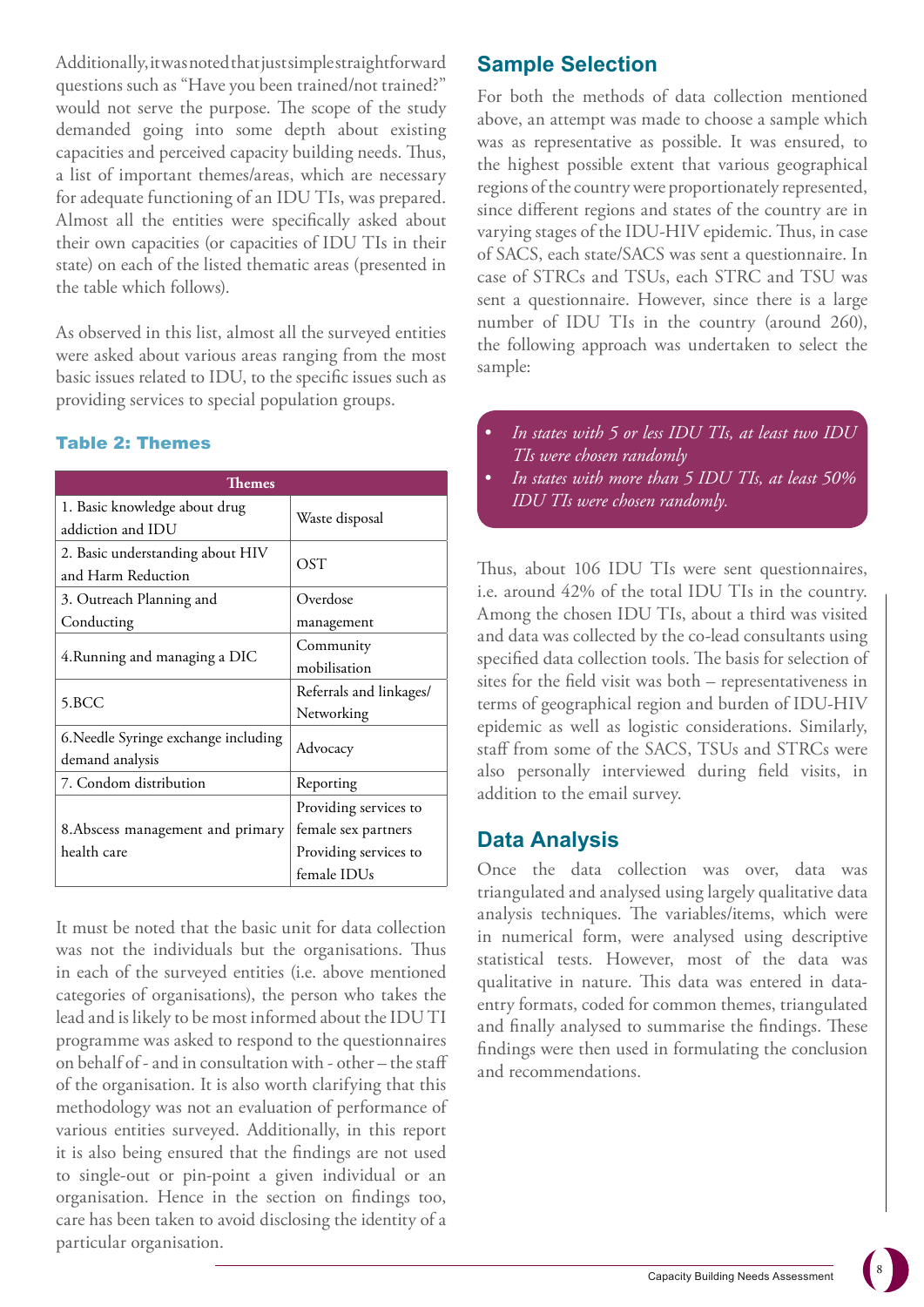Additionally, it was noted that just simple straightforward questions such as "Have you been trained/not trained?" would not serve the purpose. The scope of the study demanded going into some depth about existing capacities and perceived capacity building needs. Thus, a list of important themes/areas, which are necessary for adequate functioning of an IDU TIs, was prepared. Almost all the entities were specifically asked about their own capacities (or capacities of IDU TIs in their state) on each of the listed thematic areas (presented in the table which follows).

As observed in this list, almost all the surveyed entities were asked about various areas ranging from the most basic issues related to IDU, to the specific issues such as providing services to special population groups.

### Table 2: Themes

| Themes | |
|---|---|
| 1. Basic knowledge about drug addiction and IDU | Waste disposal |
| 2. Basic understanding about HIV and Harm Reduction | OST |
| 3. Outreach Planning and Conducting | Overdose management |
| 4.Running and managing a DIC | Community mobilisation |
| 5.BCC | Referrals and linkages/ Networking |
| 6.Needle Syringe exchange including demand analysis | Advocacy |
| 7. Condom distribution | Reporting |
| 8.Abscess management and primary health care | Providing services to female sex partners<br>Providing services to female IDUs |

It must be noted that the basic unit for data collection was not the individuals but the organisations. Thus in each of the surveyed entities (i.e. above mentioned categories of organisations), the person who takes the lead and is likely to be most informed about the IDU TI programme was asked to respond to the questionnaires on behalf of - and in consultation with - other – the staff of the organisation. It is also worth clarifying that this methodology was not an evaluation of performance of various entities surveyed. Additionally, in this report it is also being ensured that the findings are not used to single-out or pin-point a given individual or an organisation. Hence in the section on findings too, care has been taken to avoid disclosing the identity of a particular organisation.

## Sample Selection

For both the methods of data collection mentioned above, an attempt was made to choose a sample which was as representative as possible. It was ensured, to the highest possible extent that various geographical regions of the country were proportionately represented, since different regions and states of the country are in varying stages of the IDU-HIV epidemic. Thus, in case of SACS, each state/SACS was sent a questionnaire. In case of STRCs and TSUs, each STRC and TSU was sent a questionnaire. However, since there is a large number of IDU TIs in the country (around 260), the following approach was undertaken to select the sample:

- *In states with 5 or less IDU TIs, at least two IDU TIs were chosen randomly*
- *In states with more than 5 IDU TIs, at least 50% IDU TIs were chosen randomly.*

Thus, about 106 IDU TIs were sent questionnaires, i.e. around 42% of the total IDU TIs in the country. Among the chosen IDU TIs, about a third was visited and data was collected by the co-lead consultants using specified data collection tools. The basis for selection of sites for the field visit was both – representativeness in terms of geographical region and burden of IDU-HIV epidemic as well as logistic considerations. Similarly, staff from some of the SACS, TSUs and STRCs were also personally interviewed during field visits, in addition to the email survey.

## Data Analysis

Once the data collection was over, data was triangulated and analysed using largely qualitative data analysis techniques. The variables/items, which were in numerical form, were analysed using descriptive statistical tests. However, most of the data was qualitative in nature. This data was entered in data-entry formats, coded for common themes, triangulated and finally analysed to summarise the findings. These findings were then used in formulating the conclusion and recommendations.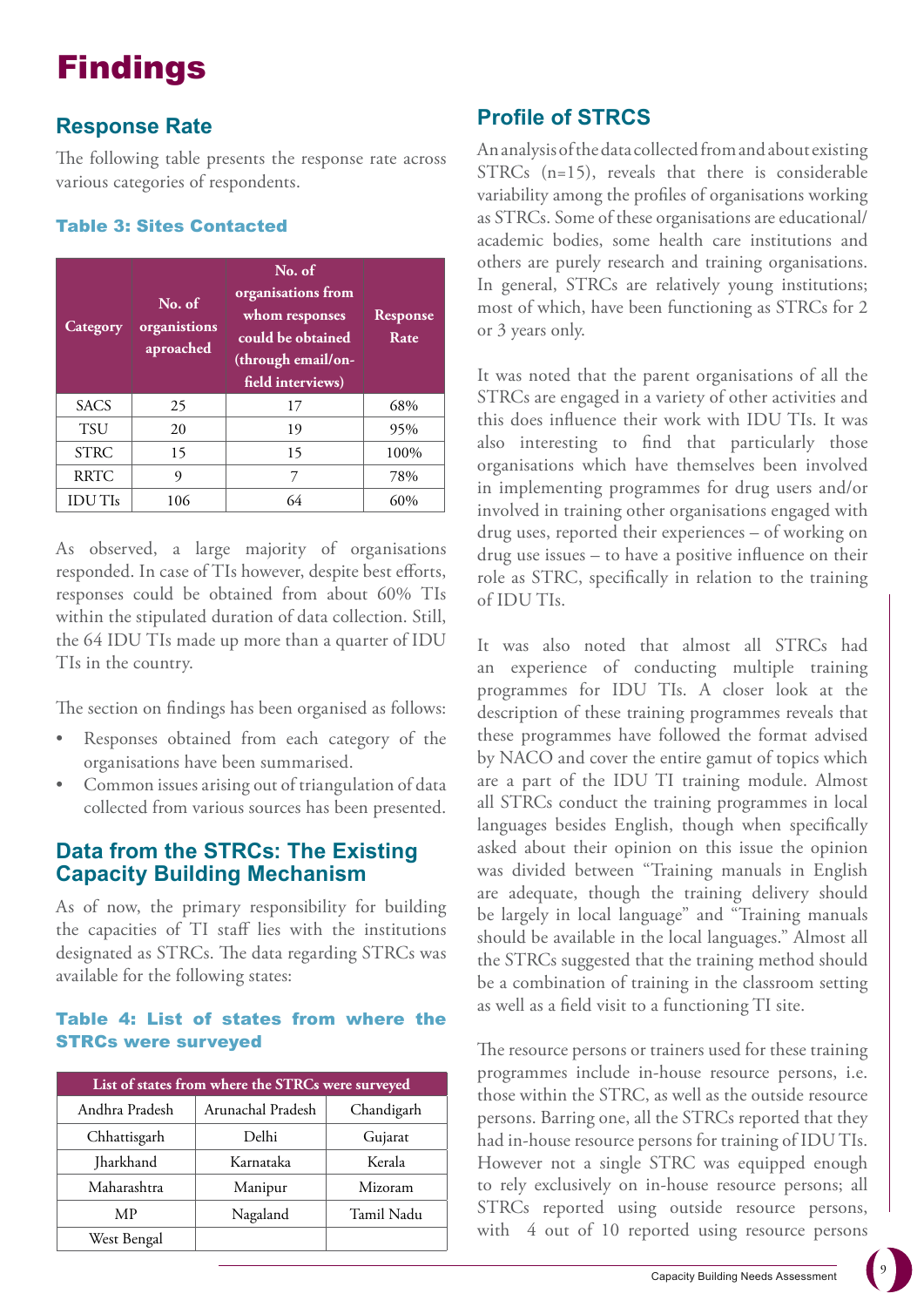# Findings

## Response Rate

The following table presents the response rate across various categories of respondents.

### Table 3: Sites Contacted

| Category | No. of organistions aproached | No. of organisations from whom responses could be obtained (through email/on-field interviews) | Response Rate |
|---|---|---|---|
| SACS | 25 | 17 | 68% |
| TSU | 20 | 19 | 95% |
| STRC | 15 | 15 | 100% |
| RRTC | 9 | 7 | 78% |
| IDU TIs | 106 | 64 | 60% |

As observed, a large majority of organisations responded. In case of TIs however, despite best efforts, responses could be obtained from about 60% TIs within the stipulated duration of data collection. Still, the 64 IDU TIs made up more than a quarter of IDU TIs in the country.

The section on findings has been organised as follows:

- Responses obtained from each category of the organisations have been summarised.
- Common issues arising out of triangulation of data collected from various sources has been presented.

## Data from the STRCs: The Existing Capacity Building Mechanism

As of now, the primary responsibility for building the capacities of TI staff lies with the institutions designated as STRCs. The data regarding STRCs was available for the following states:

### Table 4: List of states from where the STRCs were surveyed

| List of states from where the STRCs were surveyed | | |
|---|---|---|
| Andhra Pradesh | Arunachal Pradesh | Chandigarh |
| Chhattisgarh | Delhi | Gujarat |
| Jharkhand | Karnataka | Kerala |
| Maharashtra | Manipur | Mizoram |
| MP | Nagaland | Tamil Nadu |
| West Bengal | | |

## Profile of STRCS

An analysis of the data collected from and about existing STRCs (n=15), reveals that there is considerable variability among the profiles of organisations working as STRCs. Some of these organisations are educational/academic bodies, some health care institutions and others are purely research and training organisations. In general, STRCs are relatively young institutions; most of which, have been functioning as STRCs for 2 or 3 years only.

It was noted that the parent organisations of all the STRCs are engaged in a variety of other activities and this does influence their work with IDU TIs. It was also interesting to find that particularly those organisations which have themselves been involved in implementing programmes for drug users and/or involved in training other organisations engaged with drug uses, reported their experiences – of working on drug use issues – to have a positive influence on their role as STRC, specifically in relation to the training of IDU TIs.

It was also noted that almost all STRCs had an experience of conducting multiple training programmes for IDU TIs. A closer look at the description of these training programmes reveals that these programmes have followed the format advised by NACO and cover the entire gamut of topics which are a part of the IDU TI training module. Almost all STRCs conduct the training programmes in local languages besides English, though when specifically asked about their opinion on this issue the opinion was divided between "Training manuals in English are adequate, though the training delivery should be largely in local language" and "Training manuals should be available in the local languages." Almost all the STRCs suggested that the training method should be a combination of training in the classroom setting as well as a field visit to a functioning TI site.

The resource persons or trainers used for these training programmes include in-house resource persons, i.e. those within the STRC, as well as the outside resource persons. Barring one, all the STRCs reported that they had in-house resource persons for training of IDU TIs. However not a single STRC was equipped enough to rely exclusively on in-house resource persons; all STRCs reported using outside resource persons, with 4 out of 10 reported using resource persons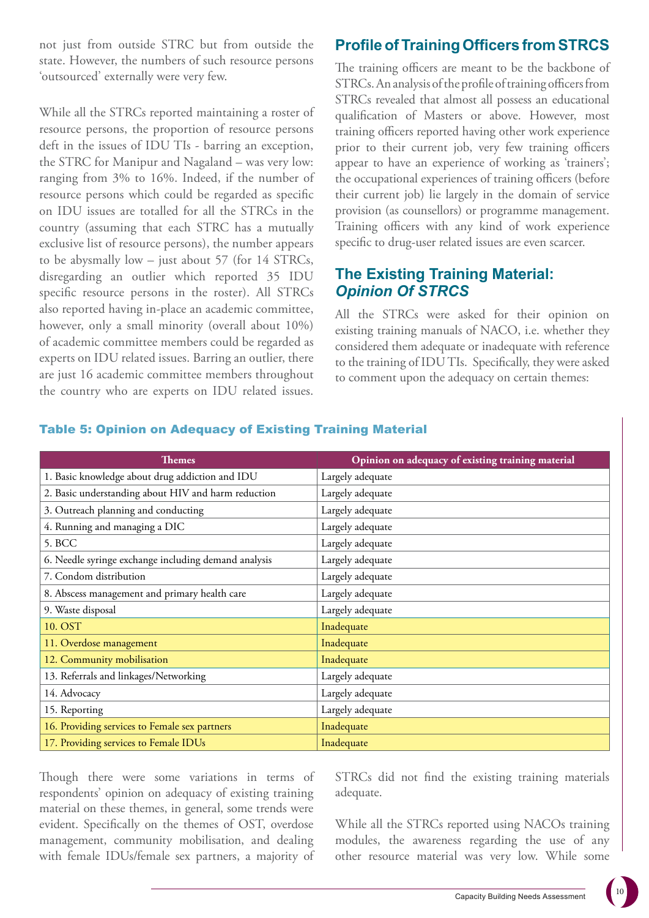not just from outside STRC but from outside the state. However, the numbers of such resource persons 'outsourced' externally were very few.

While all the STRCs reported maintaining a roster of resource persons, the proportion of resource persons deft in the issues of IDU TIs - barring an exception, the STRC for Manipur and Nagaland – was very low: ranging from 3% to 16%. Indeed, if the number of resource persons which could be regarded as specific on IDU issues are totalled for all the STRCs in the country (assuming that each STRC has a mutually exclusive list of resource persons), the number appears to be abysmally low – just about 57 (for 14 STRCs, disregarding an outlier which reported 35 IDU specific resource persons in the roster). All STRCs also reported having in-place an academic committee, however, only a small minority (overall about 10%) of academic committee members could be regarded as experts on IDU related issues. Barring an outlier, there are just 16 academic committee members throughout the country who are experts on IDU related issues.

## Profile of Training Officers from STRCS

The training officers are meant to be the backbone of STRCs. An analysis of the profile of training officers from STRCs revealed that almost all possess an educational qualification of Masters or above. However, most training officers reported having other work experience prior to their current job, very few training officers appear to have an experience of working as 'trainers'; the occupational experiences of training officers (before their current job) lie largely in the domain of service provision (as counsellors) or programme management. Training officers with any kind of work experience specific to drug-user related issues are even scarcer.

## The Existing Training Material: *Opinion Of STRCS*

All the STRCs were asked for their opinion on existing training manuals of NACO, i.e. whether they considered them adequate or inadequate with reference to the training of IDU TIs. Specifically, they were asked to comment upon the adequacy on certain themes:

**Table 5: Opinion on Adequacy of Existing Training Material**

| Themes | Opinion on adequacy of existing training material |
|---|---|
| 1. Basic knowledge about drug addiction and IDU | Largely adequate |
| 2. Basic understanding about HIV and harm reduction | Largely adequate |
| 3. Outreach planning and conducting | Largely adequate |
| 4. Running and managing a DIC | Largely adequate |
| 5. BCC | Largely adequate |
| 6. Needle syringe exchange including demand analysis | Largely adequate |
| 7. Condom distribution | Largely adequate |
| 8. Abscess management and primary health care | Largely adequate |
| 9. Waste disposal | Largely adequate |
| 10. OST | Inadequate |
| 11. Overdose management | Inadequate |
| 12. Community mobilisation | Inadequate |
| 13. Referrals and linkages/Networking | Largely adequate |
| 14. Advocacy | Largely adequate |
| 15. Reporting | Largely adequate |
| 16. Providing services to Female sex partners | Inadequate |
| 17. Providing services to Female IDUs | Inadequate |

Though there were some variations in terms of respondents' opinion on adequacy of existing training material on these themes, in general, some trends were evident. Specifically on the themes of OST, overdose management, community mobilisation, and dealing with female IDUs/female sex partners, a majority of STRCs did not find the existing training materials adequate.

While all the STRCs reported using NACOs training modules, the awareness regarding the use of any other resource material was very low. While some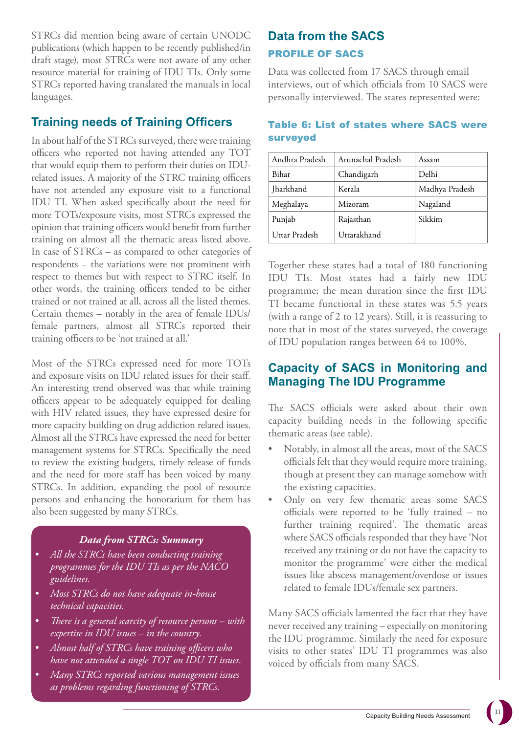STRCs did mention being aware of certain UNODC publications (which happen to be recently published/in draft stage), most STRCs were not aware of any other resource material for training of IDU TIs. Only some STRCs reported having translated the manuals in local languages.

## Training needs of Training Officers

In about half of the STRCs surveyed, there were training officers who reported not having attended any TOT that would equip them to perform their duties on IDU-related issues. A majority of the STRC training officers have not attended any exposure visit to a functional IDU TI. When asked specifically about the need for more TOTs/exposure visits, most STRCs expressed the opinion that training officers would benefit from further training on almost all the thematic areas listed above. In case of STRCs – as compared to other categories of respondents – the variations were not prominent with respect to themes but with respect to STRC itself. In other words, the training officers tended to be either trained or not trained at all, across all the listed themes. Certain themes – notably in the area of female IDUs/ female partners, almost all STRCs reported their training officers to be 'not trained at all.'

Most of the STRCs expressed need for more TOTs and exposure visits on IDU related issues for their staff. An interesting trend observed was that while training officers appear to be adequately equipped for dealing with HIV related issues, they have expressed desire for more capacity building on drug addiction related issues. Almost all the STRCs have expressed the need for better management systems for STRCs. Specifically the need to review the existing budgets, timely release of funds and the need for more staff has been voiced by many STRCs. In addition, expanding the pool of resource persons and enhancing the honorarium for them has also been suggested by many STRCs.

**_Data from STRCs: Summary_**

- *All the STRCs have been conducting training programmes for the IDU TIs as per the NACO guidelines.*
- *Most STRCs do not have adequate in-house technical capacities.*
- *There is a general scarcity of resource persons – with expertise in IDU issues – in the country.*
- *Almost half of STRCs have training officers who have not attended a single TOT on IDU TI issues.*
- *Many STRCs reported various management issues as problems regarding functioning of STRCs.*

## Data from the SACS

### PROFILE OF SACS

Data was collected from 17 SACS through email interviews, out of which officials from 10 SACS were personally interviewed. The states represented were:

**Table 6: List of states where SACS were surveyed**

| | | |
|---|---|---|
| Andhra Pradesh | Arunachal Pradesh | Assam |
| Bihar | Chandigarh | Delhi |
| Jharkhand | Kerala | Madhya Pradesh |
| Meghalaya | Mizoram | Nagaland |
| Punjab | Rajasthan | Sikkim |
| Uttar Pradesh | Uttarakhand | |

Together these states had a total of 180 functioning IDU TIs. Most states had a fairly new IDU programme; the mean duration since the first IDU TI became functional in these states was 5.5 years (with a range of 2 to 12 years). Still, it is reassuring to note that in most of the states surveyed, the coverage of IDU population ranges between 64 to 100%.

## Capacity of SACS in Monitoring and Managing The IDU Programme

The SACS officials were asked about their own capacity building needs in the following specific thematic areas (see table).

- Notably, in almost all the areas, most of the SACS officials felt that they would require more training, though at present they can manage somehow with the existing capacities.
- Only on very few thematic areas some SACS officials were reported to be 'fully trained – no further training required'. The thematic areas where SACS officials responded that they have 'Not received any training or do not have the capacity to monitor the programme' were either the medical issues like abscess management/overdose or issues related to female IDUs/female sex partners.

Many SACS officials lamented the fact that they have never received any training – especially on monitoring the IDU programme. Similarly the need for exposure visits to other states' IDU TI programmes was also voiced by officials from many SACS.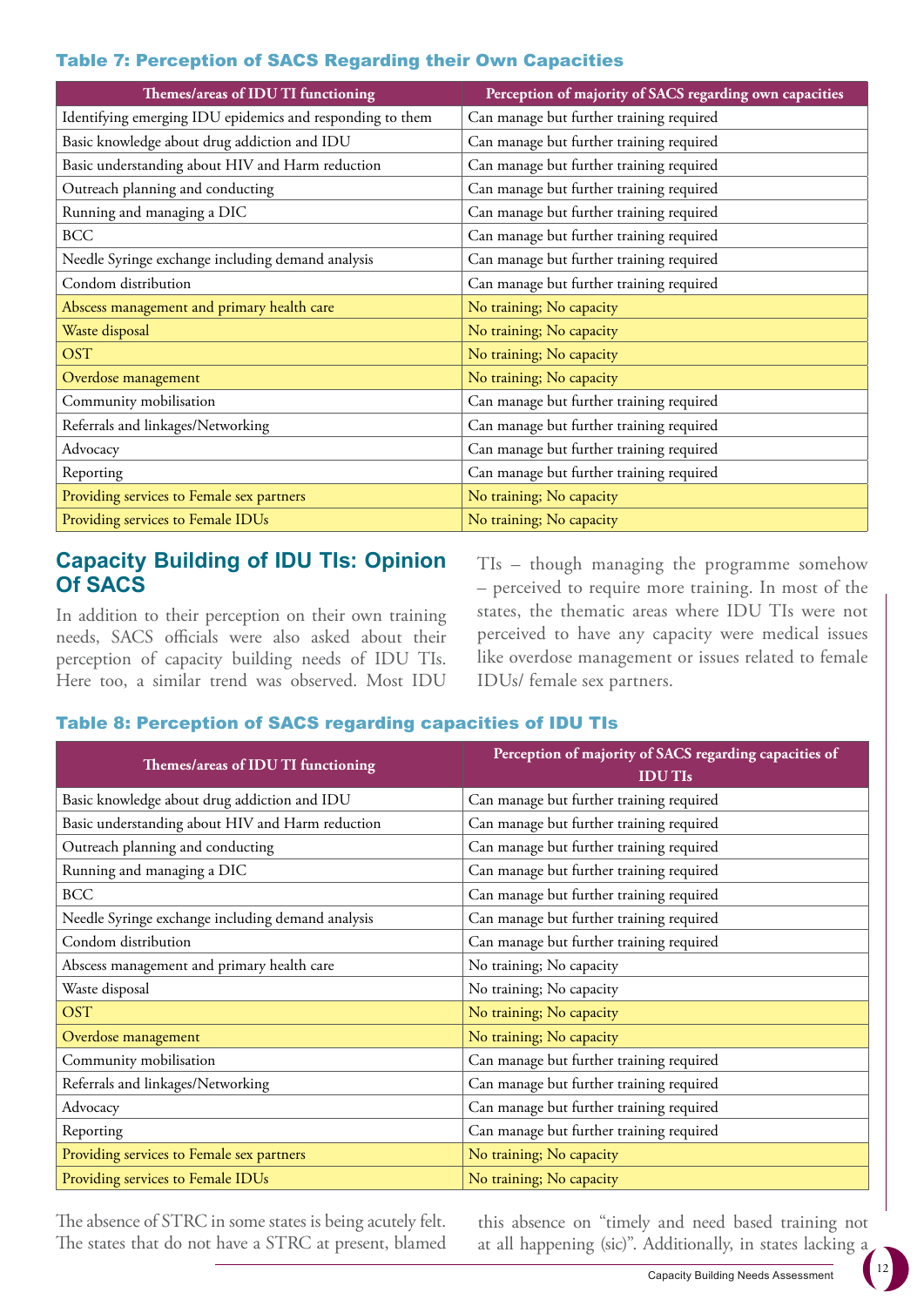### Table 7: Perception of SACS Regarding their Own Capacities

| Themes/areas of IDU TI functioning | Perception of majority of SACS regarding own capacities |
|---|---|
| Identifying emerging IDU epidemics and responding to them | Can manage but further training required |
| Basic knowledge about drug addiction and IDU | Can manage but further training required |
| Basic understanding about HIV and Harm reduction | Can manage but further training required |
| Outreach planning and conducting | Can manage but further training required |
| Running and managing a DIC | Can manage but further training required |
| BCC | Can manage but further training required |
| Needle Syringe exchange including demand analysis | Can manage but further training required |
| Condom distribution | Can manage but further training required |
| Abscess management and primary health care | No training; No capacity |
| Waste disposal | No training; No capacity |
| OST | No training; No capacity |
| Overdose management | No training; No capacity |
| Community mobilisation | Can manage but further training required |
| Referrals and linkages/Networking | Can manage but further training required |
| Advocacy | Can manage but further training required |
| Reporting | Can manage but further training required |
| Providing services to Female sex partners | No training; No capacity |
| Providing services to Female IDUs | No training; No capacity |

## Capacity Building of IDU TIs: Opinion Of SACS

In addition to their perception on their own training needs, SACS officials were also asked about their perception of capacity building needs of IDU TIs. Here too, a similar trend was observed. Most IDU TIs – though managing the programme somehow – perceived to require more training. In most of the states, the thematic areas where IDU TIs were not perceived to have any capacity were medical issues like overdose management or issues related to female IDUs/ female sex partners.

### Table 8: Perception of SACS regarding capacities of IDU TIs

| Themes/areas of IDU TI functioning | Perception of majority of SACS regarding capacities of IDU TIs |
|---|---|
| Basic knowledge about drug addiction and IDU | Can manage but further training required |
| Basic understanding about HIV and Harm reduction | Can manage but further training required |
| Outreach planning and conducting | Can manage but further training required |
| Running and managing a DIC | Can manage but further training required |
| BCC | Can manage but further training required |
| Needle Syringe exchange including demand analysis | Can manage but further training required |
| Condom distribution | Can manage but further training required |
| Abscess management and primary health care | No training; No capacity |
| Waste disposal | No training; No capacity |
| OST | No training; No capacity |
| Overdose management | No training; No capacity |
| Community mobilisation | Can manage but further training required |
| Referrals and linkages/Networking | Can manage but further training required |
| Advocacy | Can manage but further training required |
| Reporting | Can manage but further training required |
| Providing services to Female sex partners | No training; No capacity |
| Providing services to Female IDUs | No training; No capacity |

The absence of STRC in some states is being acutely felt. The states that do not have a STRC at present, blamed this absence on "timely and need based training not at all happening (sic)". Additionally, in states lacking a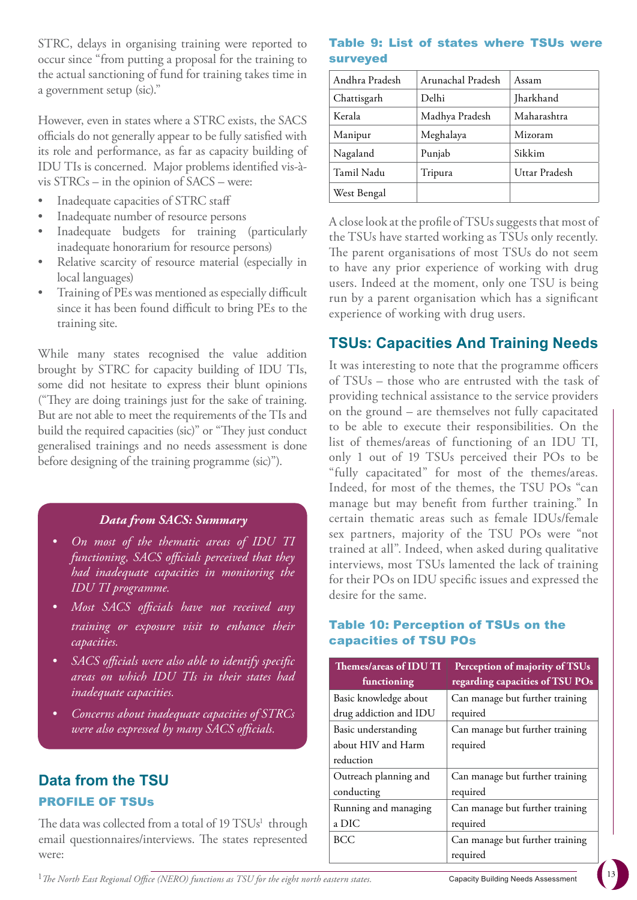STRC, delays in organising training were reported to occur since "from putting a proposal for the training to the actual sanctioning of fund for training takes time in a government setup (sic)."

However, even in states where a STRC exists, the SACS officials do not generally appear to be fully satisfied with its role and performance, as far as capacity building of IDU TIs is concerned. Major problems identified vis-à-vis STRCs – in the opinion of SACS – were:

- Inadequate capacities of STRC staff
- Inadequate number of resource persons
- Inadequate budgets for training (particularly inadequate honorarium for resource persons)
- Relative scarcity of resource material (especially in local languages)
- Training of PEs was mentioned as especially difficult since it has been found difficult to bring PEs to the training site.

While many states recognised the value addition brought by STRC for capacity building of IDU TIs, some did not hesitate to express their blunt opinions ("They are doing trainings just for the sake of training. But are not able to meet the requirements of the TIs and build the required capacities (sic)" or "They just conduct generalised trainings and no needs assessment is done before designing of the training programme (sic)").

***Data from SACS: Summary***

- *On most of the thematic areas of IDU TI functioning, SACS officials perceived that they had inadequate capacities in monitoring the IDU TI programme.*
- *Most SACS officials have not received any training or exposure visit to enhance their capacities.*
- *SACS officials were also able to identify specific areas on which IDU TIs in their states had inadequate capacities.*
- *Concerns about inadequate capacities of STRCs were also expressed by many SACS officials.*

## Data from the TSU

### PROFILE OF TSUs

The data was collected from a total of 19 TSUs[1] through email questionnaires/interviews. The states represented were:

**Table 9: List of states where TSUs were surveyed**

| | | |
|---|---|---|
| Andhra Pradesh | Arunachal Pradesh | Assam |
| Chattisgarh | Delhi | Jharkhand |
| Kerala | Madhya Pradesh | Maharashtra |
| Manipur | Meghalaya | Mizoram |
| Nagaland | Punjab | Sikkim |
| Tamil Nadu | Tripura | Uttar Pradesh |
| West Bengal | | |

A close look at the profile of TSUs suggests that most of the TSUs have started working as TSUs only recently. The parent organisations of most TSUs do not seem to have any prior experience of working with drug users. Indeed at the moment, only one TSU is being run by a parent organisation which has a significant experience of working with drug users.

## TSUs: Capacities And Training Needs

It was interesting to note that the programme officers of TSUs – those who are entrusted with the task of providing technical assistance to the service providers on the ground – are themselves not fully capacitated to be able to execute their responsibilities. On the list of themes/areas of functioning of an IDU TI, only 1 out of 19 TSUs perceived their POs to be "fully capacitated" for most of the themes/areas. Indeed, for most of the themes, the TSU POs "can manage but may benefit from further training." In certain thematic areas such as female IDUs/female sex partners, majority of the TSU POs were "not trained at all". Indeed, when asked during qualitative interviews, most TSUs lamented the lack of training for their POs on IDU specific issues and expressed the desire for the same.

**Table 10: Perception of TSUs on the capacities of TSU POs**

| Themes/areas of IDU TI functioning | Perception of majority of TSUs regarding capacities of TSU POs |
|---|---|
| Basic knowledge about drug addiction and IDU | Can manage but further training required |
| Basic understanding about HIV and Harm reduction | Can manage but further training required |
| Outreach planning and conducting | Can manage but further training required |
| Running and managing a DIC | Can manage but further training required |
| BCC | Can manage but further training required |

[1] *The North East Regional Office (NERO) functions as TSU for the eight north eastern states.*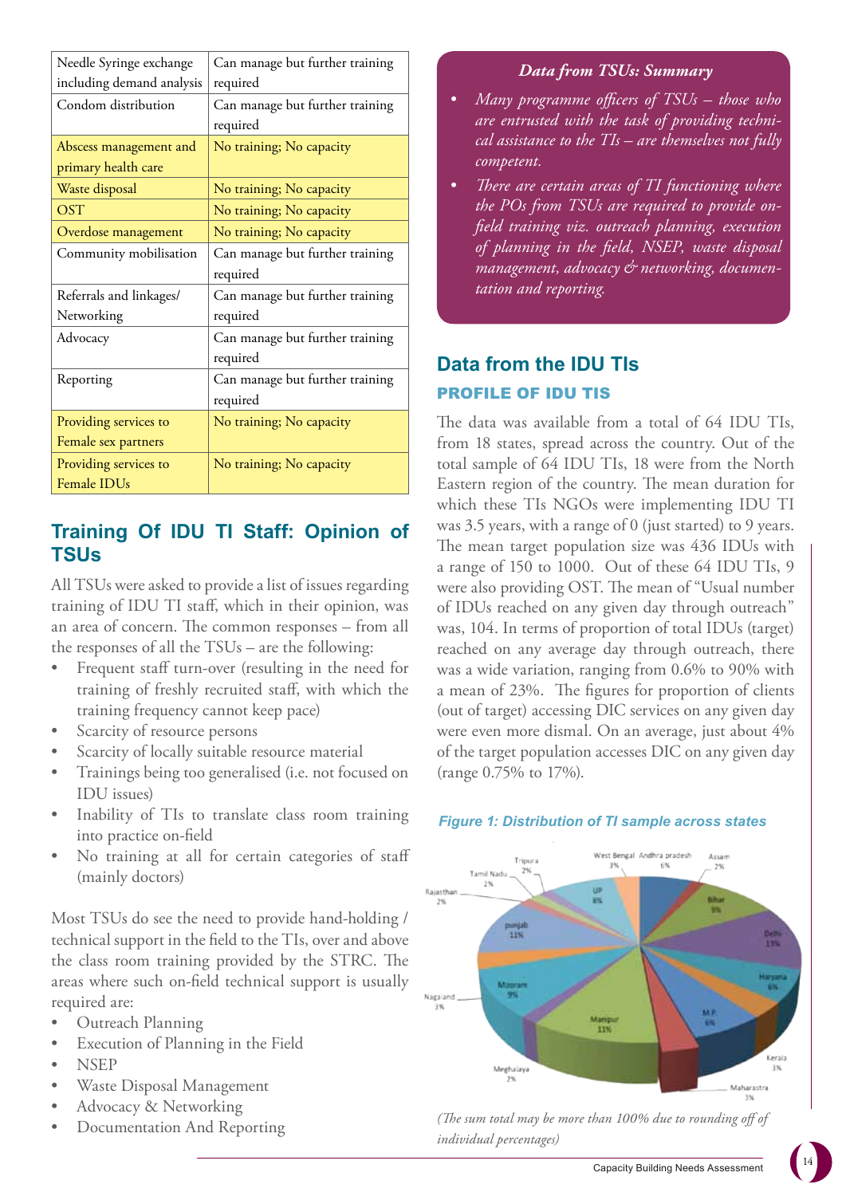| Needle Syringe exchange including demand analysis | Can manage but further training required |
|---|---|
| Condom distribution | Can manage but further training required |
| Abscess management and primary health care | No training; No capacity |
| Waste disposal | No training; No capacity |
| OST | No training; No capacity |
| Overdose management | No training; No capacity |
| Community mobilisation | Can manage but further training required |
| Referrals and linkages/ Networking | Can manage but further training required |
| Advocacy | Can manage but further training required |
| Reporting | Can manage but further training required |
| Providing services to Female sex partners | No training; No capacity |
| Providing services to Female IDUs | No training; No capacity |

## Training Of IDU TI Staff: Opinion of TSUs

All TSUs were asked to provide a list of issues regarding training of IDU TI staff, which in their opinion, was an area of concern. The common responses – from all the responses of all the TSUs – are the following:

- Frequent staff turn-over (resulting in the need for training of freshly recruited staff, with which the training frequency cannot keep pace)
- Scarcity of resource persons
- Scarcity of locally suitable resource material
- Trainings being too generalised (i.e. not focused on IDU issues)
- Inability of TIs to translate class room training into practice on-field
- No training at all for certain categories of staff (mainly doctors)

Most TSUs do see the need to provide hand-holding / technical support in the field to the TIs, over and above the class room training provided by the STRC. The areas where such on-field technical support is usually required are:

- Outreach Planning
- Execution of Planning in the Field
- NSEP
- Waste Disposal Management
- Advocacy & Networking
- Documentation And Reporting

***Data from TSUs: Summary***

- *Many programme officers of TSUs – those who are entrusted with the task of providing technical assistance to the TIs – are themselves not fully competent.*
- *There are certain areas of TI functioning where the POs from TSUs are required to provide on-field training viz. outreach planning, execution of planning in the field, NSEP, waste disposal management, advocacy & networking, documentation and reporting.*

## Data from the IDU TIs

### PROFILE OF IDU TIS

The data was available from a total of 64 IDU TIs, from 18 states, spread across the country. Out of the total sample of 64 IDU TIs, 18 were from the North Eastern region of the country. The mean duration for which these TIs NGOs were implementing IDU TI was 3.5 years, with a range of 0 (just started) to 9 years. The mean target population size was 436 IDUs with a range of 150 to 1000. Out of these 64 IDU TIs, 9 were also providing OST. The mean of "Usual number of IDUs reached on any given day through outreach" was, 104. In terms of proportion of total IDUs (target) reached on any average day through outreach, there was a wide variation, ranging from 0.6% to 90% with a mean of 23%. The figures for proportion of clients (out of target) accessing DIC services on any given day were even more dismal. On an average, just about 4% of the target population accesses DIC on any given day (range 0.75% to 17%).

***Figure 1: Distribution of TI sample across states***

West Bengal 3%, Andhra pradesh 6%, Assam 2%, Bihar 9%, Delhi 13%, Haryana 6%, M.P. 6%, Kerala 3%, Maharastra 3%, Manipur 11%, Meghalaya 2%, Mizoram 9%, Nagaland 3%, punjab 11%, Rajasthan 2%, Tamil Nadu 2%, Tripura 2%, UP 8%

*(The sum total may be more than 100% due to rounding off of individual percentages)*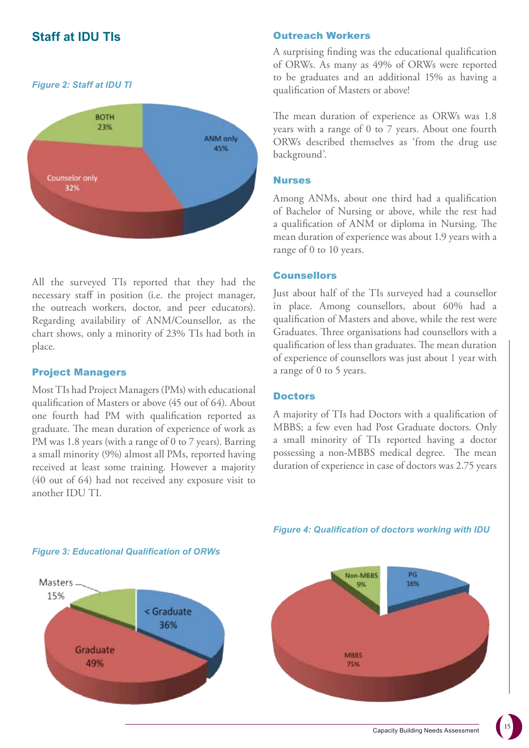## Staff at IDU TIs

*Figure 2: Staff at IDU TI*

All the surveyed TIs reported that they had the necessary staff in position (i.e. the project manager, the outreach workers, doctor, and peer educators). Regarding availability of ANM/Counsellor, as the chart shows, only a minority of 23% TIs had both in place.

### Project Managers

Most TIs had Project Managers (PMs) with educational qualification of Masters or above (45 out of 64). About one fourth had PM with qualification reported as graduate. The mean duration of experience of work as PM was 1.8 years (with a range of 0 to 7 years). Barring a small minority (9%) almost all PMs, reported having received at least some training. However a majority (40 out of 64) had not received any exposure visit to another IDU TI.

### Outreach Workers

A surprising finding was the educational qualification of ORWs. As many as 49% of ORWs were reported to be graduates and an additional 15% as having a qualification of Masters or above!

The mean duration of experience as ORWs was 1.8 years with a range of 0 to 7 years. About one fourth ORWs described themselves as 'from the drug use background'.

### Nurses

Among ANMs, about one third had a qualification of Bachelor of Nursing or above, while the rest had a qualification of ANM or diploma in Nursing. The mean duration of experience was about 1.9 years with a range of 0 to 10 years.

### Counsellors

Just about half of the TIs surveyed had a counsellor in place. Among counsellors, about 60% had a qualification of Masters and above, while the rest were Graduates. Three organisations had counsellors with a qualification of less than graduates. The mean duration of experience of counsellors was just about 1 year with a range of 0 to 5 years.

### Doctors

A majority of TIs had Doctors with a qualification of MBBS; a few even had Post Graduate doctors. Only a small minority of TIs reported having a doctor possessing a non-MBBS medical degree. The mean duration of experience in case of doctors was 2.75 years

*Figure 3: Educational Qualification of ORWs*

*Figure 4: Qualification of doctors working with IDU*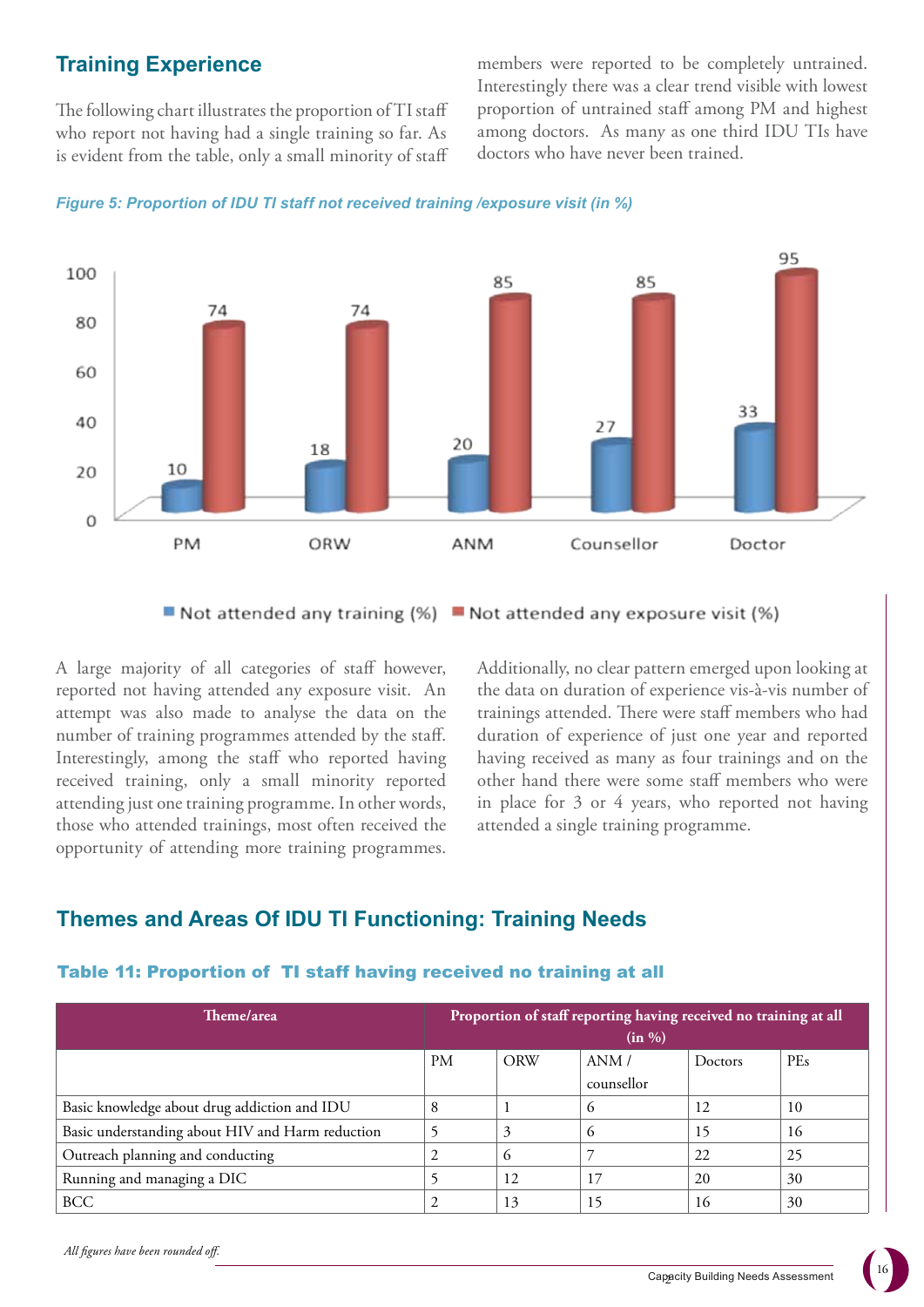## Training Experience

The following chart illustrates the proportion of TI staff who report not having had a single training so far. As is evident from the table, only a small minority of staff members were reported to be completely untrained. Interestingly there was a clear trend visible with lowest proportion of untrained staff among PM and highest among doctors. As many as one third IDU TIs have doctors who have never been trained.

*Figure 5: Proportion of IDU TI staff not received training /exposure visit (in %)*

| | PM | ORW | ANM | Counsellor | Doctor |
|---|---|---|---|---|---|
| Not attended any training (%) | 10 | 18 | 20 | 27 | 33 |
| Not attended any exposure visit (%) | 74 | 74 | 85 | 85 | 95 |

A large majority of all categories of staff however, reported not having attended any exposure visit. An attempt was also made to analyse the data on the number of training programmes attended by the staff. Interestingly, among the staff who reported having received training, only a small minority reported attending just one training programme. In other words, those who attended trainings, most often received the opportunity of attending more training programmes.

Additionally, no clear pattern emerged upon looking at the data on duration of experience vis-à-vis number of trainings attended. There were staff members who had duration of experience of just one year and reported having received as many as four trainings and on the other hand there were some staff members who were in place for 3 or 4 years, who reported not having attended a single training programme.

## Themes and Areas Of IDU TI Functioning: Training Needs

### Table 11: Proportion of TI staff having received no training at all

| Theme/area | Proportion of staff reporting having received no training at all (in %) | | | | |
|---|---|---|---|---|---|
| | PM | ORW | ANM / counsellor | Doctors | PEs |
| Basic knowledge about drug addiction and IDU | 8 | 1 | 6 | 12 | 10 |
| Basic understanding about HIV and Harm reduction | 5 | 3 | 6 | 15 | 16 |
| Outreach planning and conducting | 2 | 6 | 7 | 22 | 25 |
| Running and managing a DIC | 5 | 12 | 17 | 20 | 30 |
| BCC | 2 | 13 | 15 | 16 | 30 |

*All figures have been rounded off.*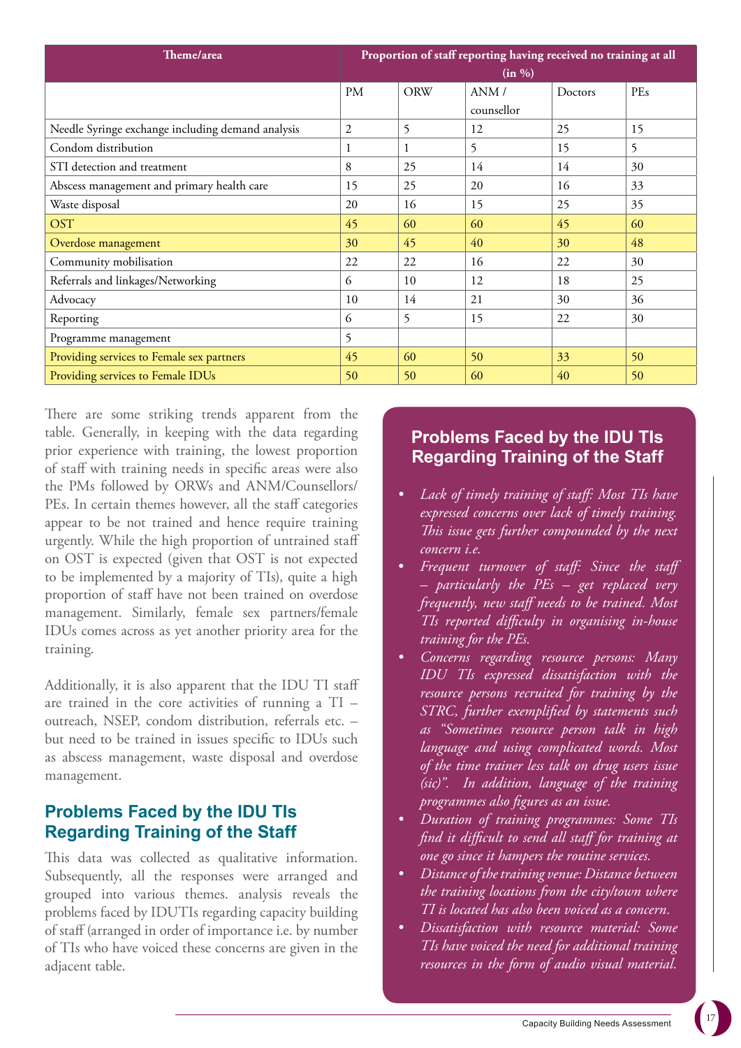| Theme/area | Proportion of staff reporting having received no training at all (in %) | | | | |
|---|---|---|---|---|---|
| | PM | ORW | ANM / counsellor | Doctors | PEs |
| Needle Syringe exchange including demand analysis | 2 | 5 | 12 | 25 | 15 |
| Condom distribution | 1 | 1 | 5 | 15 | 5 |
| STI detection and treatment | 8 | 25 | 14 | 14 | 30 |
| Abscess management and primary health care | 15 | 25 | 20 | 16 | 33 |
| Waste disposal | 20 | 16 | 15 | 25 | 35 |
| OST | 45 | 60 | 60 | 45 | 60 |
| Overdose management | 30 | 45 | 40 | 30 | 48 |
| Community mobilisation | 22 | 22 | 16 | 22 | 30 |
| Referrals and linkages/Networking | 6 | 10 | 12 | 18 | 25 |
| Advocacy | 10 | 14 | 21 | 30 | 36 |
| Reporting | 6 | 5 | 15 | 22 | 30 |
| Programme management | 5 | | | | |
| Providing services to Female sex partners | 45 | 60 | 50 | 33 | 50 |
| Providing services to Female IDUs | 50 | 50 | 60 | 40 | 50 |

There are some striking trends apparent from the table. Generally, in keeping with the data regarding prior experience with training, the lowest proportion of staff with training needs in specific areas were also the PMs followed by ORWs and ANM/Counsellors/PEs. In certain themes however, all the staff categories appear to be not trained and hence require training urgently. While the high proportion of untrained staff on OST is expected (given that OST is not expected to be implemented by a majority of TIs), quite a high proportion of staff have not been trained on overdose management. Similarly, female sex partners/female IDUs comes across as yet another priority area for the training.

Additionally, it is also apparent that the IDU TI staff are trained in the core activities of running a TI – outreach, NSEP, condom distribution, referrals etc. – but need to be trained in issues specific to IDUs such as abscess management, waste disposal and overdose management.

## Problems Faced by the IDU TIs Regarding Training of the Staff

This data was collected as qualitative information. Subsequently, all the responses were arranged and grouped into various themes. analysis reveals the problems faced by IDUTIs regarding capacity building of staff (arranged in order of importance i.e. by number of TIs who have voiced these concerns are given in the adjacent table.

### Problems Faced by the IDU TIs Regarding Training of the Staff

- *Lack of timely training of staff: Most TIs have expressed concerns over lack of timely training. This issue gets further compounded by the next concern i.e.*
- *Frequent turnover of staff: Since the staff – particularly the PEs – get replaced very frequently, new staff needs to be trained. Most TIs reported difficulty in organising in-house training for the PEs.*
- *Concerns regarding resource persons: Many IDU TIs expressed dissatisfaction with the resource persons recruited for training by the STRC, further exemplified by statements such as "Sometimes resource person talk in high language and using complicated words. Most of the time trainer less talk on drug users issue (sic)". In addition, language of the training programmes also figures as an issue.*
- *Duration of training programmes: Some TIs find it difficult to send all staff for training at one go since it hampers the routine services.*
- *Distance of the training venue: Distance between the training locations from the city/town where TI is located has also been voiced as a concern.*
- *Dissatisfaction with resource material: Some TIs have voiced the need for additional training resources in the form of audio visual material.*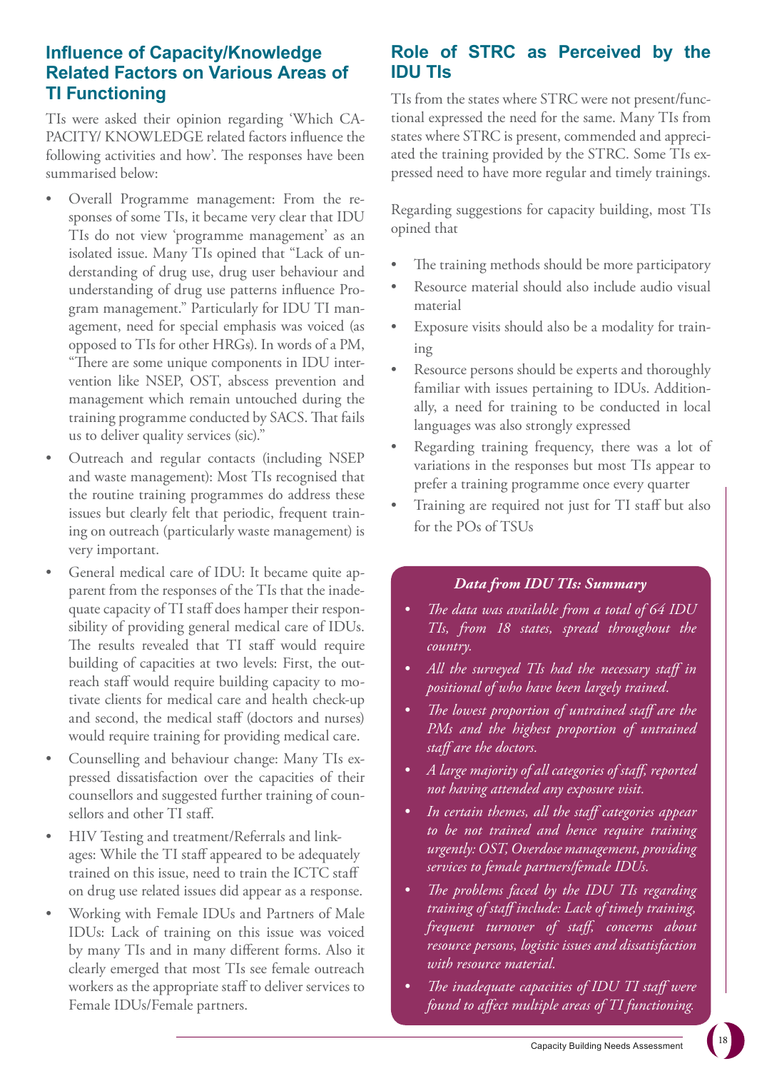## Influence of Capacity/Knowledge Related Factors on Various Areas of TI Functioning

TIs were asked their opinion regarding 'Which CAPACITY/ KNOWLEDGE related factors influence the following activities and how'. The responses have been summarised below:

- Overall Programme management: From the responses of some TIs, it became very clear that IDU TIs do not view 'programme management' as an isolated issue. Many TIs opined that "Lack of understanding of drug use, drug user behaviour and understanding of drug use patterns influence Program management." Particularly for IDU TI management, need for special emphasis was voiced (as opposed to TIs for other HRGs). In words of a PM, "There are some unique components in IDU intervention like NSEP, OST, abscess prevention and management which remain untouched during the training programme conducted by SACS. That fails us to deliver quality services (sic)."
- Outreach and regular contacts (including NSEP and waste management): Most TIs recognised that the routine training programmes do address these issues but clearly felt that periodic, frequent training on outreach (particularly waste management) is very important.
- General medical care of IDU: It became quite apparent from the responses of the TIs that the inadequate capacity of TI staff does hamper their responsibility of providing general medical care of IDUs. The results revealed that TI staff would require building of capacities at two levels: First, the outreach staff would require building capacity to motivate clients for medical care and health check-up and second, the medical staff (doctors and nurses) would require training for providing medical care.
- Counselling and behaviour change: Many TIs expressed dissatisfaction over the capacities of their counsellors and suggested further training of counsellors and other TI staff.
- HIV Testing and treatment/Referrals and linkages: While the TI staff appeared to be adequately trained on this issue, need to train the ICTC staff on drug use related issues did appear as a response.
- Working with Female IDUs and Partners of Male IDUs: Lack of training on this issue was voiced by many TIs and in many different forms. Also it clearly emerged that most TIs see female outreach workers as the appropriate staff to deliver services to Female IDUs/Female partners.

## Role of STRC as Perceived by the IDU TIs

TIs from the states where STRC were not present/functional expressed the need for the same. Many TIs from states where STRC is present, commended and appreciated the training provided by the STRC. Some TIs expressed need to have more regular and timely trainings.

Regarding suggestions for capacity building, most TIs opined that

- The training methods should be more participatory
- Resource material should also include audio visual material
- Exposure visits should also be a modality for training
- Resource persons should be experts and thoroughly familiar with issues pertaining to IDUs. Additionally, a need for training to be conducted in local languages was also strongly expressed
- Regarding training frequency, there was a lot of variations in the responses but most TIs appear to prefer a training programme once every quarter
- Training are required not just for TI staff but also for the POs of TSUs

***Data from IDU TIs: Summary***

- *The data was available from a total of 64 IDU TIs, from 18 states, spread throughout the country.*
- *All the surveyed TIs had the necessary staff in positional of who have been largely trained.*
- *The lowest proportion of untrained staff are the PMs and the highest proportion of untrained staff are the doctors.*
- *A large majority of all categories of staff, reported not having attended any exposure visit.*
- *In certain themes, all the staff categories appear to be not trained and hence require training urgently: OST, Overdose management, providing services to female partners/female IDUs.*
- *The problems faced by the IDU TIs regarding training of staff include: Lack of timely training, frequent turnover of staff, concerns about resource persons, logistic issues and dissatisfaction with resource material.*
- *The inadequate capacities of IDU TI staff were found to affect multiple areas of TI functioning.*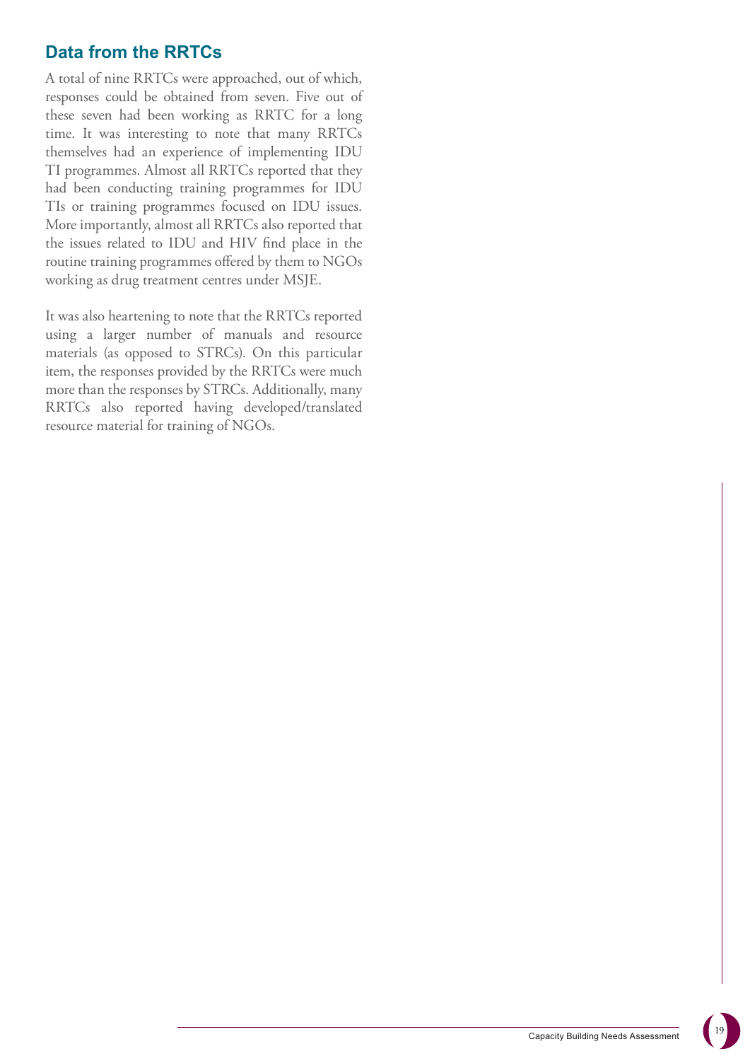## Data from the RRTCs

A total of nine RRTCs were approached, out of which, responses could be obtained from seven. Five out of these seven had been working as RRTC for a long time. It was interesting to note that many RRTCs themselves had an experience of implementing IDU TI programmes. Almost all RRTCs reported that they had been conducting training programmes for IDU TIs or training programmes focused on IDU issues. More importantly, almost all RRTCs also reported that the issues related to IDU and HIV find place in the routine training programmes offered by them to NGOs working as drug treatment centres under MSJE.

It was also heartening to note that the RRTCs reported using a larger number of manuals and resource materials (as opposed to STRCs). On this particular item, the responses provided by the RRTCs were much more than the responses by STRCs. Additionally, many RRTCs also reported having developed/translated resource material for training of NGOs.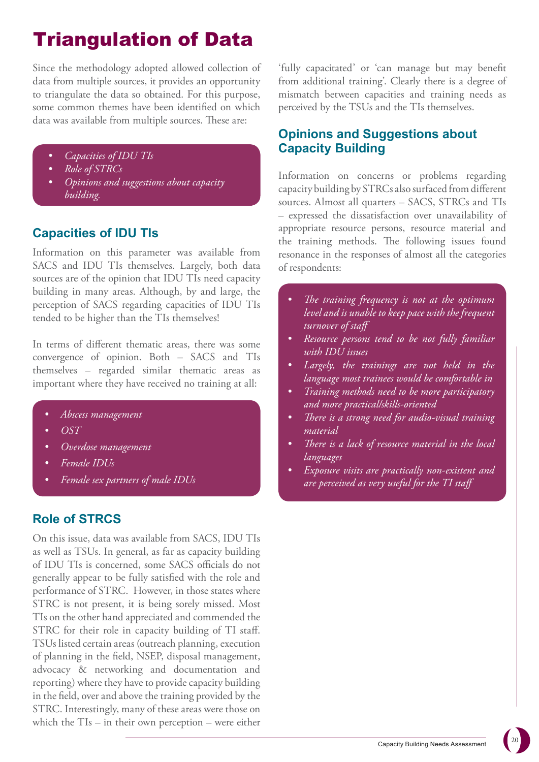# Triangulation of Data

Since the methodology adopted allowed collection of data from multiple sources, it provides an opportunity to triangulate the data so obtained. For this purpose, some common themes have been identified on which data was available from multiple sources. These are:

- *Capacities of IDU TIs*
- *Role of STRCs*
- *Opinions and suggestions about capacity building.*

## Capacities of IDU TIs

Information on this parameter was available from SACS and IDU TIs themselves. Largely, both data sources are of the opinion that IDU TIs need capacity building in many areas. Although, by and large, the perception of SACS regarding capacities of IDU TIs tended to be higher than the TIs themselves!

In terms of different thematic areas, there was some convergence of opinion. Both – SACS and TIs themselves – regarded similar thematic areas as important where they have received no training at all:

- *Abscess management*
- *OST*
- *Overdose management*
- *Female IDUs*
- *Female sex partners of male IDUs*

## Role of STRCS

On this issue, data was available from SACS, IDU TIs as well as TSUs. In general, as far as capacity building of IDU TIs is concerned, some SACS officials do not generally appear to be fully satisfied with the role and performance of STRC. However, in those states where STRC is not present, it is being sorely missed. Most TIs on the other hand appreciated and commended the STRC for their role in capacity building of TI staff. TSUs listed certain areas (outreach planning, execution of planning in the field, NSEP, disposal management, advocacy & networking and documentation and reporting) where they have to provide capacity building in the field, over and above the training provided by the STRC. Interestingly, many of these areas were those on which the TIs – in their own perception – were either 'fully capacitated' or 'can manage but may benefit from additional training'. Clearly there is a degree of mismatch between capacities and training needs as perceived by the TSUs and the TIs themselves.

## Opinions and Suggestions about Capacity Building

Information on concerns or problems regarding capacity building by STRCs also surfaced from different sources. Almost all quarters – SACS, STRCs and TIs – expressed the dissatisfaction over unavailability of appropriate resource persons, resource material and the training methods. The following issues found resonance in the responses of almost all the categories of respondents:

- *The training frequency is not at the optimum level and is unable to keep pace with the frequent turnover of staff*
- *Resource persons tend to be not fully familiar with IDU issues*
- *Largely, the trainings are not held in the language most trainees would be comfortable in*
- *Training methods need to be more participatory and more practical/skills-oriented*
- *There is a strong need for audio-visual training material*
- *There is a lack of resource material in the local languages*
- *Exposure visits are practically non-existent and are perceived as very useful for the TI staff*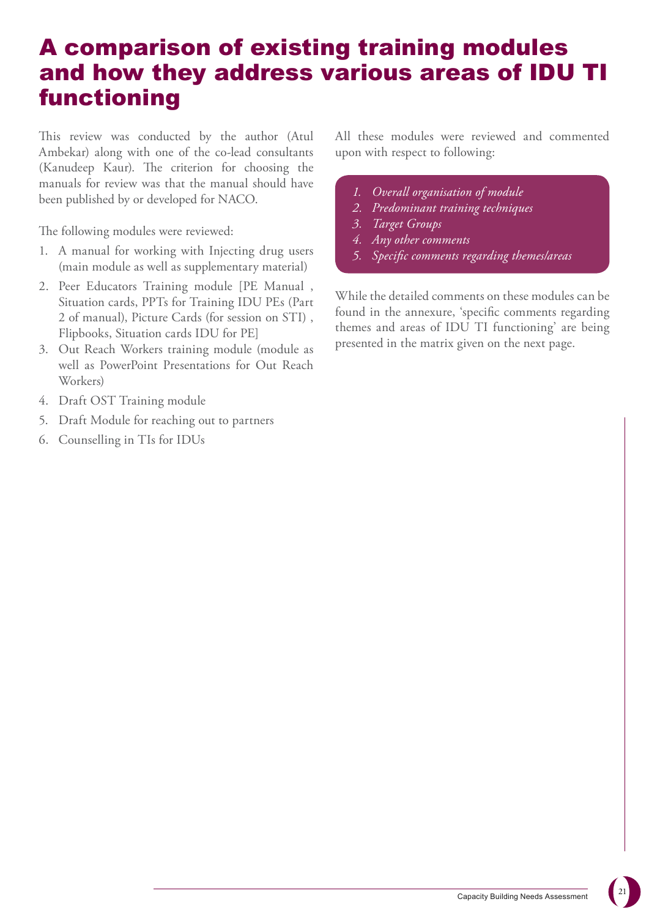# A comparison of existing training modules and how they address various areas of IDU TI functioning

This review was conducted by the author (Atul Ambekar) along with one of the co-lead consultants (Kanudeep Kaur). The criterion for choosing the manuals for review was that the manual should have been published by or developed for NACO.

The following modules were reviewed:

1. A manual for working with Injecting drug users (main module as well as supplementary material)
2. Peer Educators Training module [PE Manual , Situation cards, PPTs for Training IDU PEs (Part 2 of manual), Picture Cards (for session on STI) , Flipbooks, Situation cards IDU for PE]
3. Out Reach Workers training module (module as well as PowerPoint Presentations for Out Reach Workers)
4. Draft OST Training module
5. Draft Module for reaching out to partners
6. Counselling in TIs for IDUs

All these modules were reviewed and commented upon with respect to following:

1. *Overall organisation of module*
2. *Predominant training techniques*
3. *Target Groups*
4. *Any other comments*
5. *Specific comments regarding themes/areas*

While the detailed comments on these modules can be found in the annexure, 'specific comments regarding themes and areas of IDU TI functioning' are being presented in the matrix given on the next page.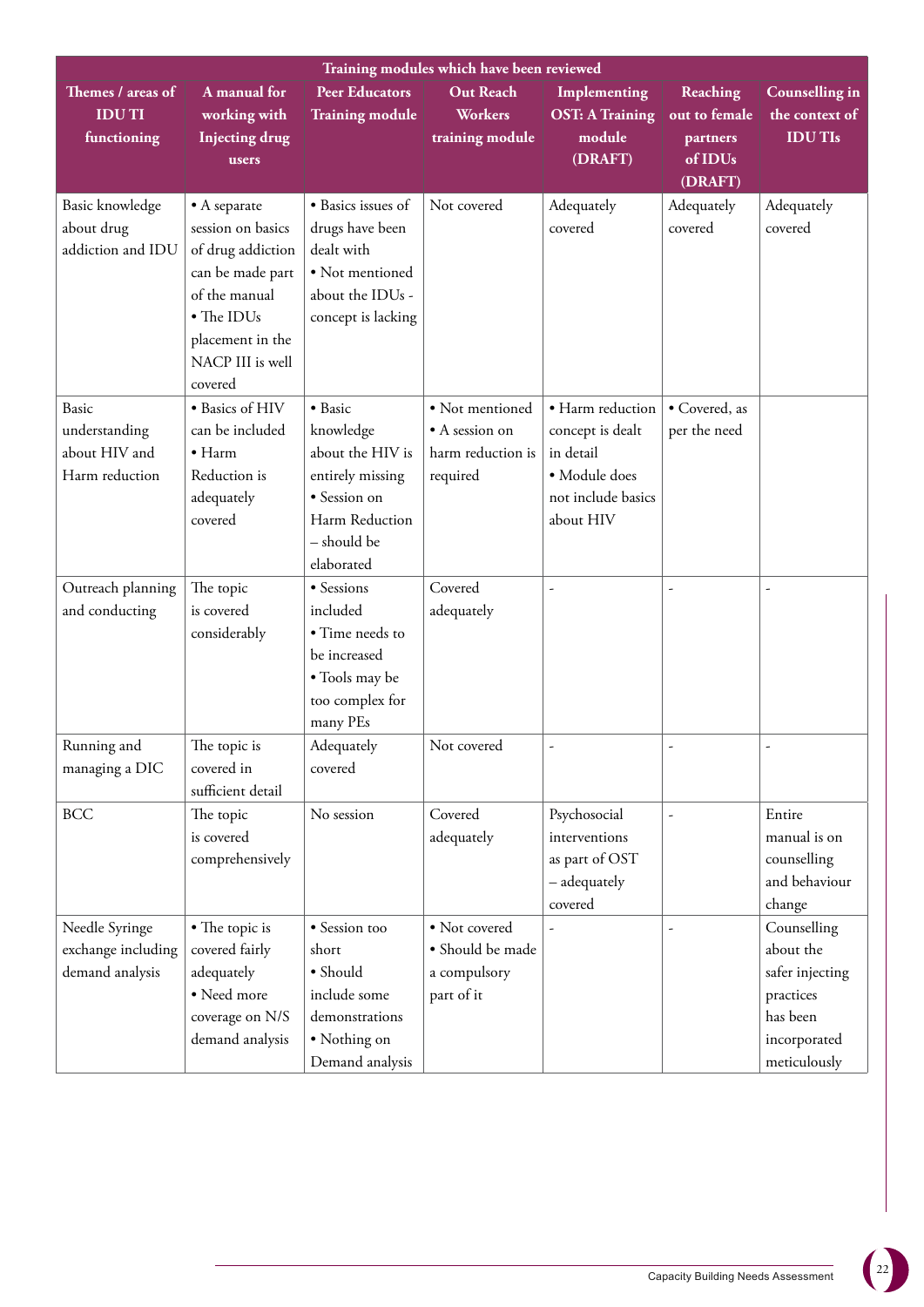| Training modules which have been reviewed | | | | | | |
|---|---|---|---|---|---|---|
| Themes / areas of IDU TI functioning | A manual for working with Injecting drug users | Peer Educators Training module | Out Reach Workers training module | Implementing OST: A Training module (DRAFT) | Reaching out to female partners of IDUs (DRAFT) | Counselling in the context of IDU TIs |
| Basic knowledge about drug addiction and IDU | • A separate session on basics of drug addiction can be made part of the manual • The IDUs placement in the NACP III is well covered | • Basics issues of drugs have been dealt with • Not mentioned about the IDUs - concept is lacking | Not covered | Adequately covered | Adequately covered | Adequately covered |
| Basic understanding about HIV and Harm reduction | • Basics of HIV can be included • Harm Reduction is adequately covered | • Basic knowledge about the HIV is entirely missing • Session on Harm Reduction – should be elaborated | • Not mentioned • A session on harm reduction is required | • Harm reduction concept is dealt in detail • Module does not include basics about HIV | • Covered, as per the need | |
| Outreach planning and conducting | The topic is covered considerably | • Sessions included • Time needs to be increased • Tools may be too complex for many PEs | Covered adequately | - | - | - |
| Running and managing a DIC | The topic is covered in sufficient detail | Adequately covered | Not covered | - | - | - |
| BCC | The topic is covered comprehensively | No session | Covered adequately | Psychosocial interventions as part of OST – adequately covered | - | Entire manual is on counselling and behaviour change |
| Needle Syringe exchange including demand analysis | • The topic is covered fairly adequately • Need more coverage on N/S demand analysis | • Session too short • Should include some demonstrations • Nothing on Demand analysis | • Not covered • Should be made a compulsory part of it | - | - | Counselling about the safer injecting practices has been incorporated meticulously |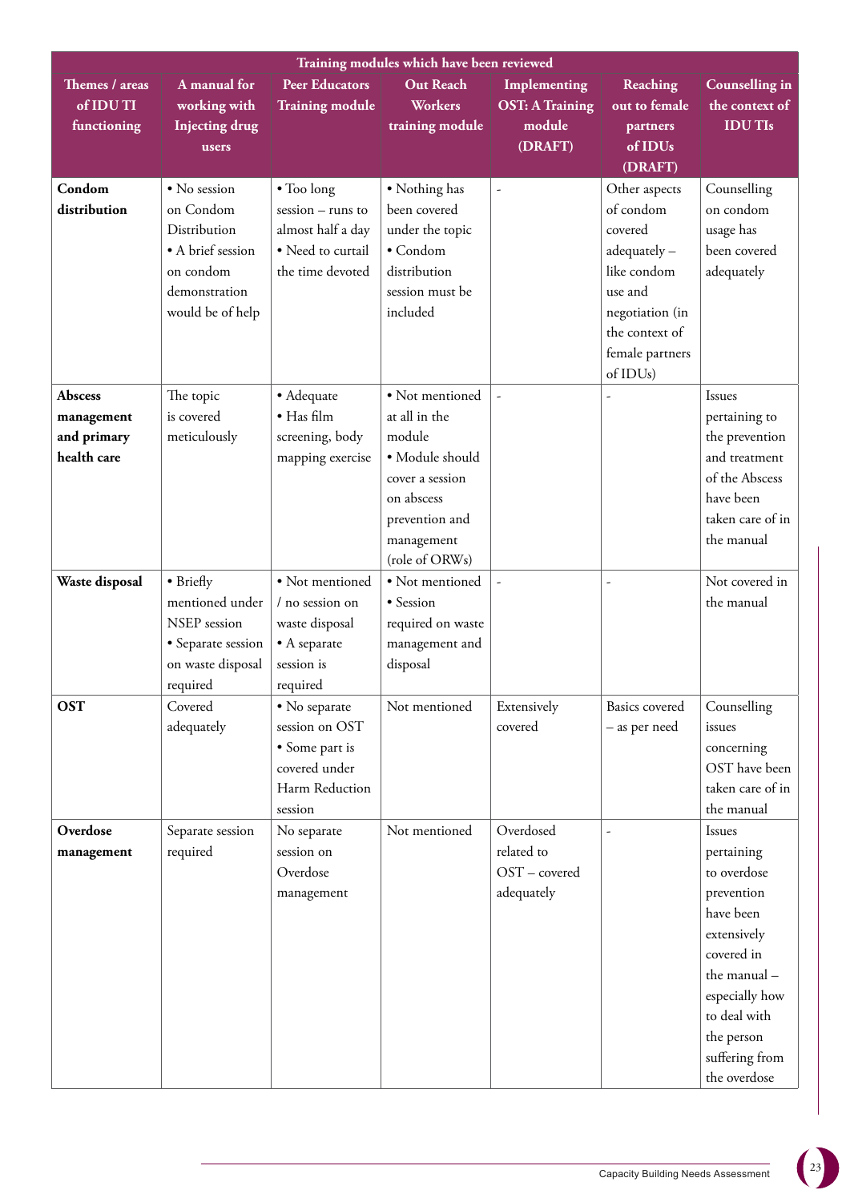| Training modules which have been reviewed | | | | | | |
|---|---|---|---|---|---|---|
| **Themes / areas of IDU TI functioning** | **A manual for working with Injecting drug users** | **Peer Educators Training module** | **Out Reach Workers training module** | **Implementing OST: A Training module (DRAFT)** | **Reaching out to female partners of IDUs (DRAFT)** | **Counselling in the context of IDU TIs** |
| **Condom distribution** | • No session on Condom Distribution<br>• A brief session on condom demonstration would be of help | • Too long session – runs to almost half a day<br>• Need to curtail the time devoted | • Nothing has been covered under the topic<br>• Condom distribution session must be included | - | Other aspects of condom covered adequately – like condom use and negotiation (in the context of female partners of IDUs) | Counselling on condom usage has been covered adequately |
| **Abscess management and primary health care** | The topic is covered meticulously | • Adequate<br>• Has film screening, body mapping exercise | • Not mentioned at all in the module<br>• Module should cover a session on abscess prevention and management (role of ORWs) | - | - | Issues pertaining to the prevention and treatment of the Abscess have been taken care of in the manual |
| **Waste disposal** | • Briefly mentioned under NSEP session<br>• Separate session on waste disposal required | • Not mentioned / no session on waste disposal<br>• A separate session is required | • Not mentioned<br>• Session required on waste management and disposal | - | - | Not covered in the manual |
| **OST** | Covered adequately | • No separate session on OST<br>• Some part is covered under Harm Reduction session | Not mentioned | Extensively covered | Basics covered – as per need | Counselling issues concerning OST have been taken care of in the manual |
| **Overdose management** | Separate session required | No separate session on Overdose management | Not mentioned | Overdosed related to OST – covered adequately | - | Issues pertaining to overdose prevention have been extensively covered in the manual – especially how to deal with the person suffering from the overdose |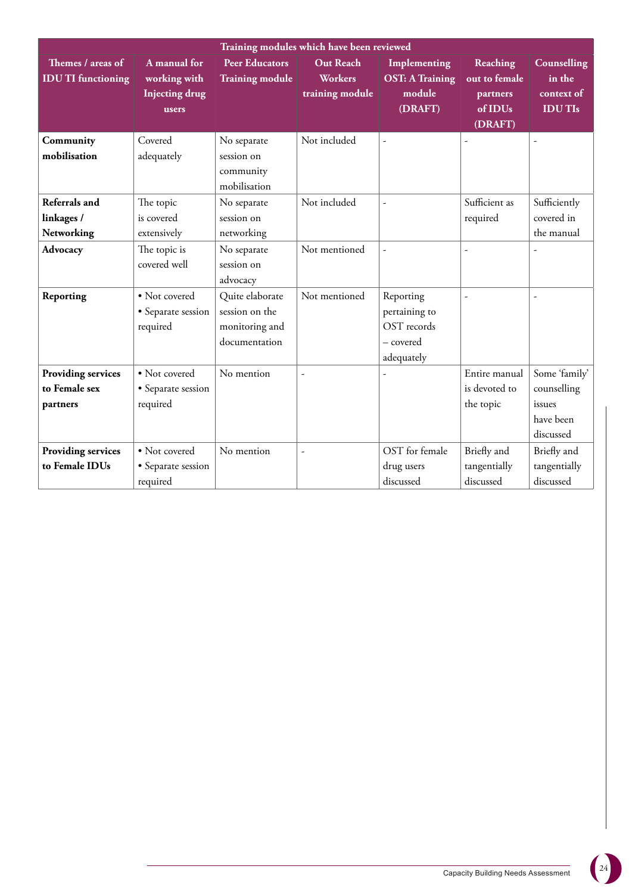| Training modules which have been reviewed | | | | | | |
|---|---|---|---|---|---|---|
| **Themes / areas of IDU TI functioning** | **A manual for working with Injecting drug users** | **Peer Educators Training module** | **Out Reach Workers training module** | **Implementing OST: A Training module (DRAFT)** | **Reaching out to female partners of IDUs (DRAFT)** | **Counselling in the context of IDU TIs** |
| **Community mobilisation** | Covered adequately | No separate session on community mobilisation | Not included | - | - | - |
| **Referrals and linkages / Networking** | The topic is covered extensively | No separate session on networking | Not included | - | Sufficient as required | Sufficiently covered in the manual |
| **Advocacy** | The topic is covered well | No separate session on advocacy | Not mentioned | - | - | - |
| **Reporting** | • Not covered • Separate session required | Quite elaborate session on the monitoring and documentation | Not mentioned | Reporting pertaining to OST records – covered adequately | - | - |
| **Providing services to Female sex partners** | • Not covered • Separate session required | No mention | - | - | Entire manual is devoted to the topic | Some 'family' counselling issues have been discussed |
| **Providing services to Female IDUs** | • Not covered • Separate session required | No mention | - | OST for female drug users discussed | Briefly and tangentially discussed | Briefly and tangentially discussed |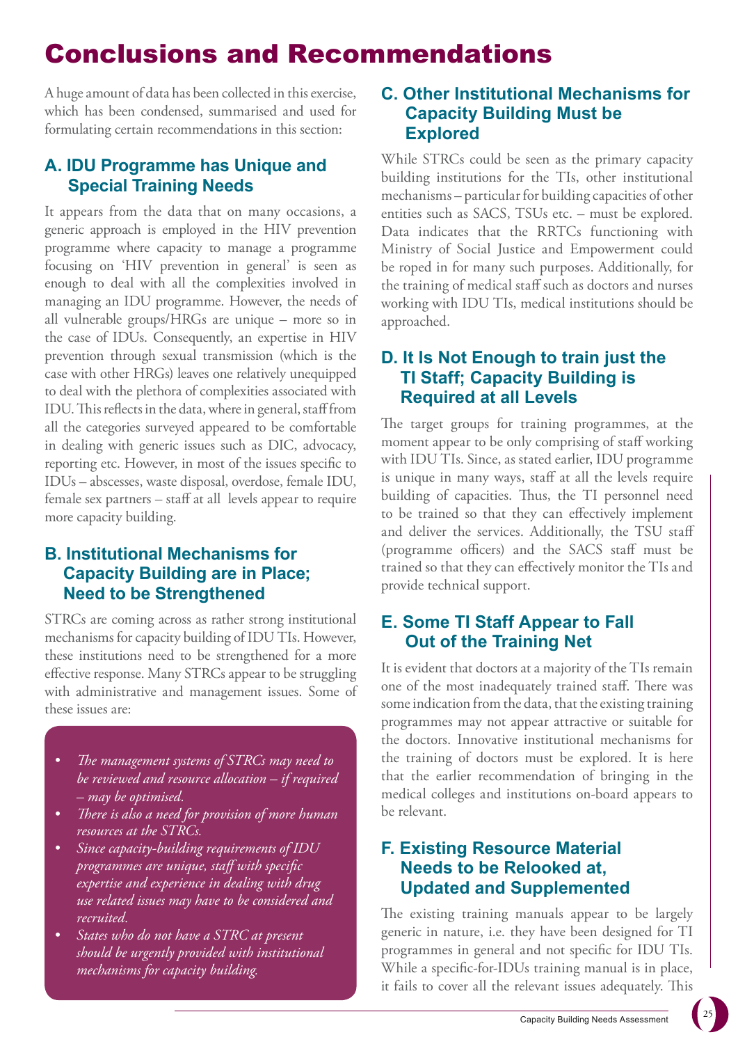# Conclusions and Recommendations

A huge amount of data has been collected in this exercise, which has been condensed, summarised and used for formulating certain recommendations in this section:

## A. IDU Programme has Unique and Special Training Needs

It appears from the data that on many occasions, a generic approach is employed in the HIV prevention programme where capacity to manage a programme focusing on 'HIV prevention in general' is seen as enough to deal with all the complexities involved in managing an IDU programme. However, the needs of all vulnerable groups/HRGs are unique – more so in the case of IDUs. Consequently, an expertise in HIV prevention through sexual transmission (which is the case with other HRGs) leaves one relatively unequipped to deal with the plethora of complexities associated with IDU. This reflects in the data, where in general, staff from all the categories surveyed appeared to be comfortable in dealing with generic issues such as DIC, advocacy, reporting etc. However, in most of the issues specific to IDUs – abscesses, waste disposal, overdose, female IDU, female sex partners – staff at all levels appear to require more capacity building.

## B. Institutional Mechanisms for Capacity Building are in Place; Need to be Strengthened

STRCs are coming across as rather strong institutional mechanisms for capacity building of IDU TIs. However, these institutions need to be strengthened for a more effective response. Many STRCs appear to be struggling with administrative and management issues. Some of these issues are:

- *The management systems of STRCs may need to be reviewed and resource allocation – if required – may be optimised.*
- *There is also a need for provision of more human resources at the STRCs.*
- *Since capacity-building requirements of IDU programmes are unique, staff with specific expertise and experience in dealing with drug use related issues may have to be considered and recruited.*
- *States who do not have a STRC at present should be urgently provided with institutional mechanisms for capacity building.*

## C. Other Institutional Mechanisms for Capacity Building Must be Explored

While STRCs could be seen as the primary capacity building institutions for the TIs, other institutional mechanisms – particular for building capacities of other entities such as SACS, TSUs etc. – must be explored. Data indicates that the RRTCs functioning with Ministry of Social Justice and Empowerment could be roped in for many such purposes. Additionally, for the training of medical staff such as doctors and nurses working with IDU TIs, medical institutions should be approached.

## D. It Is Not Enough to train just the TI Staff; Capacity Building is Required at all Levels

The target groups for training programmes, at the moment appear to be only comprising of staff working with IDU TIs. Since, as stated earlier, IDU programme is unique in many ways, staff at all the levels require building of capacities. Thus, the TI personnel need to be trained so that they can effectively implement and deliver the services. Additionally, the TSU staff (programme officers) and the SACS staff must be trained so that they can effectively monitor the TIs and provide technical support.

## E. Some TI Staff Appear to Fall Out of the Training Net

It is evident that doctors at a majority of the TIs remain one of the most inadequately trained staff. There was some indication from the data, that the existing training programmes may not appear attractive or suitable for the doctors. Innovative institutional mechanisms for the training of doctors must be explored. It is here that the earlier recommendation of bringing in the medical colleges and institutions on-board appears to be relevant.

## F. Existing Resource Material Needs to be Relooked at, Updated and Supplemented

The existing training manuals appear to be largely generic in nature, i.e. they have been designed for TI programmes in general and not specific for IDU TIs. While a specific-for-IDUs training manual is in place, it fails to cover all the relevant issues adequately. This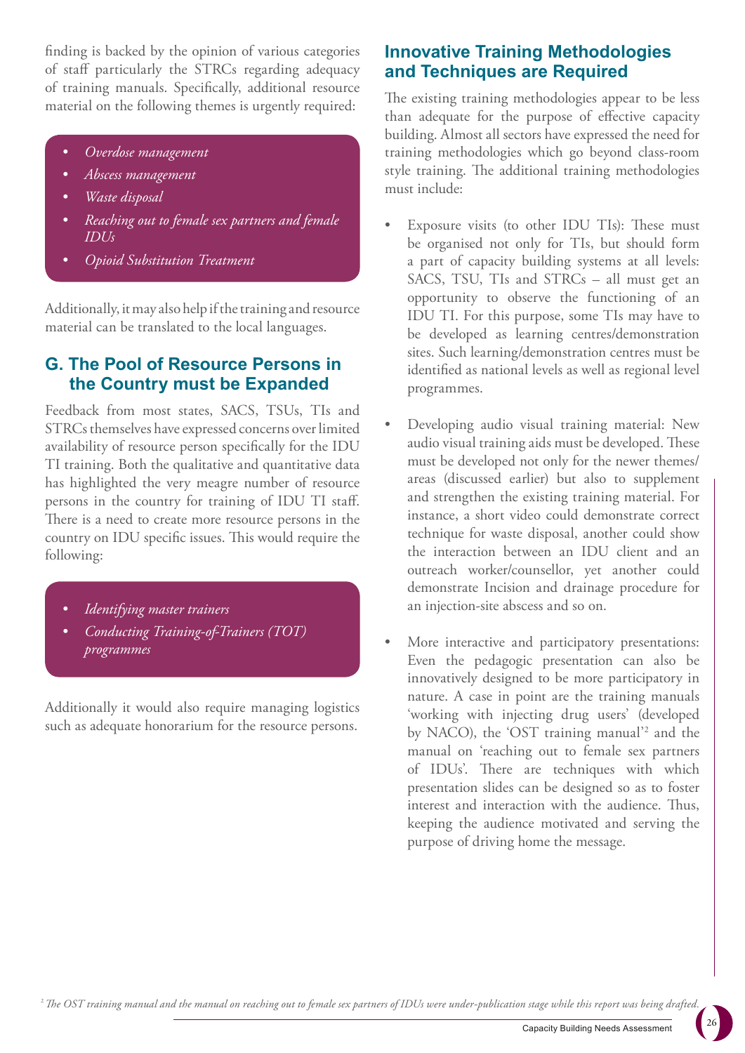finding is backed by the opinion of various categories of staff particularly the STRCs regarding adequacy of training manuals. Specifically, additional resource material on the following themes is urgently required:

- *Overdose management*
- *Abscess management*
- *Waste disposal*
- *Reaching out to female sex partners and female IDUs*
- *Opioid Substitution Treatment*

Additionally, it may also help if the training and resource material can be translated to the local languages.

## G. The Pool of Resource Persons in the Country must be Expanded

Feedback from most states, SACS, TSUs, TIs and STRCs themselves have expressed concerns over limited availability of resource person specifically for the IDU TI training. Both the qualitative and quantitative data has highlighted the very meagre number of resource persons in the country for training of IDU TI staff. There is a need to create more resource persons in the country on IDU specific issues. This would require the following:

- *Identifying master trainers*
- *Conducting Training-of-Trainers (TOT) programmes*

Additionally it would also require managing logistics such as adequate honorarium for the resource persons.

## Innovative Training Methodologies and Techniques are Required

The existing training methodologies appear to be less than adequate for the purpose of effective capacity building. Almost all sectors have expressed the need for training methodologies which go beyond class-room style training. The additional training methodologies must include:

- Exposure visits (to other IDU TIs): These must be organised not only for TIs, but should form a part of capacity building systems at all levels: SACS, TSU, TIs and STRCs – all must get an opportunity to observe the functioning of an IDU TI. For this purpose, some TIs may have to be developed as learning centres/demonstration sites. Such learning/demonstration centres must be identified as national levels as well as regional level programmes.
- Developing audio visual training material: New audio visual training aids must be developed. These must be developed not only for the newer themes/areas (discussed earlier) but also to supplement and strengthen the existing training material. For instance, a short video could demonstrate correct technique for waste disposal, another could show the interaction between an IDU client and an outreach worker/counsellor, yet another could demonstrate Incision and drainage procedure for an injection-site abscess and so on.
- More interactive and participatory presentations: Even the pedagogic presentation can also be innovatively designed to be more participatory in nature. A case in point are the training manuals 'working with injecting drug users' (developed by NACO), the 'OST training manual'[2] and the manual on 'reaching out to female sex partners of IDUs'. There are techniques with which presentation slides can be designed so as to foster interest and interaction with the audience. Thus, keeping the audience motivated and serving the purpose of driving home the message.

[2] *The OST training manual and the manual on reaching out to female sex partners of IDUs were under-publication stage while this report was being drafted.*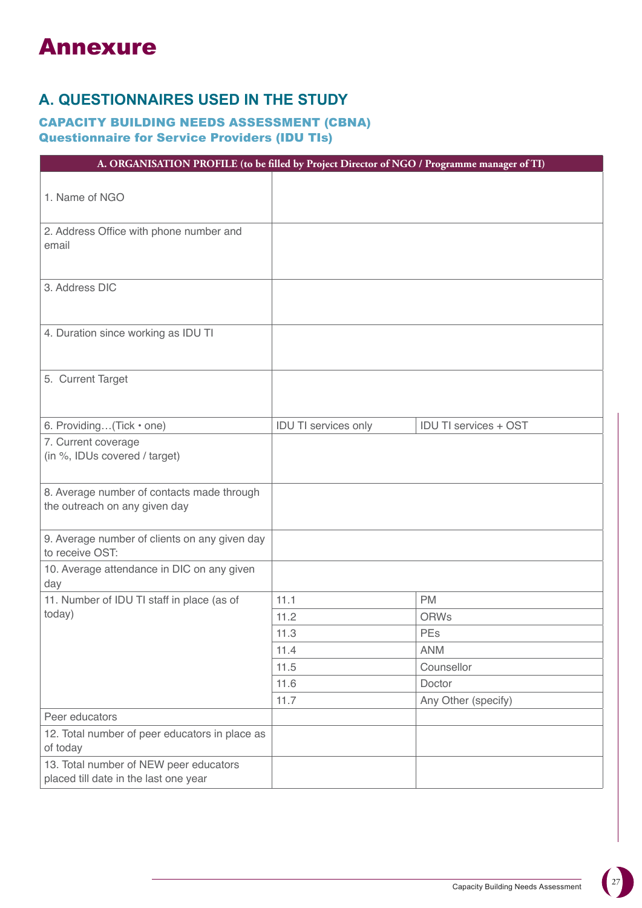# Annexure

## A. QUESTIONNAIRES USED IN THE STUDY

### CAPACITY BUILDING NEEDS ASSESSMENT (CBNA)
### Questionnaire for Service Providers (IDU TIs)

| A. ORGANISATION PROFILE (to be filled by Project Director of NGO / Programme manager of TI) | | |
|---|---|---|
| 1. Name of NGO | | |
| 2. Address Office with phone number and email | | |
| 3. Address DIC | | |
| 4. Duration since working as IDU TI | | |
| 5. Current Target | | |
| 6. Providing…(Tick • one) | IDU TI services only | IDU TI services + OST |
| 7. Current coverage (in %, IDUs covered / target) | | |
| 8. Average number of contacts made through the outreach on any given day | | |
| 9. Average number of clients on any given day to receive OST: | | |
| 10. Average attendance in DIC on any given day | | |
| 11. Number of IDU TI staff in place (as of today) | 11.1 | PM |
| | 11.2 | ORWs |
| | 11.3 | PEs |
| | 11.4 | ANM |
| | 11.5 | Counsellor |
| | 11.6 | Doctor |
| | 11.7 | Any Other (specify) |
| Peer educators | | |
| 12. Total number of peer educators in place as of today | | |
| 13. Total number of NEW peer educators placed till date in the last one year | | |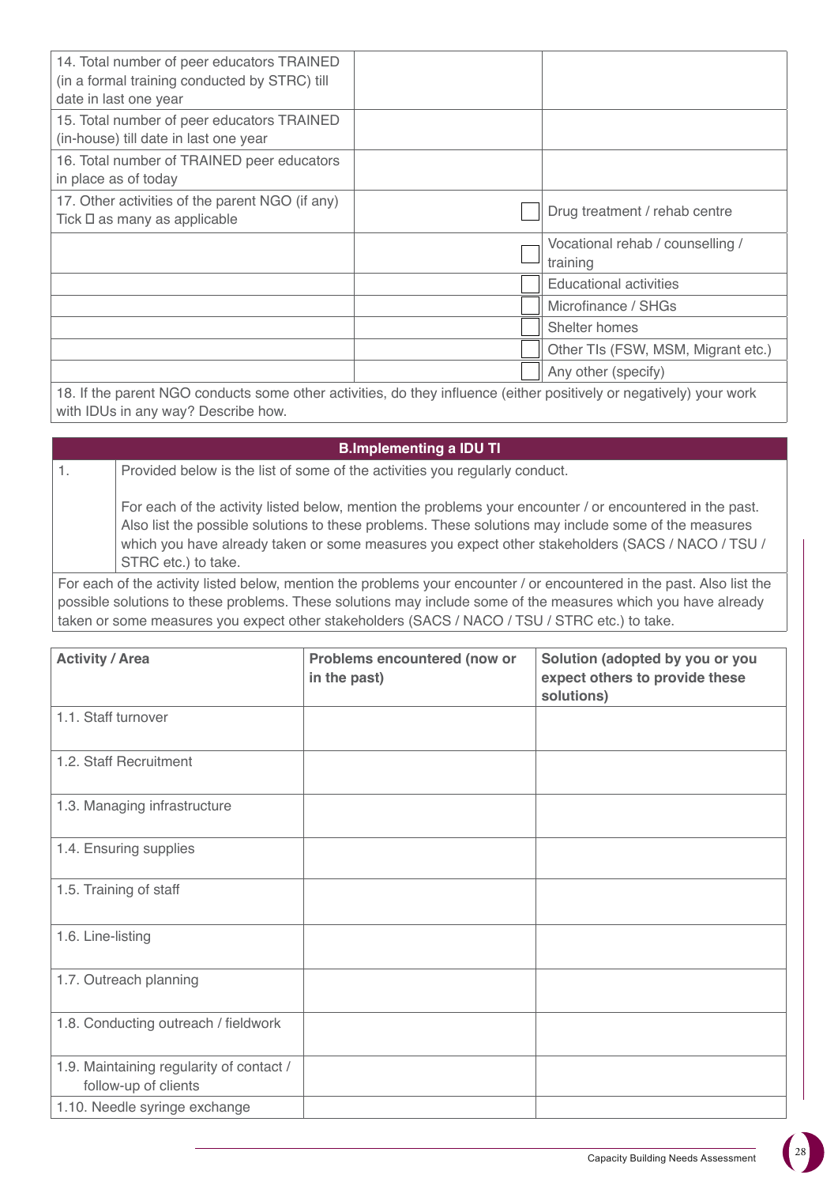| | | |
|---|---|---|
| 14. Total number of peer educators TRAINED (in a formal training conducted by STRC) till date in last one year | | |
| 15. Total number of peer educators TRAINED (in-house) till date in last one year | | |
| 16. Total number of TRAINED peer educators in place as of today | | |
| 17. Other activities of the parent NGO (if any) Tick ☐ as many as applicable | ☐ | Drug treatment / rehab centre |
| | ☐ | Vocational rehab / counselling / training |
| | ☐ | Educational activities |
| | ☐ | Microfinance / SHGs |
| | ☐ | Shelter homes |
| | ☐ | Other TIs (FSW, MSM, Migrant etc.) |
| | ☐ | Any other (specify) |
| 18. If the parent NGO conducts some other activities, do they influence (either positively or negatively) your work with IDUs in any way? Describe how. | | |

## B.Implementing a IDU TI

| | |
|---|---|
| 1. | Provided below is the list of some of the activities you regularly conduct.<br><br>For each of the activity listed below, mention the problems your encounter / or encountered in the past. Also list the possible solutions to these problems. These solutions may include some of the measures which you have already taken or some measures you expect other stakeholders (SACS / NACO / TSU / STRC etc.) to take. |

For each of the activity listed below, mention the problems your encounter / or encountered in the past. Also list the possible solutions to these problems. These solutions may include some of the measures which you have already taken or some measures you expect other stakeholders (SACS / NACO / TSU / STRC etc.) to take.

| **Activity / Area** | **Problems encountered (now or in the past)** | **Solution (adopted by you or you expect others to provide these solutions)** |
|---|---|---|
| 1.1. Staff turnover | | |
| 1.2. Staff Recruitment | | |
| 1.3. Managing infrastructure | | |
| 1.4. Ensuring supplies | | |
| 1.5. Training of staff | | |
| 1.6. Line-listing | | |
| 1.7. Outreach planning | | |
| 1.8. Conducting outreach / fieldwork | | |
| 1.9. Maintaining regularity of contact / follow-up of clients | | |
| 1.10. Needle syringe exchange | | |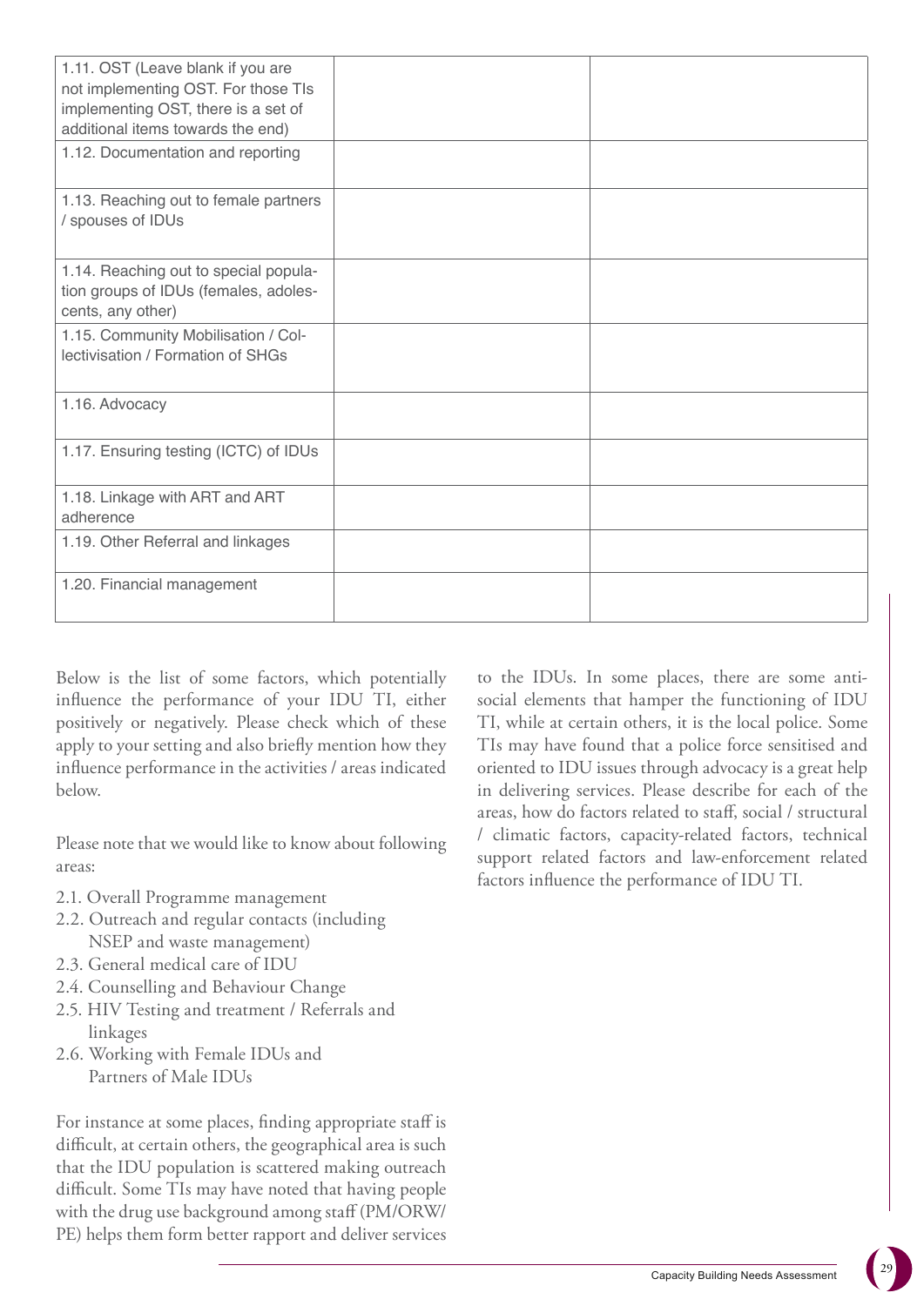| | | |
|---|---|---|
| 1.11. OST (Leave blank if you are not implementing OST. For those TIs implementing OST, there is a set of additional items towards the end) | | |
| 1.12. Documentation and reporting | | |
| 1.13. Reaching out to female partners / spouses of IDUs | | |
| 1.14. Reaching out to special population groups of IDUs (females, adolescents, any other) | | |
| 1.15. Community Mobilisation / Collectivisation / Formation of SHGs | | |
| 1.16. Advocacy | | |
| 1.17. Ensuring testing (ICTC) of IDUs | | |
| 1.18. Linkage with ART and ART adherence | | |
| 1.19. Other Referral and linkages | | |
| 1.20. Financial management | | |

Below is the list of some factors, which potentially influence the performance of your IDU TI, either positively or negatively. Please check which of these apply to your setting and also briefly mention how they influence performance in the activities / areas indicated below.

Please note that we would like to know about following areas:

- 2.1. Overall Programme management
- 2.2. Outreach and regular contacts (including NSEP and waste management)
- 2.3. General medical care of IDU
- 2.4. Counselling and Behaviour Change
- 2.5. HIV Testing and treatment / Referrals and linkages
- 2.6. Working with Female IDUs and Partners of Male IDUs

For instance at some places, finding appropriate staff is difficult, at certain others, the geographical area is such that the IDU population is scattered making outreach difficult. Some TIs may have noted that having people with the drug use background among staff (PM/ORW/PE) helps them form better rapport and deliver services to the IDUs. In some places, there are some anti-social elements that hamper the functioning of IDU TI, while at certain others, it is the local police. Some TIs may have found that a police force sensitised and oriented to IDU issues through advocacy is a great help in delivering services. Please describe for each of the areas, how do factors related to staff, social / structural / climatic factors, capacity-related factors, technical support related factors and law-enforcement related factors influence the performance of IDU TI.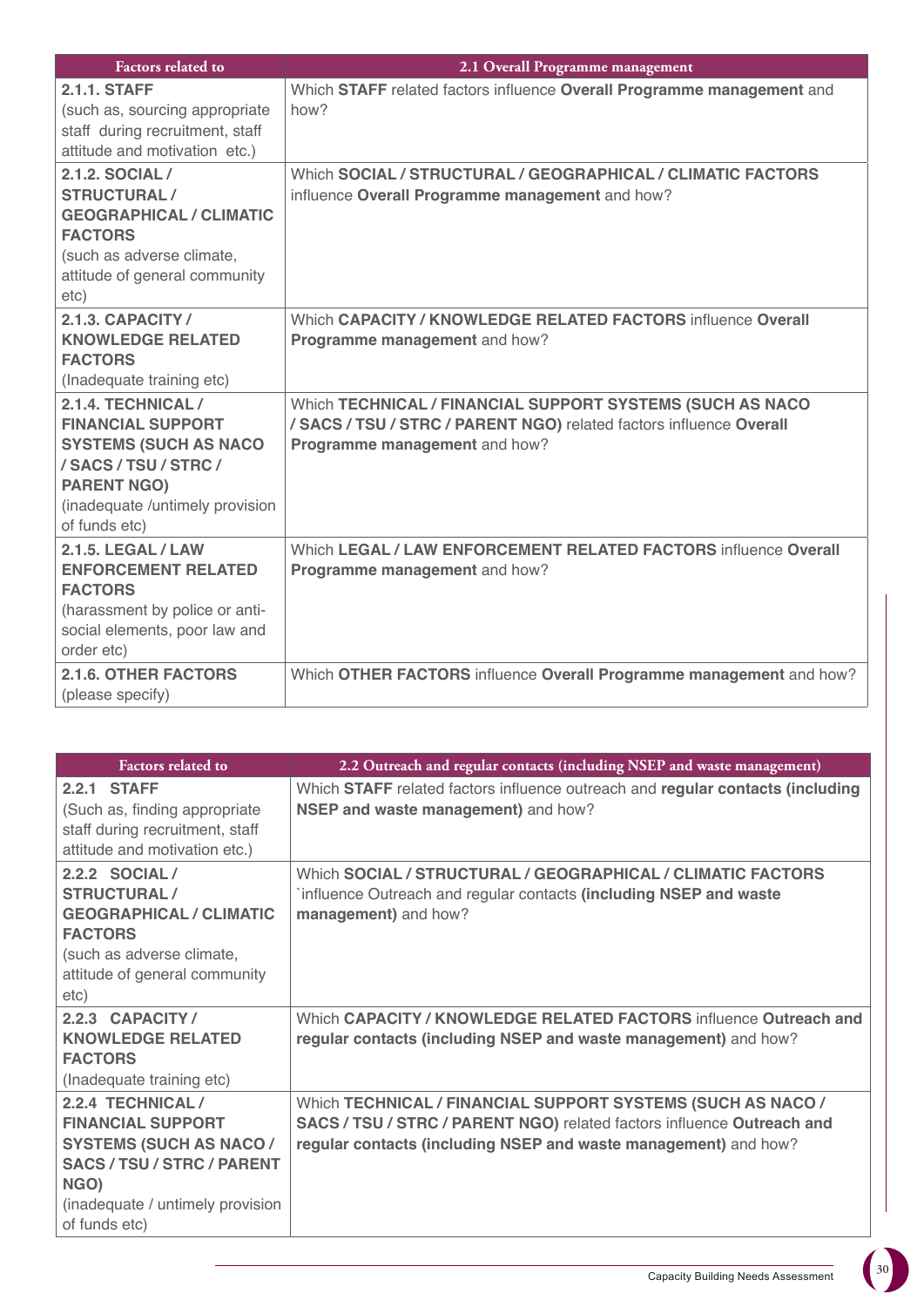| Factors related to | 2.1 Overall Programme management |
|---|---|
| **2.1.1. STAFF** (such as, sourcing appropriate staff during recruitment, staff attitude and motivation etc.) | Which **STAFF** related factors influence **Overall Programme management** and how? |
| **2.1.2. SOCIAL / STRUCTURAL / GEOGRAPHICAL / CLIMATIC FACTORS** (such as adverse climate, attitude of general community etc) | Which **SOCIAL / STRUCTURAL / GEOGRAPHICAL / CLIMATIC FACTORS** influence **Overall Programme management** and how? |
| **2.1.3. CAPACITY / KNOWLEDGE RELATED FACTORS** (Inadequate training etc) | Which **CAPACITY / KNOWLEDGE RELATED FACTORS** influence **Overall Programme management** and how? |
| **2.1.4. TECHNICAL / FINANCIAL SUPPORT SYSTEMS (SUCH AS NACO / SACS / TSU / STRC / PARENT NGO)** (inadequate /untimely provision of funds etc) | Which **TECHNICAL / FINANCIAL SUPPORT SYSTEMS (SUCH AS NACO / SACS / TSU / STRC / PARENT NGO)** related factors influence **Overall Programme management** and how? |
| **2.1.5. LEGAL / LAW ENFORCEMENT RELATED FACTORS** (harassment by police or anti-social elements, poor law and order etc) | Which **LEGAL / LAW ENFORCEMENT RELATED FACTORS** influence **Overall Programme management** and how? |
| **2.1.6. OTHER FACTORS** (please specify) | Which **OTHER FACTORS** influence **Overall Programme management** and how? |

| Factors related to | 2.2 Outreach and regular contacts (including NSEP and waste management) |
|---|---|
| **2.2.1 STAFF** (Such as, finding appropriate staff during recruitment, staff attitude and motivation etc.) | Which **STAFF** related factors influence outreach and **regular contacts (including NSEP and waste management)** and how? |
| **2.2.2 SOCIAL / STRUCTURAL / GEOGRAPHICAL / CLIMATIC FACTORS** (such as adverse climate, attitude of general community etc) | Which **SOCIAL / STRUCTURAL / GEOGRAPHICAL / CLIMATIC FACTORS** `influence Outreach and regular contacts **(including NSEP and waste management)** and how? |
| **2.2.3 CAPACITY / KNOWLEDGE RELATED FACTORS** (Inadequate training etc) | Which **CAPACITY / KNOWLEDGE RELATED FACTORS** influence **Outreach and regular contacts (including NSEP and waste management)** and how? |
| **2.2.4 TECHNICAL / FINANCIAL SUPPORT SYSTEMS (SUCH AS NACO / SACS / TSU / STRC / PARENT NGO)** (inadequate / untimely provision of funds etc) | Which **TECHNICAL / FINANCIAL SUPPORT SYSTEMS (SUCH AS NACO / SACS / TSU / STRC / PARENT NGO)** related factors influence **Outreach and regular contacts (including NSEP and waste management)** and how? |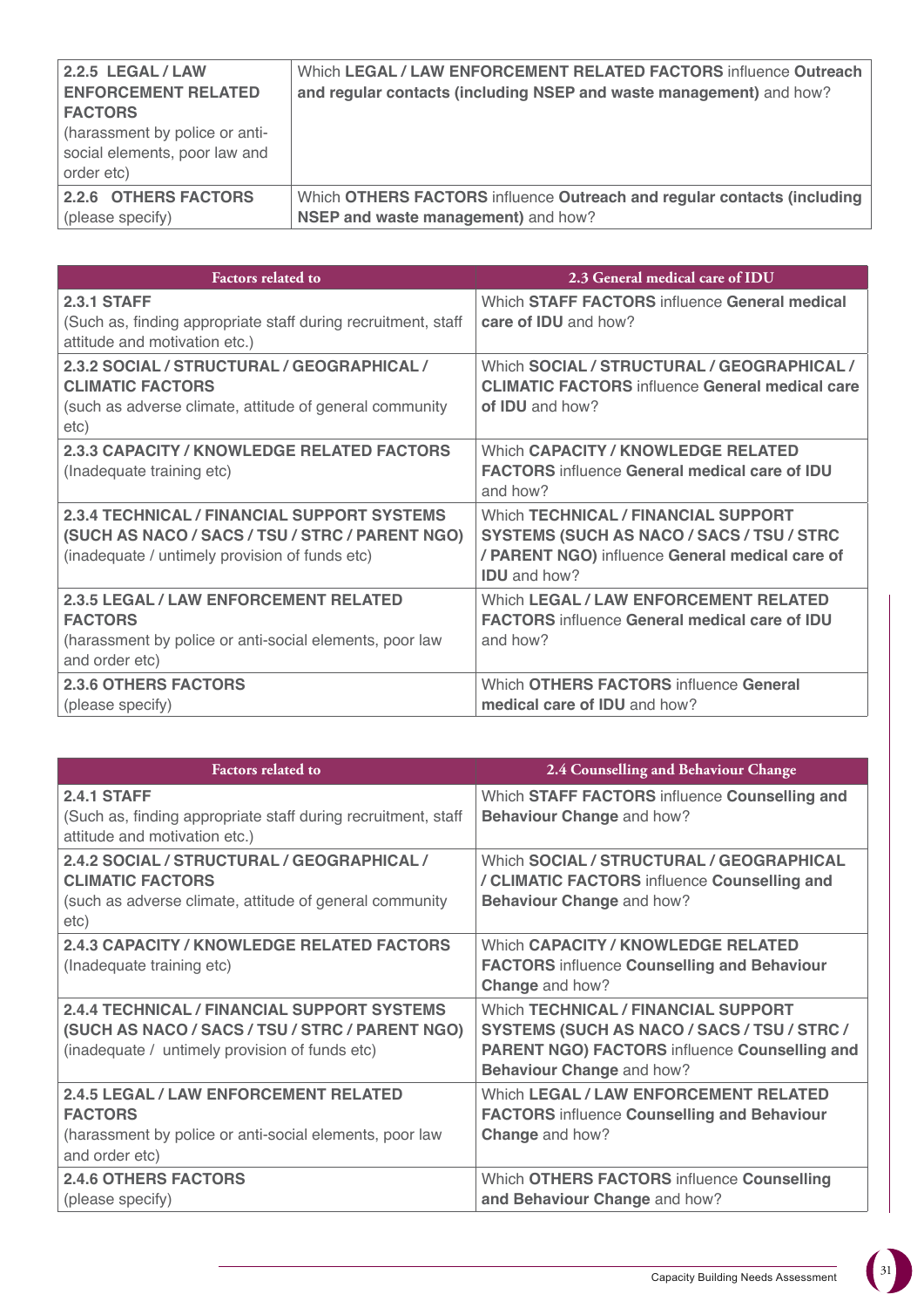| | |
|---|---|
| **2.2.5 LEGAL / LAW ENFORCEMENT RELATED FACTORS** (harassment by police or anti-social elements, poor law and order etc) | Which **LEGAL / LAW ENFORCEMENT RELATED FACTORS** influence **Outreach and regular contacts (including NSEP and waste management)** and how? |
| **2.2.6 OTHERS FACTORS** (please specify) | Which **OTHERS FACTORS** influence **Outreach and regular contacts (including NSEP and waste management)** and how? |

| Factors related to | 2.3 General medical care of IDU |
|---|---|
| **2.3.1 STAFF** (Such as, finding appropriate staff during recruitment, staff attitude and motivation etc.) | Which **STAFF FACTORS** influence **General medical care of IDU** and how? |
| **2.3.2 SOCIAL / STRUCTURAL / GEOGRAPHICAL / CLIMATIC FACTORS** (such as adverse climate, attitude of general community etc) | Which **SOCIAL / STRUCTURAL / GEOGRAPHICAL / CLIMATIC FACTORS** influence **General medical care of IDU** and how? |
| **2.3.3 CAPACITY / KNOWLEDGE RELATED FACTORS** (Inadequate training etc) | Which **CAPACITY / KNOWLEDGE RELATED FACTORS** influence **General medical care of IDU** and how? |
| **2.3.4 TECHNICAL / FINANCIAL SUPPORT SYSTEMS (SUCH AS NACO / SACS / TSU / STRC / PARENT NGO)** (inadequate / untimely provision of funds etc) | Which **TECHNICAL / FINANCIAL SUPPORT SYSTEMS (SUCH AS NACO / SACS / TSU / STRC / PARENT NGO)** influence **General medical care of IDU** and how? |
| **2.3.5 LEGAL / LAW ENFORCEMENT RELATED FACTORS** (harassment by police or anti-social elements, poor law and order etc) | Which **LEGAL / LAW ENFORCEMENT RELATED FACTORS** influence **General medical care of IDU** and how? |
| **2.3.6 OTHERS FACTORS** (please specify) | Which **OTHERS FACTORS** influence **General medical care of IDU** and how? |

| Factors related to | 2.4 Counselling and Behaviour Change |
|---|---|
| **2.4.1 STAFF** (Such as, finding appropriate staff during recruitment, staff attitude and motivation etc.) | Which **STAFF FACTORS** influence **Counselling and Behaviour Change** and how? |
| **2.4.2 SOCIAL / STRUCTURAL / GEOGRAPHICAL / CLIMATIC FACTORS** (such as adverse climate, attitude of general community etc) | Which **SOCIAL / STRUCTURAL / GEOGRAPHICAL / CLIMATIC FACTORS** influence **Counselling and Behaviour Change** and how? |
| **2.4.3 CAPACITY / KNOWLEDGE RELATED FACTORS** (Inadequate training etc) | Which **CAPACITY / KNOWLEDGE RELATED FACTORS** influence **Counselling and Behaviour Change** and how? |
| **2.4.4 TECHNICAL / FINANCIAL SUPPORT SYSTEMS (SUCH AS NACO / SACS / TSU / STRC / PARENT NGO)** (inadequate / untimely provision of funds etc) | Which **TECHNICAL / FINANCIAL SUPPORT SYSTEMS (SUCH AS NACO / SACS / TSU / STRC / PARENT NGO) FACTORS** influence **Counselling and Behaviour Change** and how? |
| **2.4.5 LEGAL / LAW ENFORCEMENT RELATED FACTORS** (harassment by police or anti-social elements, poor law and order etc) | Which **LEGAL / LAW ENFORCEMENT RELATED FACTORS** influence **Counselling and Behaviour Change** and how? |
| **2.4.6 OTHERS FACTORS** (please specify) | Which **OTHERS FACTORS** influence **Counselling and Behaviour Change** and how? |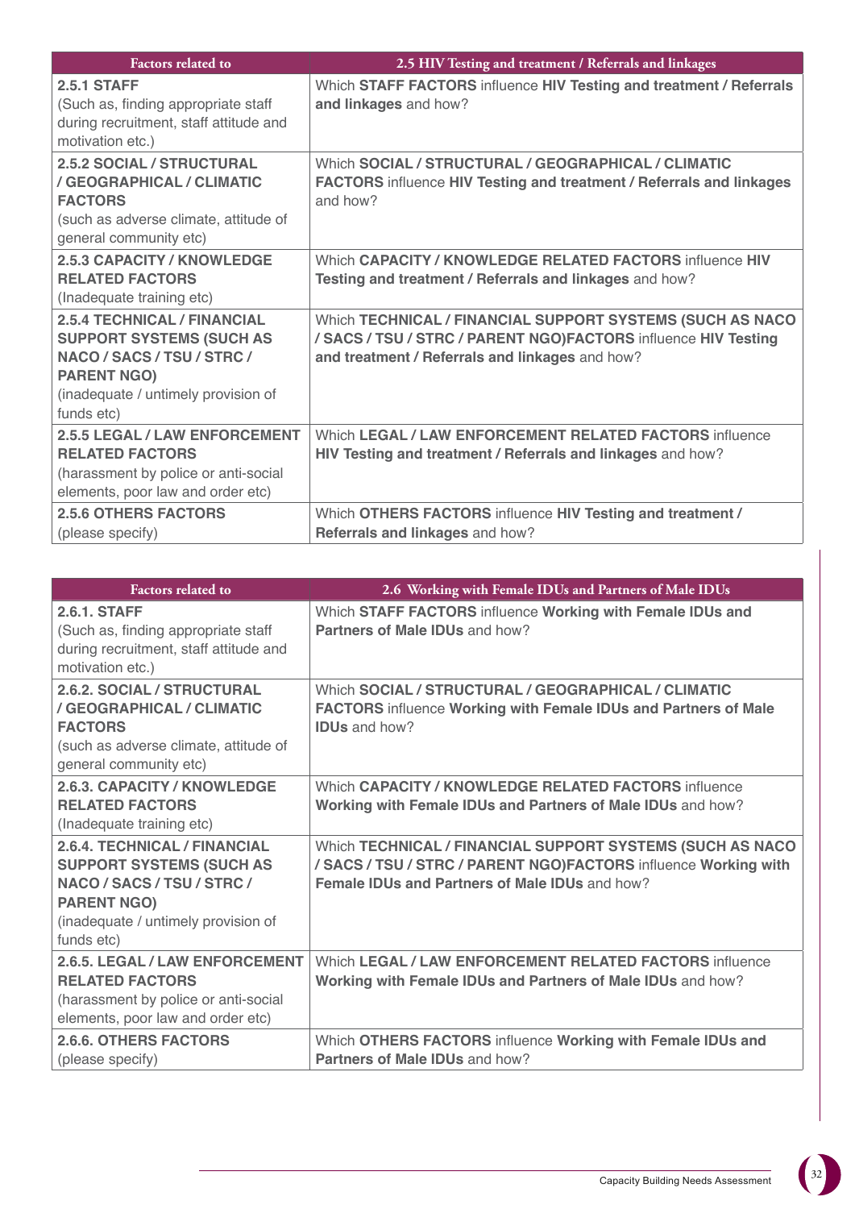| Factors related to | 2.5 HIV Testing and treatment / Referrals and linkages |
| --- | --- |
| **2.5.1 STAFF**<br>(Such as, finding appropriate staff during recruitment, staff attitude and motivation etc.) | Which **STAFF FACTORS** influence **HIV Testing and treatment / Referrals and linkages** and how? |
| **2.5.2 SOCIAL / STRUCTURAL / GEOGRAPHICAL / CLIMATIC FACTORS**<br>(such as adverse climate, attitude of general community etc) | Which **SOCIAL / STRUCTURAL / GEOGRAPHICAL / CLIMATIC FACTORS** influence **HIV Testing and treatment / Referrals and linkages** and how? |
| **2.5.3 CAPACITY / KNOWLEDGE RELATED FACTORS**<br>(Inadequate training etc) | Which **CAPACITY / KNOWLEDGE RELATED FACTORS** influence **HIV Testing and treatment / Referrals and linkages** and how? |
| **2.5.4 TECHNICAL / FINANCIAL SUPPORT SYSTEMS (SUCH AS NACO / SACS / TSU / STRC / PARENT NGO)**<br>(inadequate / untimely provision of funds etc) | Which **TECHNICAL / FINANCIAL SUPPORT SYSTEMS (SUCH AS NACO / SACS / TSU / STRC / PARENT NGO)FACTORS** influence **HIV Testing and treatment / Referrals and linkages** and how? |
| **2.5.5 LEGAL / LAW ENFORCEMENT RELATED FACTORS**<br>(harassment by police or anti-social elements, poor law and order etc) | Which **LEGAL / LAW ENFORCEMENT RELATED FACTORS** influence **HIV Testing and treatment / Referrals and linkages** and how? |
| **2.5.6 OTHERS FACTORS**<br>(please specify) | Which **OTHERS FACTORS** influence **HIV Testing and treatment / Referrals and linkages** and how? |

| Factors related to | 2.6 Working with Female IDUs and Partners of Male IDUs |
| --- | --- |
| **2.6.1. STAFF**<br>(Such as, finding appropriate staff during recruitment, staff attitude and motivation etc.) | Which **STAFF FACTORS** influence **Working with Female IDUs and Partners of Male IDUs** and how? |
| **2.6.2. SOCIAL / STRUCTURAL / GEOGRAPHICAL / CLIMATIC FACTORS**<br>(such as adverse climate, attitude of general community etc) | Which **SOCIAL / STRUCTURAL / GEOGRAPHICAL / CLIMATIC FACTORS** influence **Working with Female IDUs and Partners of Male IDUs** and how? |
| **2.6.3. CAPACITY / KNOWLEDGE RELATED FACTORS**<br>(Inadequate training etc) | Which **CAPACITY / KNOWLEDGE RELATED FACTORS** influence **Working with Female IDUs and Partners of Male IDUs** and how? |
| **2.6.4. TECHNICAL / FINANCIAL SUPPORT SYSTEMS (SUCH AS NACO / SACS / TSU / STRC / PARENT NGO)**<br>(inadequate / untimely provision of funds etc) | Which **TECHNICAL / FINANCIAL SUPPORT SYSTEMS (SUCH AS NACO / SACS / TSU / STRC / PARENT NGO)FACTORS** influence **Working with Female IDUs and Partners of Male IDUs** and how? |
| **2.6.5. LEGAL / LAW ENFORCEMENT RELATED FACTORS**<br>(harassment by police or anti-social elements, poor law and order etc) | Which **LEGAL / LAW ENFORCEMENT RELATED FACTORS** influence **Working with Female IDUs and Partners of Male IDUs** and how? |
| **2.6.6. OTHERS FACTORS**<br>(please specify) | Which **OTHERS FACTORS** influence **Working with Female IDUs and Partners of Male IDUs** and how? |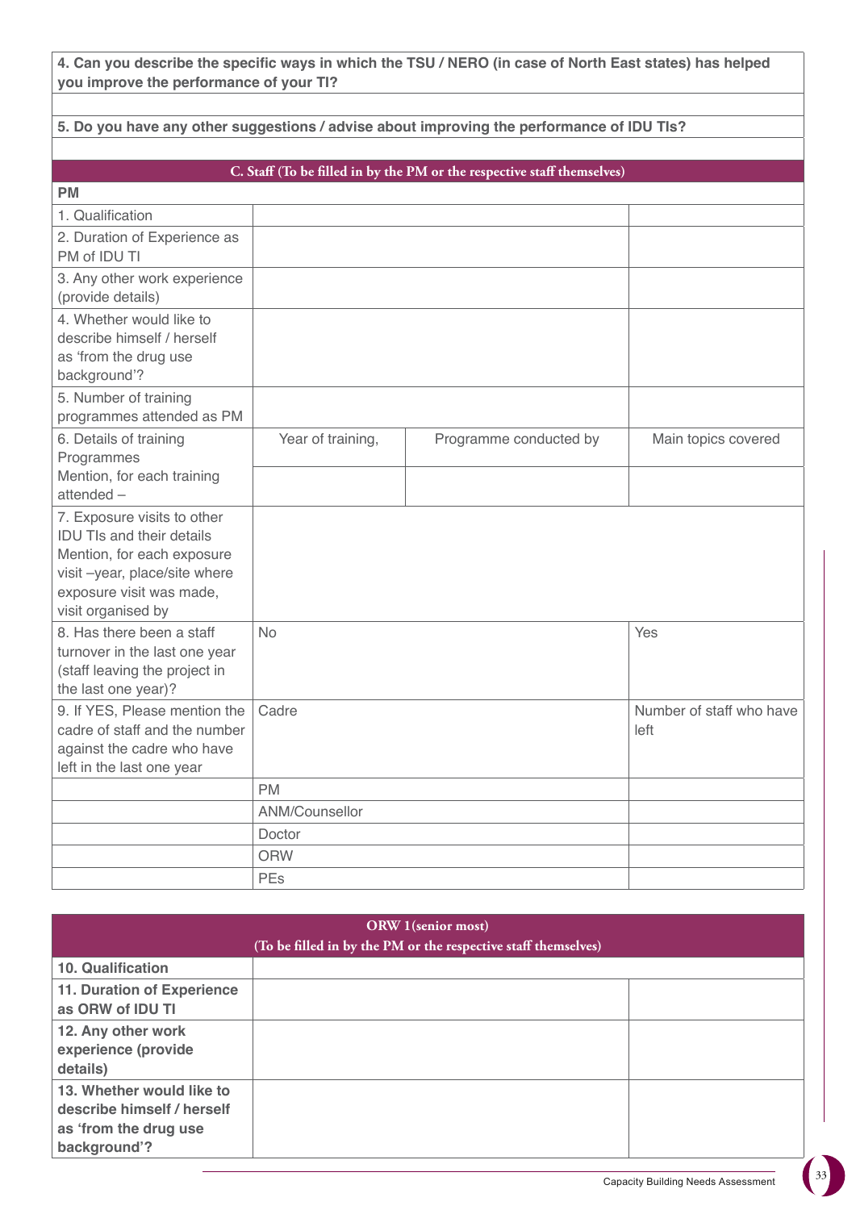| **4. Can you describe the specific ways in which the TSU / NERO (in case of North East states) has helped you improve the performance of your TI?** |
|---|
| |
| **5. Do you have any other suggestions / advise about improving the performance of IDU TIs?** |
| |

| **C. Staff (To be filled in by the PM or the respective staff themselves)** | | | |
|---|---|---|---|
| **PM** | | | |
| 1. Qualification | | | |
| 2. Duration of Experience as PM of IDU TI | | | |
| 3. Any other work experience (provide details) | | | |
| 4. Whether would like to describe himself / herself as 'from the drug use background'? | | | |
| 5. Number of training programmes attended as PM | | | |
| 6. Details of training Programmes Mention, for each training attended – | Year of training, | Programme conducted by | Main topics covered |
| | | | |
| 7. Exposure visits to other IDU TIs and their details Mention, for each exposure visit –year, place/site where exposure visit was made, visit organised by | | | |
| 8. Has there been a staff turnover in the last one year (staff leaving the project in the last one year)? | No | | Yes |
| 9. If YES, Please mention the cadre of staff and the number against the cadre who have left in the last one year | Cadre | | Number of staff who have left |
| | PM | | |
| | ANM/Counsellor | | |
| | Doctor | | |
| | ORW | | |
| | PEs | | |

| **ORW 1(senior most) (To be filled in by the PM or the respective staff themselves)** | | |
|---|---|---|
| **10. Qualification** | | |
| **11. Duration of Experience as ORW of IDU TI** | | |
| **12. Any other work experience (provide details)** | | |
| **13. Whether would like to describe himself / herself as 'from the drug use background'?** | | |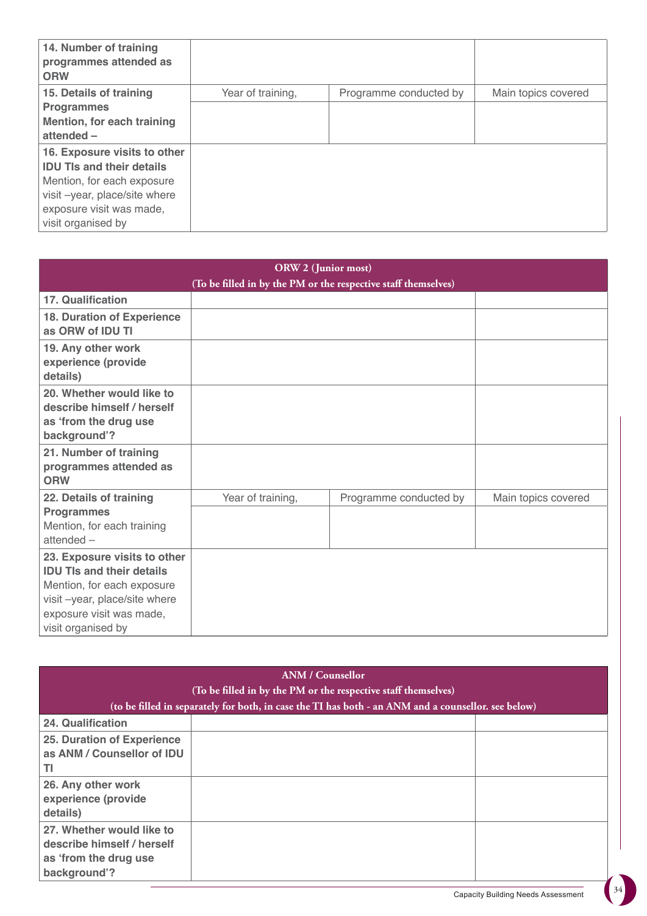| | | | |
|---|---|---|---|
| **14. Number of training programmes attended as ORW** | | | |
| **15. Details of training Programmes Mention, for each training attended –** | Year of training, | Programme conducted by | Main topics covered |
| | | | |
| **16. Exposure visits to other IDU TIs and their details** Mention, for each exposure visit –year, place/site where exposure visit was made, visit organised by | | | |

| **ORW 2 (Junior most)** (To be filled in by the PM or the respective staff themselves) | | | |
|---|---|---|---|
| **17. Qualification** | | | |
| **18. Duration of Experience as ORW of IDU TI** | | | |
| **19. Any other work experience (provide details)** | | | |
| **20. Whether would like to describe himself / herself as 'from the drug use background'?** | | | |
| **21. Number of training programmes attended as ORW** | | | |
| **22. Details of training Programmes** Mention, for each training attended – | Year of training, | Programme conducted by | Main topics covered |
| | | | |
| **23. Exposure visits to other IDU TIs and their details** Mention, for each exposure visit –year, place/site where exposure visit was made, visit organised by | | | |

| **ANM / Counsellor** (To be filled in by the PM or the respective staff themselves) (to be filled in separately for both, in case the TI has both - an ANM and a counsellor. see below) | | |
|---|---|---|
| **24. Qualification** | | |
| **25. Duration of Experience as ANM / Counsellor of IDU TI** | | |
| **26. Any other work experience (provide details)** | | |
| **27. Whether would like to describe himself / herself as 'from the drug use background'?** | | |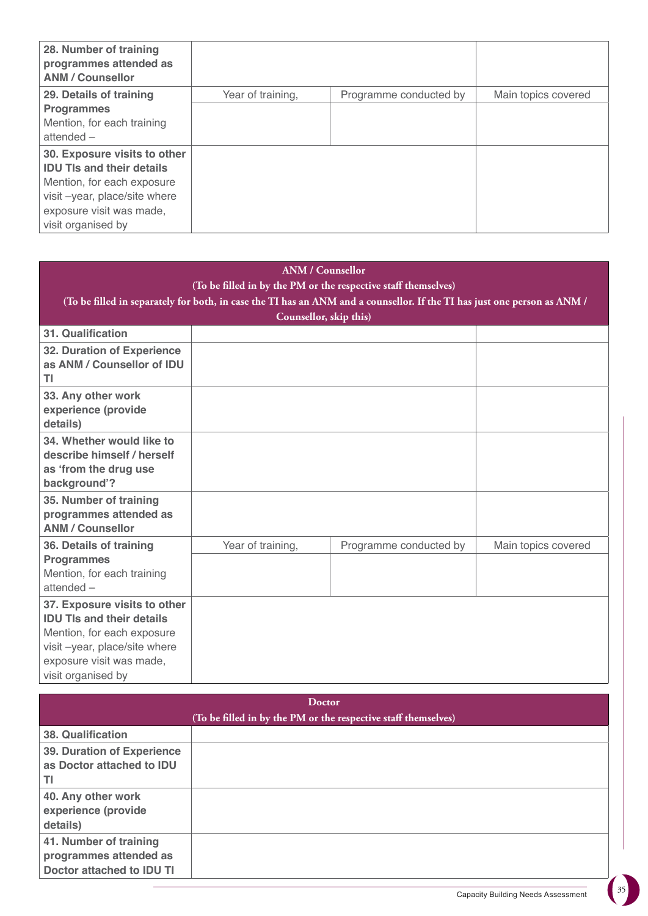| | | | |
|---|---|---|---|
| **28. Number of training programmes attended as ANM / Counsellor** | | | |
| **29. Details of training Programmes** Mention, for each training attended – | Year of training, | Programme conducted by | Main topics covered |
| | | | |
| **30. Exposure visits to other IDU TIs and their details** Mention, for each exposure visit –year, place/site where exposure visit was made, visit organised by | | | |

| **ANM / Counsellor (To be filled in by the PM or the respective staff themselves) (To be filled in separately for both, in case the TI has an ANM and a counsellor. If the TI has just one person as ANM / Counsellor, skip this)** | | | |
|---|---|---|---|
| **31. Qualification** | | | |
| **32. Duration of Experience as ANM / Counsellor of IDU TI** | | | |
| **33. Any other work experience (provide details)** | | | |
| **34. Whether would like to describe himself / herself as 'from the drug use background'?** | | | |
| **35. Number of training programmes attended as ANM / Counsellor** | | | |
| **36. Details of training Programmes** Mention, for each training attended – | Year of training, | Programme conducted by | Main topics covered |
| | | | |
| **37. Exposure visits to other IDU TIs and their details** Mention, for each exposure visit –year, place/site where exposure visit was made, visit organised by | | | |

| **Doctor (To be filled in by the PM or the respective staff themselves)** | |
|---|---|
| **38. Qualification** | |
| **39. Duration of Experience as Doctor attached to IDU TI** | |
| **40. Any other work experience (provide details)** | |
| **41. Number of training programmes attended as Doctor attached to IDU TI** | |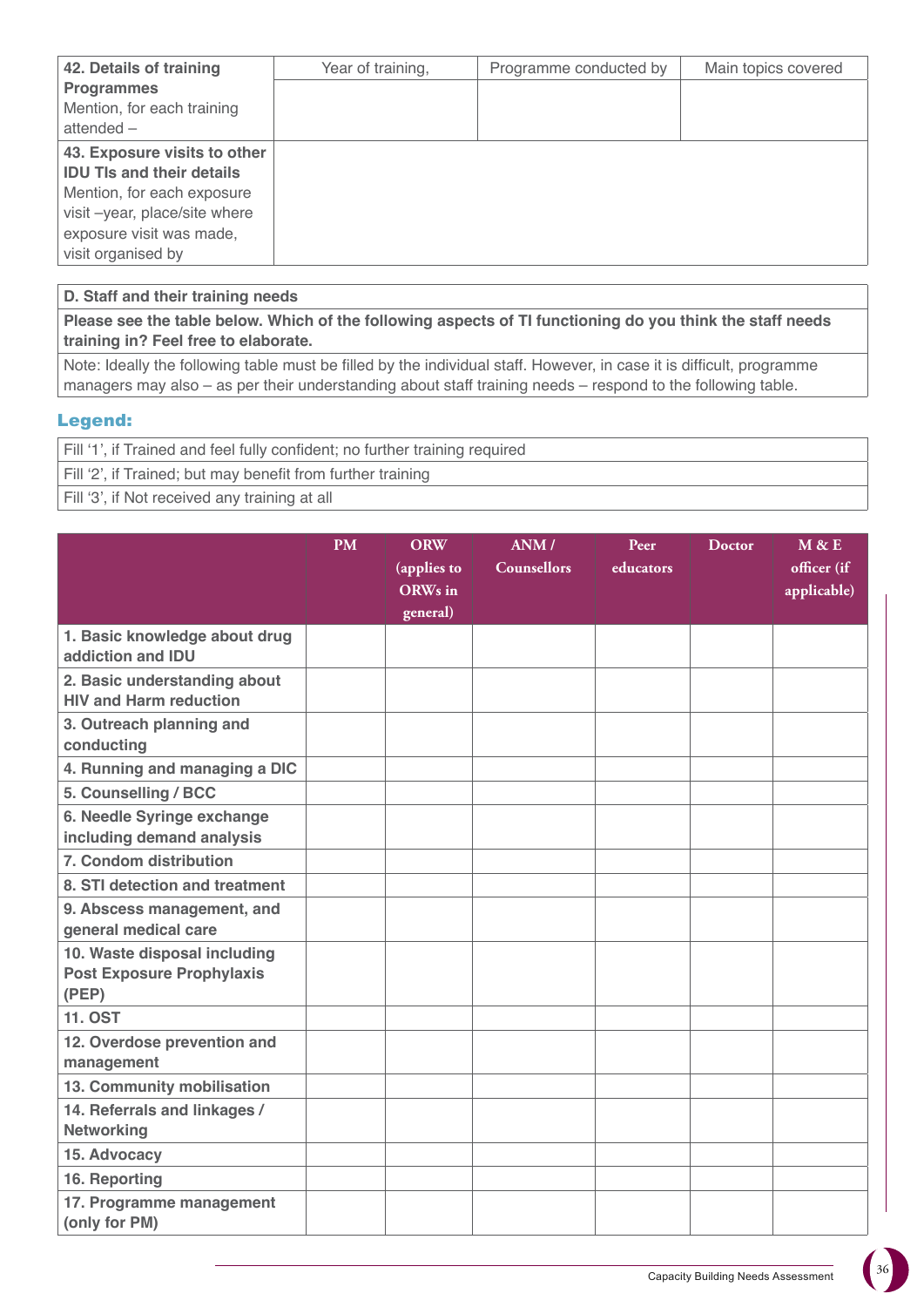| 42. Details of training Programmes<br>Mention, for each training attended – | Year of training, | Programme conducted by | Main topics covered |
|---|---|---|---|
| | | | |
| **43. Exposure visits to other IDU TIs and their details**<br>Mention, for each exposure visit –year, place/site where exposure visit was made, visit organised by | | | |

| **D. Staff and their training needs** |
|---|
| **Please see the table below. Which of the following aspects of TI functioning do you think the staff needs training in? Feel free to elaborate.** |
| Note: Ideally the following table must be filled by the individual staff. However, in case it is difficult, programme managers may also – as per their understanding about staff training needs – respond to the following table. |

## Legend:

| Fill '1', if Trained and feel fully confident; no further training required |
|---|
| Fill '2', if Trained; but may benefit from further training |
| Fill '3', if Not received any training at all |

| | PM | ORW (applies to ORWs in general) | ANM / Counsellors | Peer educators | Doctor | M & E officer (if applicable) |
|---|---|---|---|---|---|---|
| **1. Basic knowledge about drug addiction and IDU** | | | | | | |
| **2. Basic understanding about HIV and Harm reduction** | | | | | | |
| **3. Outreach planning and conducting** | | | | | | |
| **4. Running and managing a DIC** | | | | | | |
| **5. Counselling / BCC** | | | | | | |
| **6. Needle Syringe exchange including demand analysis** | | | | | | |
| **7. Condom distribution** | | | | | | |
| **8. STI detection and treatment** | | | | | | |
| **9. Abscess management, and general medical care** | | | | | | |
| **10. Waste disposal including Post Exposure Prophylaxis (PEP)** | | | | | | |
| **11. OST** | | | | | | |
| **12. Overdose prevention and management** | | | | | | |
| **13. Community mobilisation** | | | | | | |
| **14. Referrals and linkages / Networking** | | | | | | |
| **15. Advocacy** | | | | | | |
| **16. Reporting** | | | | | | |
| **17. Programme management (only for PM)** | | | | | | |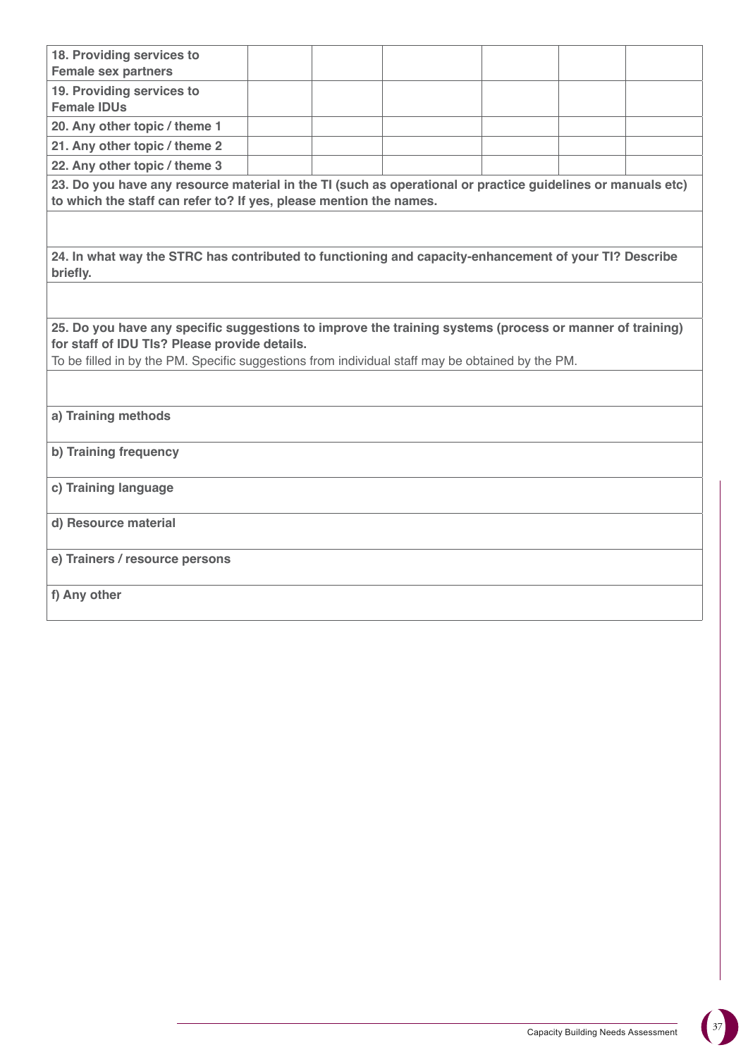| | | | | | | |
|---|---|---|---|---|---|---|
| **18. Providing services to Female sex partners** | | | | | | |
| **19. Providing services to Female IDUs** | | | | | | |
| **20. Any other topic / theme 1** | | | | | | |
| **21. Any other topic / theme 2** | | | | | | |
| **22. Any other topic / theme 3** | | | | | | |

**23. Do you have any resource material in the TI (such as operational or practice guidelines or manuals etc) to which the staff can refer to? If yes, please mention the names.**

**24. In what way the STRC has contributed to functioning and capacity-enhancement of your TI? Describe briefly.**

**25. Do you have any specific suggestions to improve the training systems (process or manner of training) for staff of IDU TIs? Please provide details.**

To be filled in by the PM. Specific suggestions from individual staff may be obtained by the PM.

**a) Training methods**

**b) Training frequency**

**c) Training language**

**d) Resource material**

**e) Trainers / resource persons**

**f) Any other**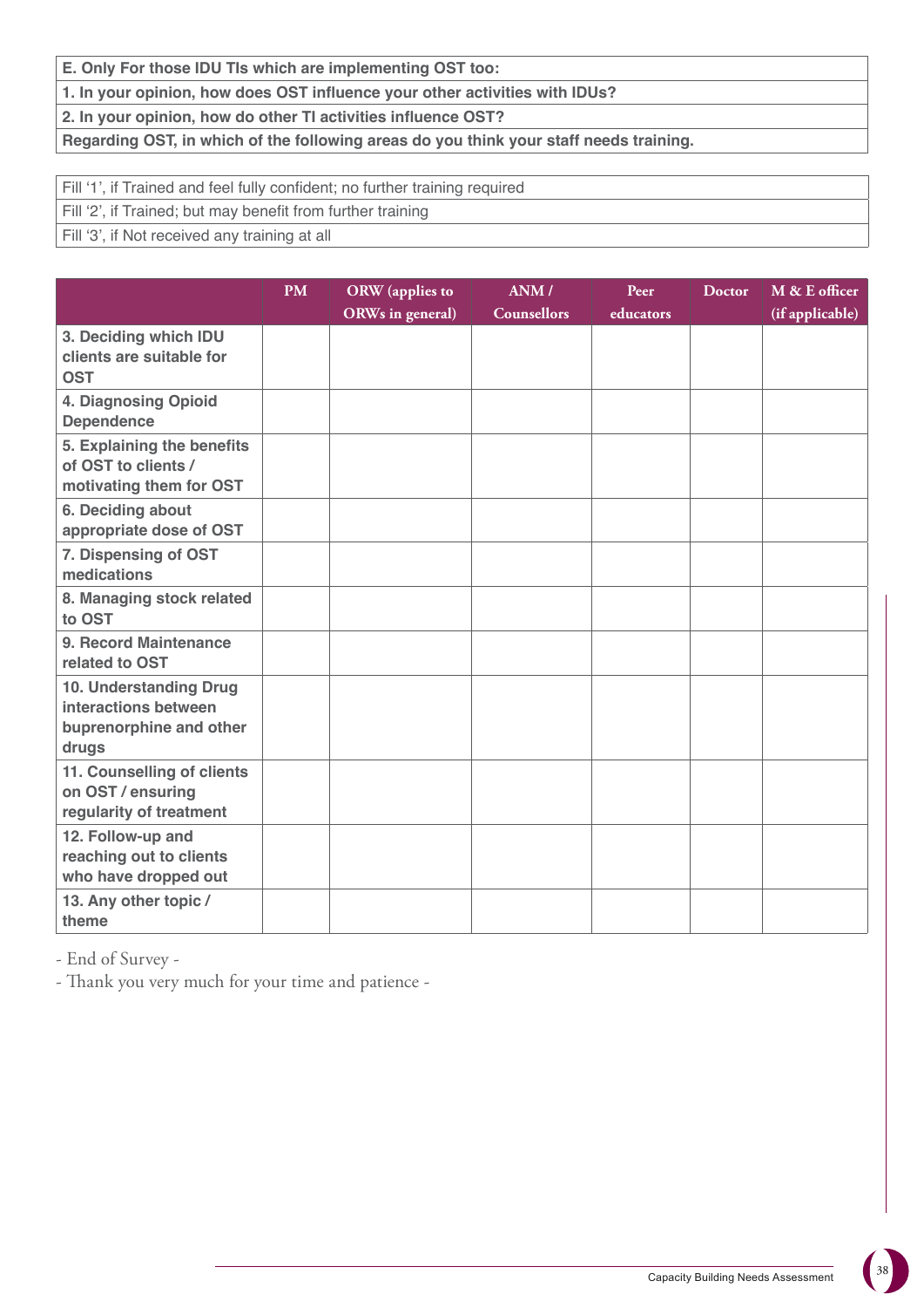**E. Only For those IDU TIs which are implementing OST too:**

**1. In your opinion, how does OST influence your other activities with IDUs?**

**2. In your opinion, how do other TI activities influence OST?**

**Regarding OST, in which of the following areas do you think your staff needs training.**

Fill '1', if Trained and feel fully confident; no further training required

Fill '2', if Trained; but may benefit from further training

Fill '3', if Not received any training at all

| | PM | ORW (applies to ORWs in general) | ANM / Counsellors | Peer educators | Doctor | M & E officer (if applicable) |
|---|---|---|---|---|---|---|
| **3. Deciding which IDU clients are suitable for OST** | | | | | | |
| **4. Diagnosing Opioid Dependence** | | | | | | |
| **5. Explaining the benefits of OST to clients / motivating them for OST** | | | | | | |
| **6. Deciding about appropriate dose of OST** | | | | | | |
| **7. Dispensing of OST medications** | | | | | | |
| **8. Managing stock related to OST** | | | | | | |
| **9. Record Maintenance related to OST** | | | | | | |
| **10. Understanding Drug interactions between buprenorphine and other drugs** | | | | | | |
| **11. Counselling of clients on OST / ensuring regularity of treatment** | | | | | | |
| **12. Follow-up and reaching out to clients who have dropped out** | | | | | | |
| **13. Any other topic / theme** | | | | | | |

- End of Survey -

- Thank you very much for your time and patience -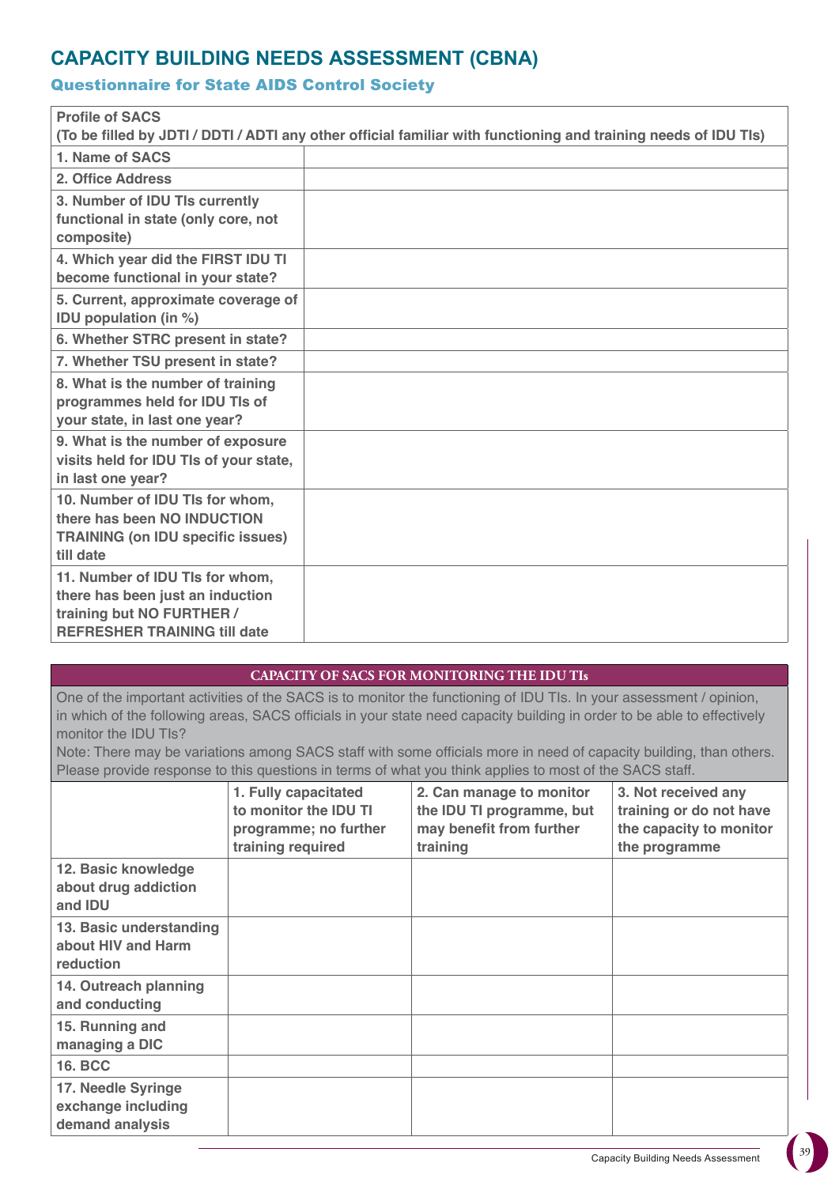# CAPACITY BUILDING NEEDS ASSESSMENT (CBNA)

## Questionnaire for State AIDS Control Society

| **Profile of SACS (To be filled by JDTI / DDTI / ADTI any other official familiar with functioning and training needs of IDU TIs)** | |
|---|---|
| **1. Name of SACS** | |
| **2. Office Address** | |
| **3. Number of IDU TIs currently functional in state (only core, not composite)** | |
| **4. Which year did the FIRST IDU TI become functional in your state?** | |
| **5. Current, approximate coverage of IDU population (in %)** | |
| **6. Whether STRC present in state?** | |
| **7. Whether TSU present in state?** | |
| **8. What is the number of training programmes held for IDU TIs of your state, in last one year?** | |
| **9. What is the number of exposure visits held for IDU TIs of your state, in last one year?** | |
| **10. Number of IDU TIs for whom, there has been NO INDUCTION TRAINING (on IDU specific issues) till date** | |
| **11. Number of IDU TIs for whom, there has been just an induction training but NO FURTHER / REFRESHER TRAINING till date** | |

**CAPACITY OF SACS FOR MONITORING THE IDU TIs**

One of the important activities of the SACS is to monitor the functioning of IDU TIs. In your assessment / opinion, in which of the following areas, SACS officials in your state need capacity building in order to be able to effectively monitor the IDU TIs?

Note: There may be variations among SACS staff with some officials more in need of capacity building, than others. Please provide response to this questions in terms of what you think applies to most of the SACS staff.

| | **1. Fully capacitated to monitor the IDU TI programme; no further training required** | **2. Can manage to monitor the IDU TI programme, but may benefit from further training** | **3. Not received any training or do not have the capacity to monitor the programme** |
|---|---|---|---|
| **12. Basic knowledge about drug addiction and IDU** | | | |
| **13. Basic understanding about HIV and Harm reduction** | | | |
| **14. Outreach planning and conducting** | | | |
| **15. Running and managing a DIC** | | | |
| **16. BCC** | | | |
| **17. Needle Syringe exchange including demand analysis** | | | |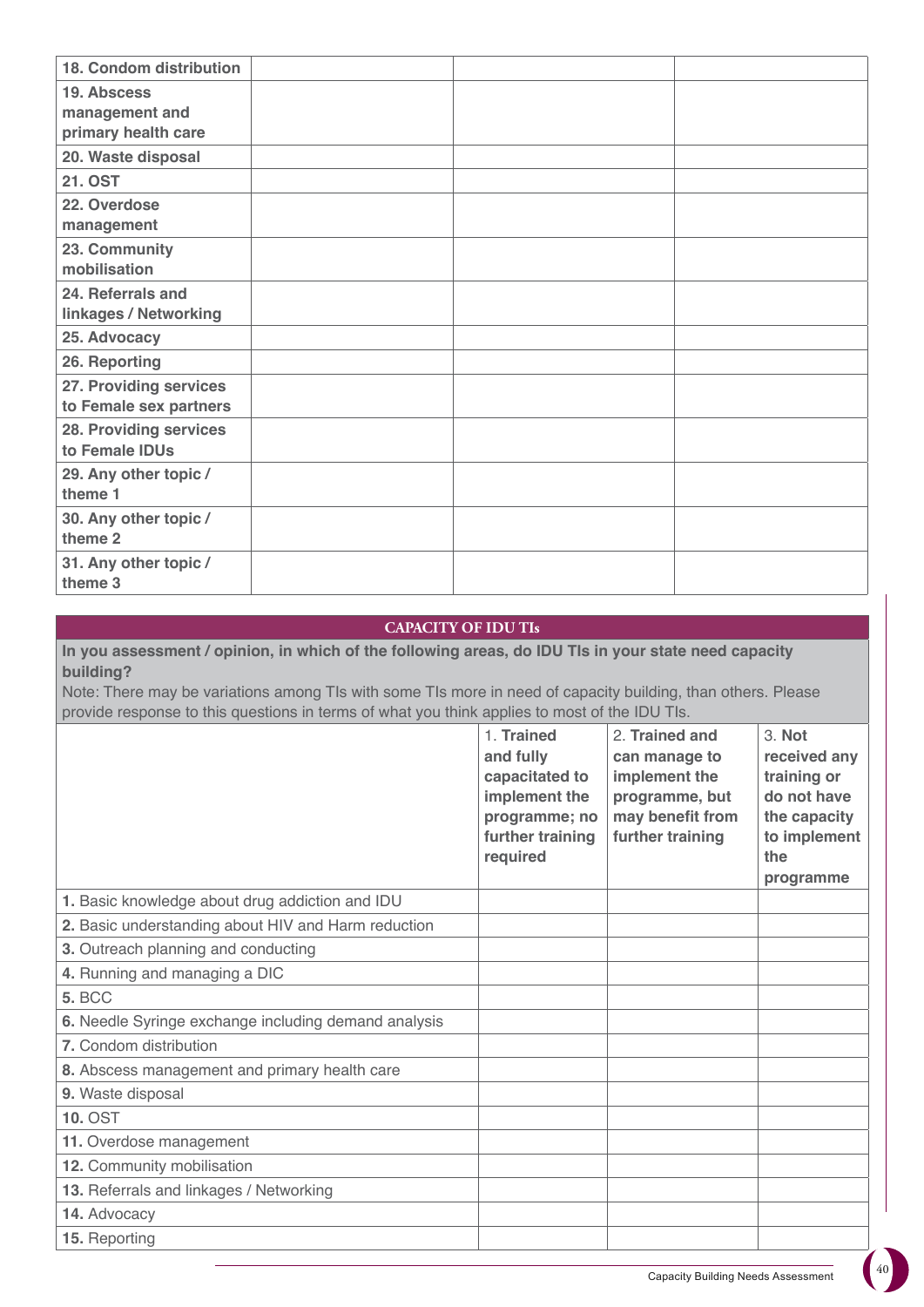| | | | |
|---|---|---|---|
| **18. Condom distribution** | | | |
| **19. Abscess management and primary health care** | | | |
| **20. Waste disposal** | | | |
| **21. OST** | | | |
| **22. Overdose management** | | | |
| **23. Community mobilisation** | | | |
| **24. Referrals and linkages / Networking** | | | |
| **25. Advocacy** | | | |
| **26. Reporting** | | | |
| **27. Providing services to Female sex partners** | | | |
| **28. Providing services to Female IDUs** | | | |
| **29. Any other topic / theme 1** | | | |
| **30. Any other topic / theme 2** | | | |
| **31. Any other topic / theme 3** | | | |

## CAPACITY OF IDU TIs

**In you assessment / opinion, in which of the following areas, do IDU TIs in your state need capacity building?**

Note: There may be variations among TIs with some TIs more in need of capacity building, than others. Please provide response to this questions in terms of what you think applies to most of the IDU TIs.

| | 1. **Trained and fully capacitated to implement the programme; no further training required** | 2. **Trained and can manage to implement the programme, but may benefit from further training** | 3. **Not received any training or do not have the capacity to implement the programme** |
|---|---|---|---|
| **1.** Basic knowledge about drug addiction and IDU | | | |
| **2.** Basic understanding about HIV and Harm reduction | | | |
| **3.** Outreach planning and conducting | | | |
| **4.** Running and managing a DIC | | | |
| **5.** BCC | | | |
| **6.** Needle Syringe exchange including demand analysis | | | |
| **7.** Condom distribution | | | |
| **8.** Abscess management and primary health care | | | |
| **9.** Waste disposal | | | |
| **10.** OST | | | |
| **11.** Overdose management | | | |
| **12.** Community mobilisation | | | |
| **13.** Referrals and linkages / Networking | | | |
| **14.** Advocacy | | | |
| **15.** Reporting | | | |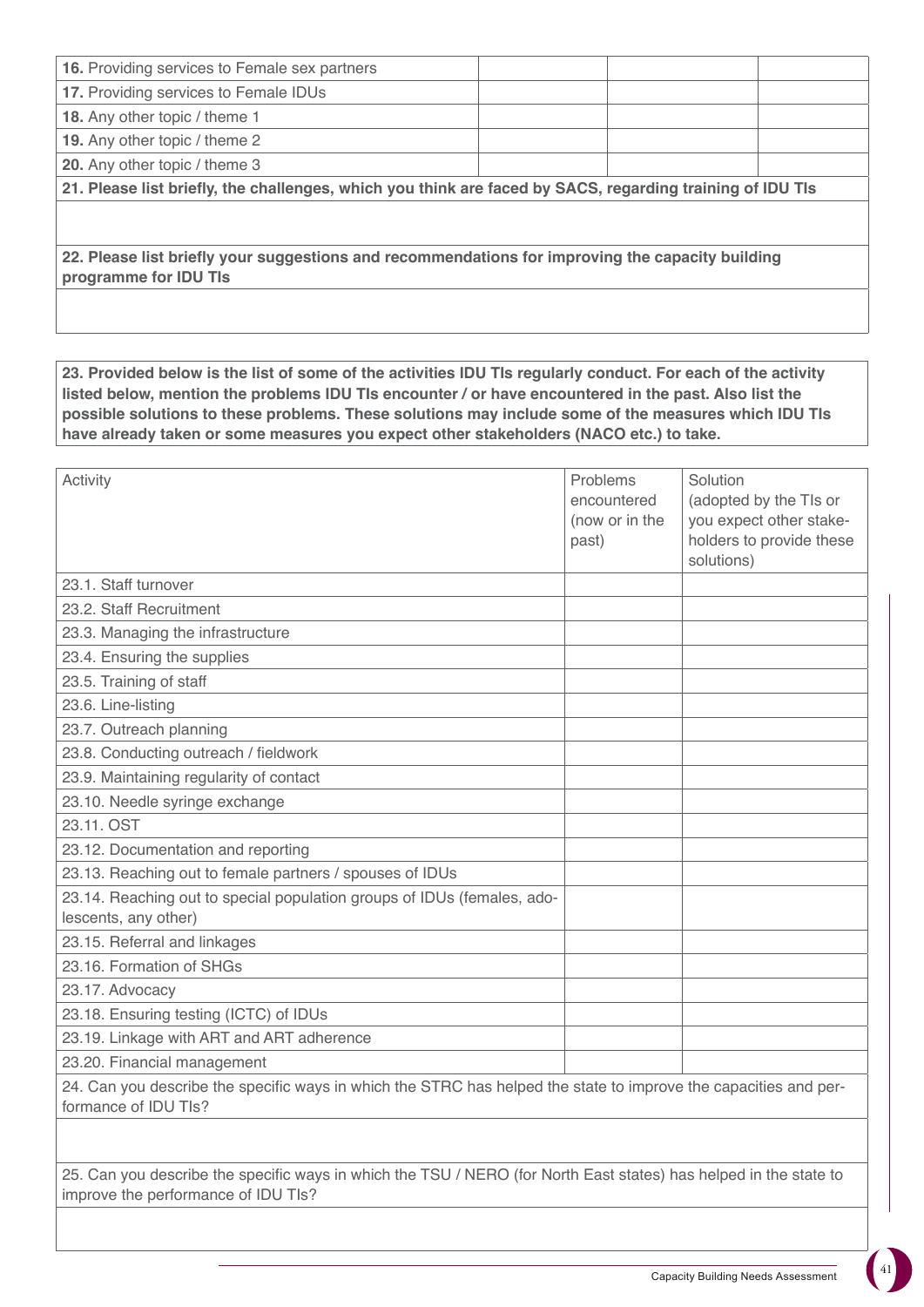| | | | |
|---|---|---|---|
| **16.** Providing services to Female sex partners | | | |
| **17.** Providing services to Female IDUs | | | |
| **18.** Any other topic / theme 1 | | | |
| **19.** Any other topic / theme 2 | | | |
| **20.** Any other topic / theme 3 | | | |

**21. Please list briefly, the challenges, which you think are faced by SACS, regarding training of IDU TIs**

**22. Please list briefly your suggestions and recommendations for improving the capacity building programme for IDU TIs**

**23. Provided below is the list of some of the activities IDU TIs regularly conduct. For each of the activity listed below, mention the problems IDU TIs encounter / or have encountered in the past. Also list the possible solutions to these problems. These solutions may include some of the measures which IDU TIs have already taken or some measures you expect other stakeholders (NACO etc.) to take.**

| Activity | Problems encountered (now or in the past) | Solution (adopted by the TIs or you expect other stakeholders to provide these solutions) |
|---|---|---|
| 23.1. Staff turnover | | |
| 23.2. Staff Recruitment | | |
| 23.3. Managing the infrastructure | | |
| 23.4. Ensuring the supplies | | |
| 23.5. Training of staff | | |
| 23.6. Line-listing | | |
| 23.7. Outreach planning | | |
| 23.8. Conducting outreach / fieldwork | | |
| 23.9. Maintaining regularity of contact | | |
| 23.10. Needle syringe exchange | | |
| 23.11. OST | | |
| 23.12. Documentation and reporting | | |
| 23.13. Reaching out to female partners / spouses of IDUs | | |
| 23.14. Reaching out to special population groups of IDUs (females, adolescents, any other) | | |
| 23.15. Referral and linkages | | |
| 23.16. Formation of SHGs | | |
| 23.17. Advocacy | | |
| 23.18. Ensuring testing (ICTC) of IDUs | | |
| 23.19. Linkage with ART and ART adherence | | |
| 23.20. Financial management | | |

24. Can you describe the specific ways in which the STRC has helped the state to improve the capacities and performance of IDU TIs?

25. Can you describe the specific ways in which the TSU / NERO (for North East states) has helped in the state to improve the performance of IDU TIs?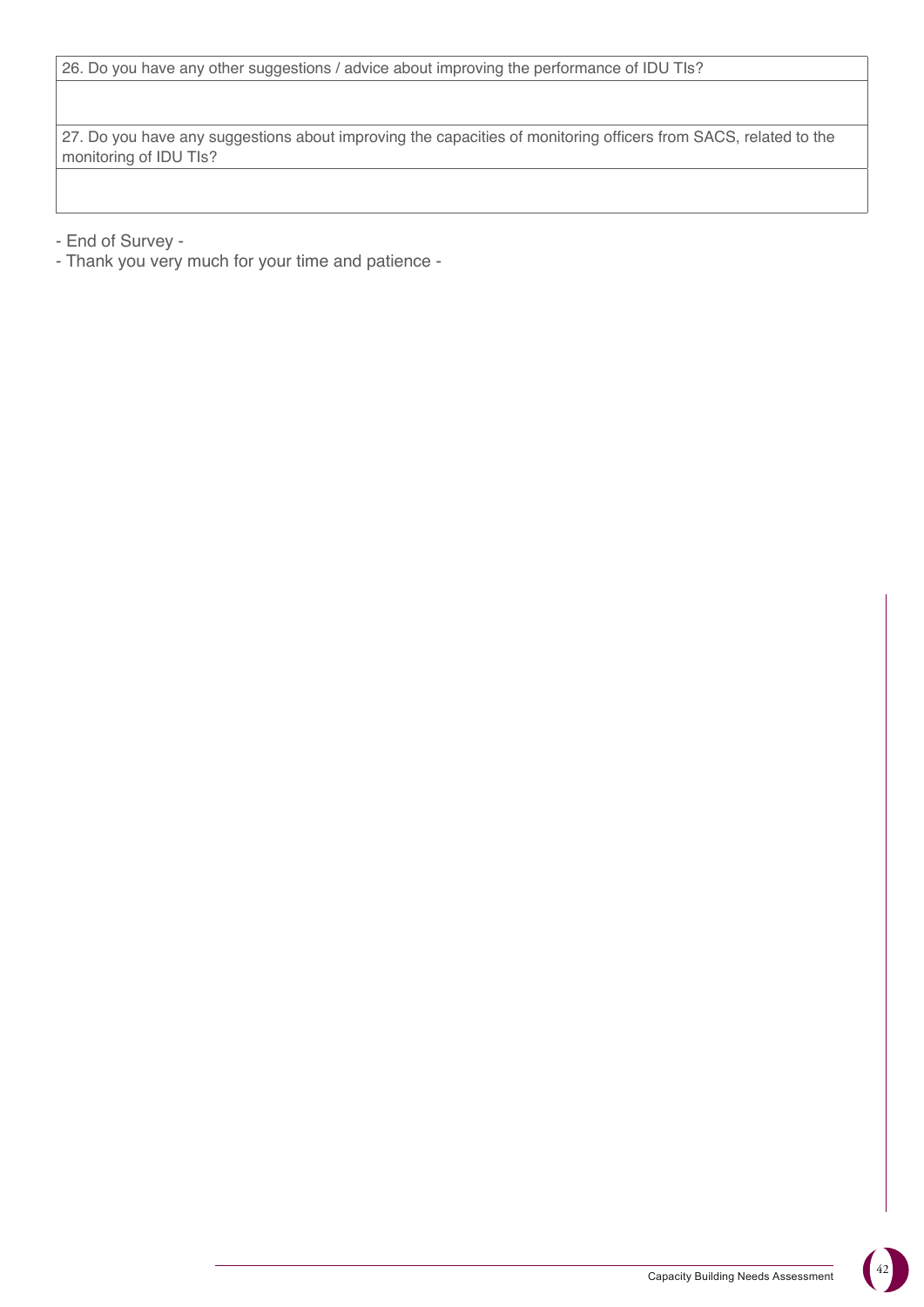| 26. Do you have any other suggestions / advice about improving the performance of IDU TIs? |
|---|
| |
| 27. Do you have any suggestions about improving the capacities of monitoring officers from SACS, related to the monitoring of IDU TIs? |
| |

- End of Survey -

- Thank you very much for your time and patience -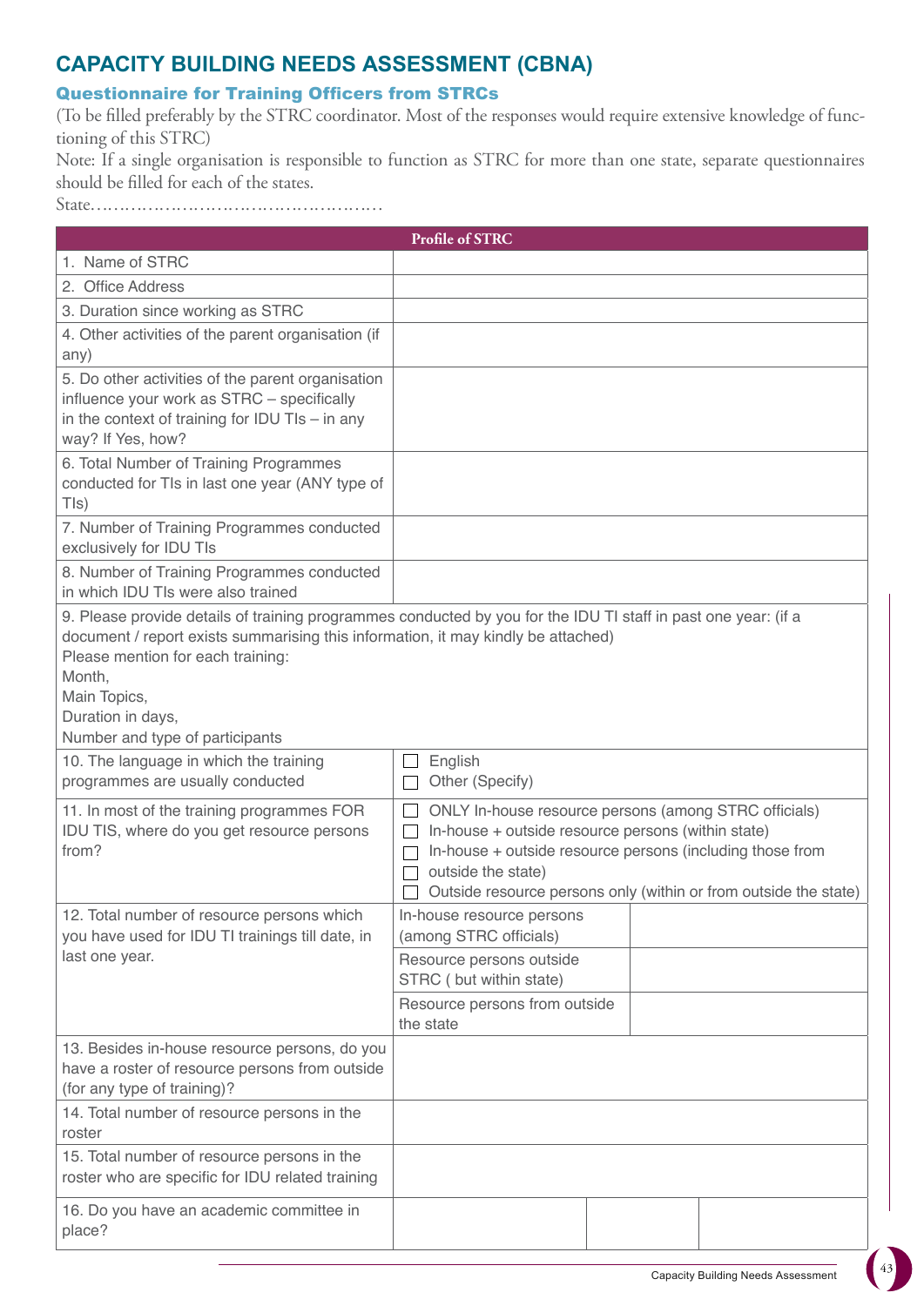# CAPACITY BUILDING NEEDS ASSESSMENT (CBNA)

## Questionnaire for Training Officers from STRCs

(To be filled preferably by the STRC coordinator. Most of the responses would require extensive knowledge of functioning of this STRC)

Note: If a single organisation is responsible to function as STRC for more than one state, separate questionnaires should be filled for each of the states.

State……………………………………………

| Profile of STRC | | | |
|---|---|---|---|
| 1. Name of STRC | | | |
| 2. Office Address | | | |
| 3. Duration since working as STRC | | | |
| 4. Other activities of the parent organisation (if any) | | | |
| 5. Do other activities of the parent organisation influence your work as STRC – specifically in the context of training for IDU TIs – in any way? If Yes, how? | | | |
| 6. Total Number of Training Programmes conducted for TIs in last one year (ANY type of TIs) | | | |
| 7. Number of Training Programmes conducted exclusively for IDU TIs | | | |
| 8. Number of Training Programmes conducted in which IDU TIs were also trained | | | |
| 9. Please provide details of training programmes conducted by you for the IDU TI staff in past one year: (if a document / report exists summarising this information, it may kindly be attached)<br>Please mention for each training:<br>Month,<br>Main Topics,<br>Duration in days,<br>Number and type of participants | | | |
| 10. The language in which the training programmes are usually conducted | ☐ English<br>☐ Other (Specify) | | |
| 11. In most of the training programmes FOR IDU TIS, where do you get resource persons from? | ☐ ONLY In-house resource persons (among STRC officials)<br>☐ In-house + outside resource persons (within state)<br>☐ In-house + outside resource persons (including those from<br>☐ outside the state)<br>☐ Outside resource persons only (within or from outside the state) | | |
| 12. Total number of resource persons which you have used for IDU TI trainings till date, in last one year. | In-house resource persons (among STRC officials) | | |
| | Resource persons outside STRC ( but within state) | | |
| | Resource persons from outside the state | | |
| 13. Besides in-house resource persons, do you have a roster of resource persons from outside (for any type of training)? | | | |
| 14. Total number of resource persons in the roster | | | |
| 15. Total number of resource persons in the roster who are specific for IDU related training | | | |
| 16. Do you have an academic committee in place? | | | |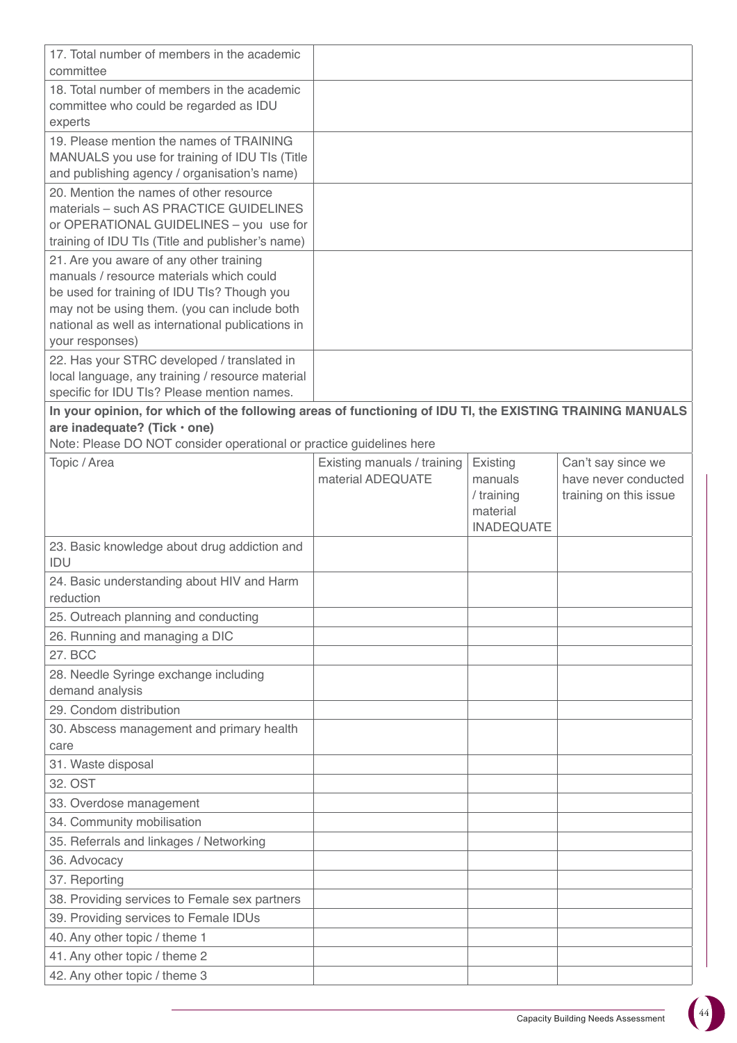| | |
|---|---|
| 17. Total number of members in the academic committee | |
| 18. Total number of members in the academic committee who could be regarded as IDU experts | |
| 19. Please mention the names of TRAINING MANUALS you use for training of IDU TIs (Title and publishing agency / organisation's name) | |
| 20. Mention the names of other resource materials – such AS PRACTICE GUIDELINES or OPERATIONAL GUIDELINES – you use for training of IDU TIs (Title and publisher's name) | |
| 21. Are you aware of any other training manuals / resource materials which could be used for training of IDU TIs? Though you may not be using them. (you can include both national as well as international publications in your responses) | |
| 22. Has your STRC developed / translated in local language, any training / resource material specific for IDU TIs? Please mention names. | |

**In your opinion, for which of the following areas of functioning of IDU TI, the EXISTING TRAINING MANUALS are inadequate? (Tick • one)**

Note: Please DO NOT consider operational or practice guidelines here

| Topic / Area | Existing manuals / training material ADEQUATE | Existing manuals / training material INADEQUATE | Can't say since we have never conducted training on this issue |
|---|---|---|---|
| 23. Basic knowledge about drug addiction and IDU | | | |
| 24. Basic understanding about HIV and Harm reduction | | | |
| 25. Outreach planning and conducting | | | |
| 26. Running and managing a DIC | | | |
| 27. BCC | | | |
| 28. Needle Syringe exchange including demand analysis | | | |
| 29. Condom distribution | | | |
| 30. Abscess management and primary health care | | | |
| 31. Waste disposal | | | |
| 32. OST | | | |
| 33. Overdose management | | | |
| 34. Community mobilisation | | | |
| 35. Referrals and linkages / Networking | | | |
| 36. Advocacy | | | |
| 37. Reporting | | | |
| 38. Providing services to Female sex partners | | | |
| 39. Providing services to Female IDUs | | | |
| 40. Any other topic / theme 1 | | | |
| 41. Any other topic / theme 2 | | | |
| 42. Any other topic / theme 3 | | | |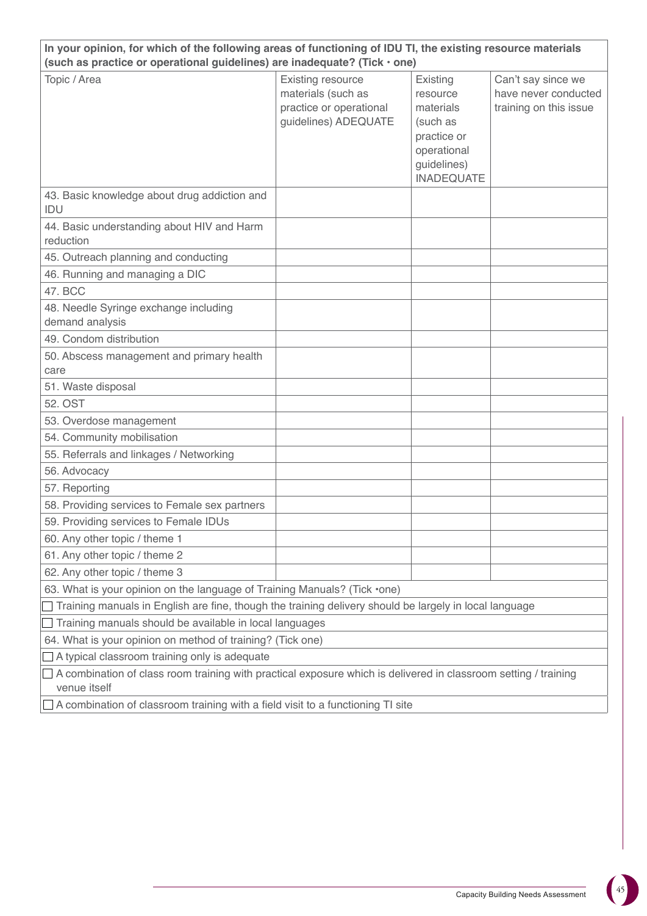**In your opinion, for which of the following areas of functioning of IDU TI, the existing resource materials (such as practice or operational guidelines) are inadequate? (Tick • one)**

| Topic / Area | Existing resource materials (such as practice or operational guidelines) ADEQUATE | Existing resource materials (such as practice or operational guidelines) INADEQUATE | Can't say since we have never conducted training on this issue |
|---|---|---|---|
| 43. Basic knowledge about drug addiction and IDU | | | |
| 44. Basic understanding about HIV and Harm reduction | | | |
| 45. Outreach planning and conducting | | | |
| 46. Running and managing a DIC | | | |
| 47. BCC | | | |
| 48. Needle Syringe exchange including demand analysis | | | |
| 49. Condom distribution | | | |
| 50. Abscess management and primary health care | | | |
| 51. Waste disposal | | | |
| 52. OST | | | |
| 53. Overdose management | | | |
| 54. Community mobilisation | | | |
| 55. Referrals and linkages / Networking | | | |
| 56. Advocacy | | | |
| 57. Reporting | | | |
| 58. Providing services to Female sex partners | | | |
| 59. Providing services to Female IDUs | | | |
| 60. Any other topic / theme 1 | | | |
| 61. Any other topic / theme 2 | | | |
| 62. Any other topic / theme 3 | | | |

63. What is your opinion on the language of Training Manuals? (Tick •one)

- ☐ Training manuals in English are fine, though the training delivery should be largely in local language
- ☐ Training manuals should be available in local languages

64. What is your opinion on method of training? (Tick one)

- ☐ A typical classroom training only is adequate
- ☐ A combination of class room training with practical exposure which is delivered in classroom setting / training venue itself
- ☐ A combination of classroom training with a field visit to a functioning TI site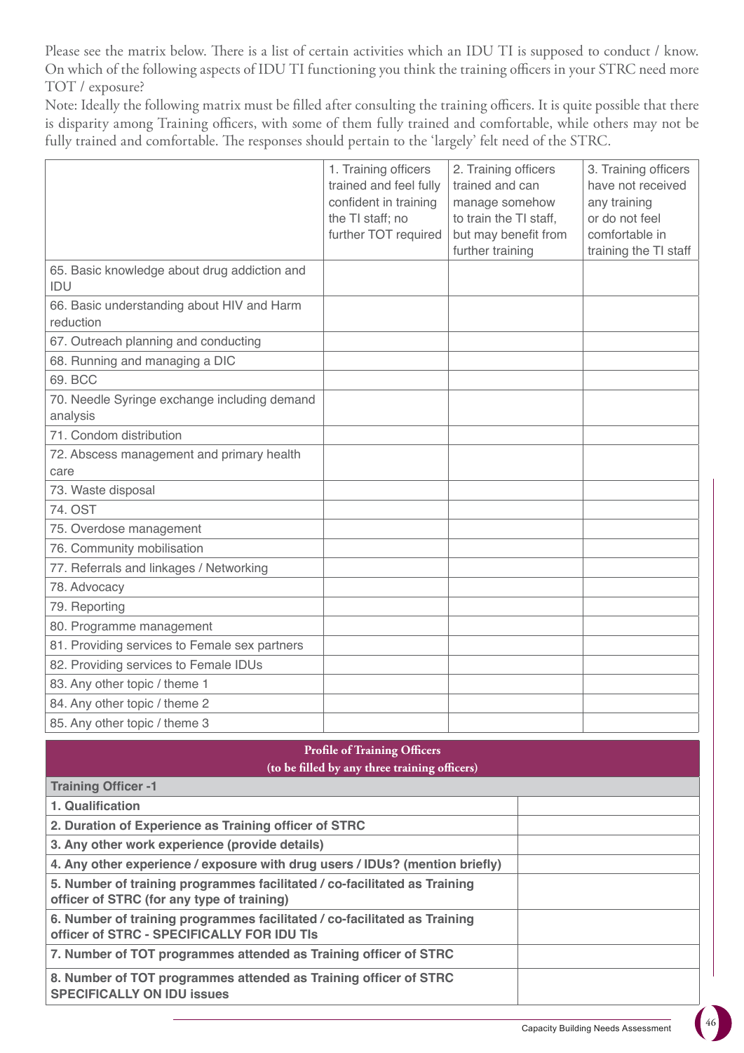Please see the matrix below. There is a list of certain activities which an IDU TI is supposed to conduct / know. On which of the following aspects of IDU TI functioning you think the training officers in your STRC need more TOT / exposure?

Note: Ideally the following matrix must be filled after consulting the training officers. It is quite possible that there is disparity among Training officers, with some of them fully trained and comfortable, while others may not be fully trained and comfortable. The responses should pertain to the 'largely' felt need of the STRC.

| | 1. Training officers trained and feel fully confident in training the TI staff; no further TOT required | 2. Training officers trained and can manage somehow to train the TI staff, but may benefit from further training | 3. Training officers have not received any training or do not feel comfortable in training the TI staff |
|---|---|---|---|
| 65. Basic knowledge about drug addiction and IDU | | | |
| 66. Basic understanding about HIV and Harm reduction | | | |
| 67. Outreach planning and conducting | | | |
| 68. Running and managing a DIC | | | |
| 69. BCC | | | |
| 70. Needle Syringe exchange including demand analysis | | | |
| 71. Condom distribution | | | |
| 72. Abscess management and primary health care | | | |
| 73. Waste disposal | | | |
| 74. OST | | | |
| 75. Overdose management | | | |
| 76. Community mobilisation | | | |
| 77. Referrals and linkages / Networking | | | |
| 78. Advocacy | | | |
| 79. Reporting | | | |
| 80. Programme management | | | |
| 81. Providing services to Female sex partners | | | |
| 82. Providing services to Female IDUs | | | |
| 83. Any other topic / theme 1 | | | |
| 84. Any other topic / theme 2 | | | |
| 85. Any other topic / theme 3 | | | |

| Profile of Training Officers (to be filled by any three training officers) | |
|---|---|
| **Training Officer -1** | |
| **1. Qualification** | |
| **2. Duration of Experience as Training officer of STRC** | |
| **3. Any other work experience (provide details)** | |
| **4. Any other experience / exposure with drug users / IDUs? (mention briefly)** | |
| **5. Number of training programmes facilitated / co-facilitated as Training officer of STRC (for any type of training)** | |
| **6. Number of training programmes facilitated / co-facilitated as Training officer of STRC - SPECIFICALLY FOR IDU TIs** | |
| **7. Number of TOT programmes attended as Training officer of STRC** | |
| **8. Number of TOT programmes attended as Training officer of STRC SPECIFICALLY ON IDU issues** | |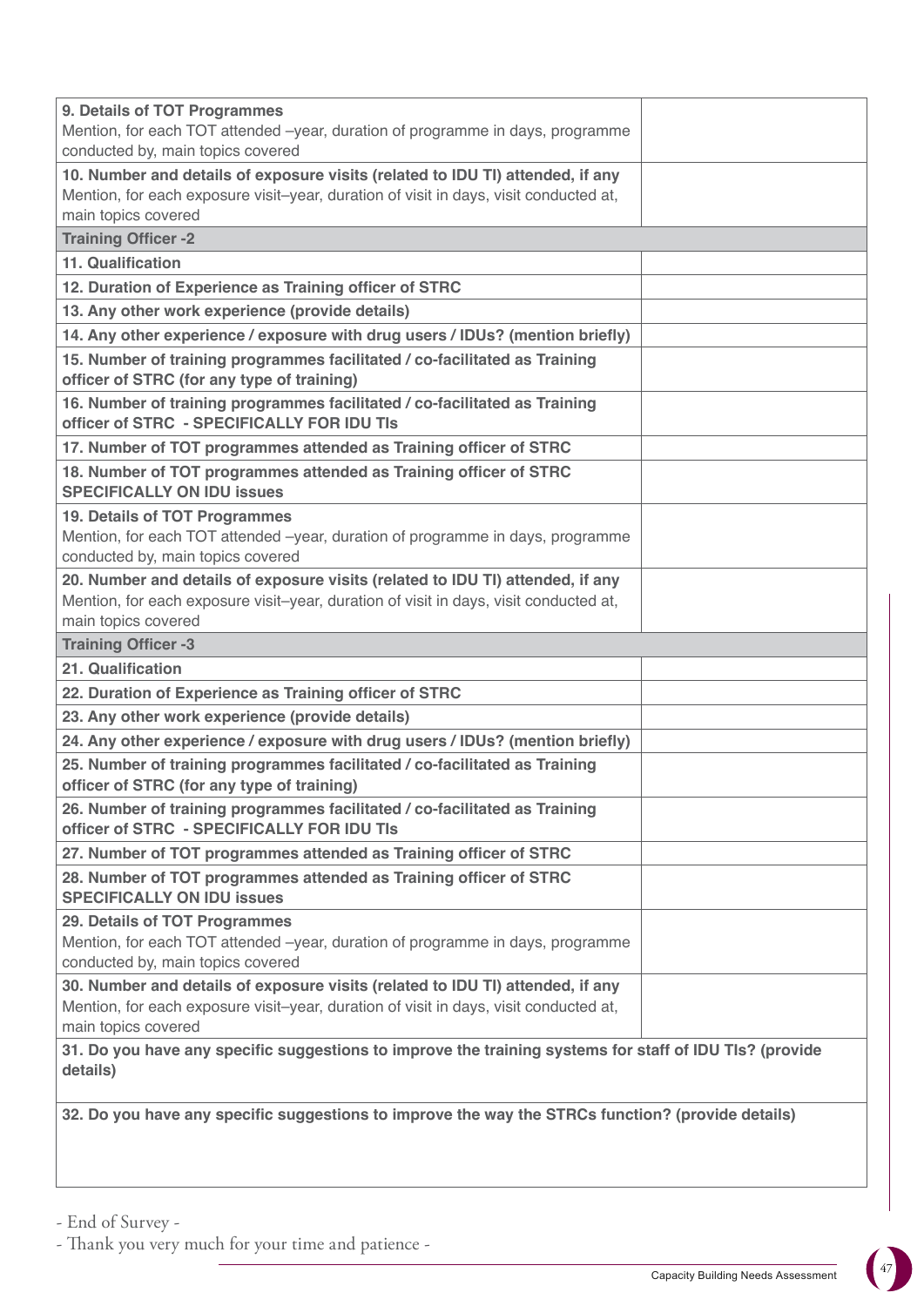| **9. Details of TOT Programmes** Mention, for each TOT attended –year, duration of programme in days, programme conducted by, main topics covered | |
|---|---|
| **10. Number and details of exposure visits (related to IDU TI) attended, if any** Mention, for each exposure visit–year, duration of visit in days, visit conducted at, main topics covered | |
| **Training Officer -2** | |
| **11. Qualification** | |
| **12. Duration of Experience as Training officer of STRC** | |
| **13. Any other work experience (provide details)** | |
| **14. Any other experience / exposure with drug users / IDUs? (mention briefly)** | |
| **15. Number of training programmes facilitated / co-facilitated as Training officer of STRC (for any type of training)** | |
| **16. Number of training programmes facilitated / co-facilitated as Training officer of STRC - SPECIFICALLY FOR IDU TIs** | |
| **17. Number of TOT programmes attended as Training officer of STRC** | |
| **18. Number of TOT programmes attended as Training officer of STRC SPECIFICALLY ON IDU issues** | |
| **19. Details of TOT Programmes** Mention, for each TOT attended –year, duration of programme in days, programme conducted by, main topics covered | |
| **20. Number and details of exposure visits (related to IDU TI) attended, if any** Mention, for each exposure visit–year, duration of visit in days, visit conducted at, main topics covered | |
| **Training Officer -3** | |
| **21. Qualification** | |
| **22. Duration of Experience as Training officer of STRC** | |
| **23. Any other work experience (provide details)** | |
| **24. Any other experience / exposure with drug users / IDUs? (mention briefly)** | |
| **25. Number of training programmes facilitated / co-facilitated as Training officer of STRC (for any type of training)** | |
| **26. Number of training programmes facilitated / co-facilitated as Training officer of STRC - SPECIFICALLY FOR IDU TIs** | |
| **27. Number of TOT programmes attended as Training officer of STRC** | |
| **28. Number of TOT programmes attended as Training officer of STRC SPECIFICALLY ON IDU issues** | |
| **29. Details of TOT Programmes** Mention, for each TOT attended –year, duration of programme in days, programme conducted by, main topics covered | |
| **30. Number and details of exposure visits (related to IDU TI) attended, if any** Mention, for each exposure visit–year, duration of visit in days, visit conducted at, main topics covered | |
| **31. Do you have any specific suggestions to improve the training systems for staff of IDU TIs? (provide details)** | |
| **32. Do you have any specific suggestions to improve the way the STRCs function? (provide details)** | |

- End of Survey -

- Thank you very much for your time and patience -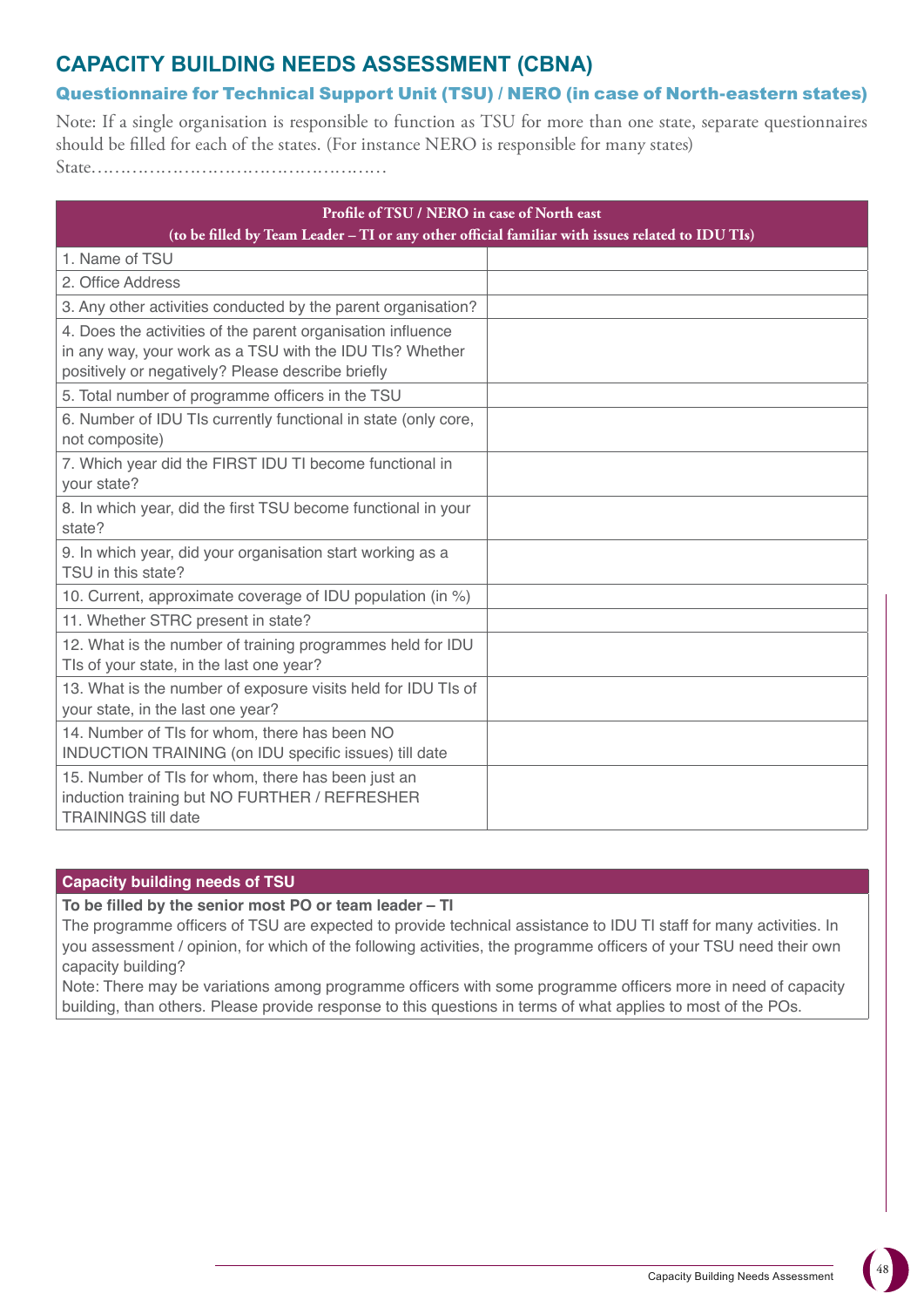# CAPACITY BUILDING NEEDS ASSESSMENT (CBNA)

## Questionnaire for Technical Support Unit (TSU) / NERO (in case of North-eastern states)

Note: If a single organisation is responsible to function as TSU for more than one state, separate questionnaires should be filled for each of the states. (For instance NERO is responsible for many states)

State……………………………………………

| Profile of TSU / NERO in case of North east (to be filled by Team Leader – TI or any other official familiar with issues related to IDU TIs) | |
|---|---|
| 1. Name of TSU | |
| 2. Office Address | |
| 3. Any other activities conducted by the parent organisation? | |
| 4. Does the activities of the parent organisation influence in any way, your work as a TSU with the IDU TIs? Whether positively or negatively? Please describe briefly | |
| 5. Total number of programme officers in the TSU | |
| 6. Number of IDU TIs currently functional in state (only core, not composite) | |
| 7. Which year did the FIRST IDU TI become functional in your state? | |
| 8. In which year, did the first TSU become functional in your state? | |
| 9. In which year, did your organisation start working as a TSU in this state? | |
| 10. Current, approximate coverage of IDU population (in %) | |
| 11. Whether STRC present in state? | |
| 12. What is the number of training programmes held for IDU TIs of your state, in the last one year? | |
| 13. What is the number of exposure visits held for IDU TIs of your state, in the last one year? | |
| 14. Number of TIs for whom, there has been NO INDUCTION TRAINING (on IDU specific issues) till date | |
| 15. Number of TIs for whom, there has been just an induction training but NO FURTHER / REFRESHER TRAININGS till date | |

**Capacity building needs of TSU**

**To be filled by the senior most PO or team leader – TI**

The programme officers of TSU are expected to provide technical assistance to IDU TI staff for many activities. In you assessment / opinion, for which of the following activities, the programme officers of your TSU need their own capacity building?

Note: There may be variations among programme officers with some programme officers more in need of capacity building, than others. Please provide response to this questions in terms of what applies to most of the POs.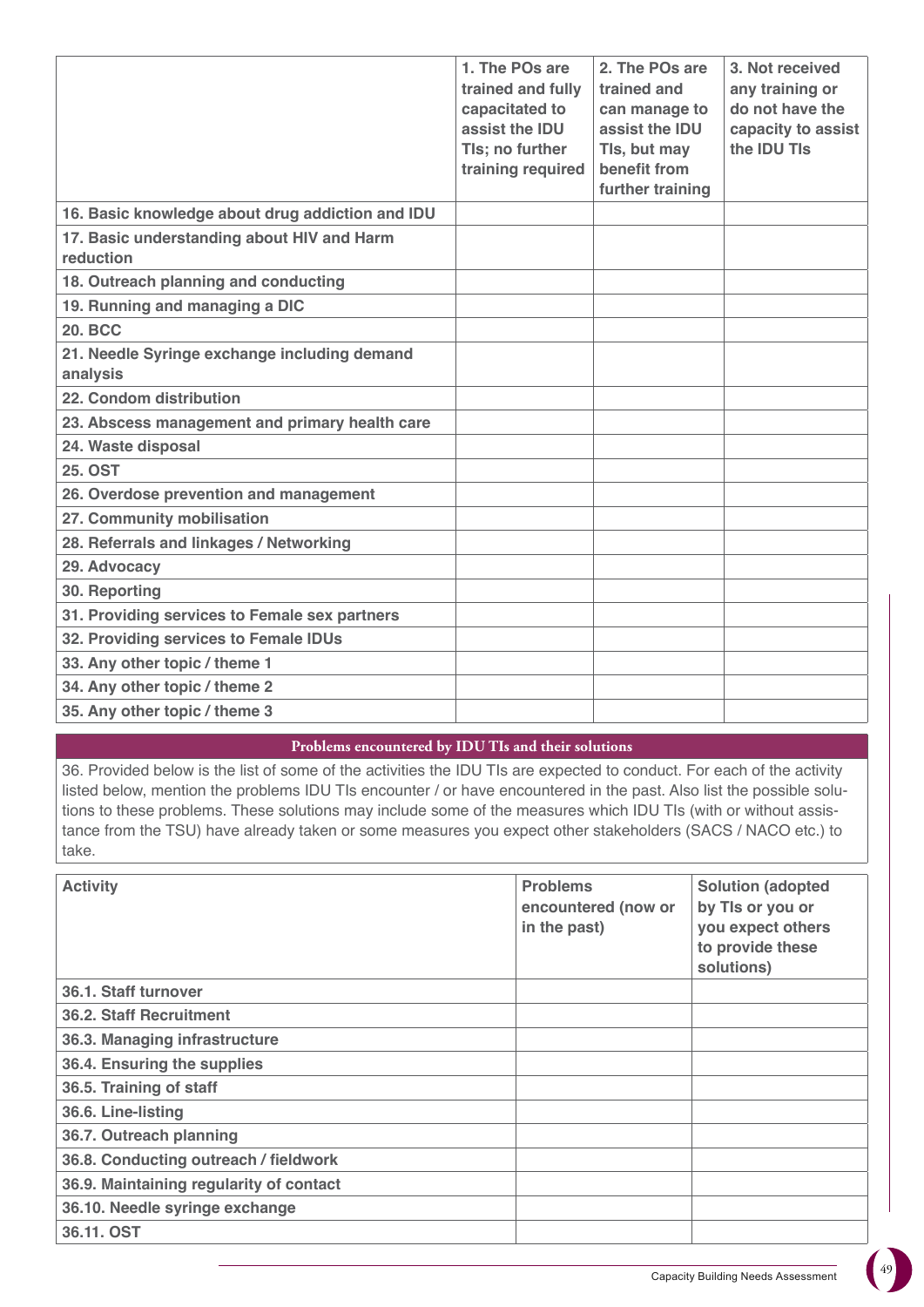| | 1. The POs are trained and fully capacitated to assist the IDU TIs; no further training required | 2. The POs are trained and can manage to assist the IDU TIs, but may benefit from further training | 3. Not received any training or do not have the capacity to assist the IDU TIs |
|---|---|---|---|
| **16. Basic knowledge about drug addiction and IDU** | | | |
| **17. Basic understanding about HIV and Harm reduction** | | | |
| **18. Outreach planning and conducting** | | | |
| **19. Running and managing a DIC** | | | |
| **20. BCC** | | | |
| **21. Needle Syringe exchange including demand analysis** | | | |
| **22. Condom distribution** | | | |
| **23. Abscess management and primary health care** | | | |
| **24. Waste disposal** | | | |
| **25. OST** | | | |
| **26. Overdose prevention and management** | | | |
| **27. Community mobilisation** | | | |
| **28. Referrals and linkages / Networking** | | | |
| **29. Advocacy** | | | |
| **30. Reporting** | | | |
| **31. Providing services to Female sex partners** | | | |
| **32. Providing services to Female IDUs** | | | |
| **33. Any other topic / theme 1** | | | |
| **34. Any other topic / theme 2** | | | |
| **35. Any other topic / theme 3** | | | |

### Problems encountered by IDU TIs and their solutions

36. Provided below is the list of some of the activities the IDU TIs are expected to conduct. For each of the activity listed below, mention the problems IDU TIs encounter / or have encountered in the past. Also list the possible solutions to these problems. These solutions may include some of the measures which IDU TIs (with or without assistance from the TSU) have already taken or some measures you expect other stakeholders (SACS / NACO etc.) to take.

| Activity | Problems encountered (now or in the past) | Solution (adopted by TIs or you or you expect others to provide these solutions) |
|---|---|---|
| **36.1. Staff turnover** | | |
| **36.2. Staff Recruitment** | | |
| **36.3. Managing infrastructure** | | |
| **36.4. Ensuring the supplies** | | |
| **36.5. Training of staff** | | |
| **36.6. Line-listing** | | |
| **36.7. Outreach planning** | | |
| **36.8. Conducting outreach / fieldwork** | | |
| **36.9. Maintaining regularity of contact** | | |
| **36.10. Needle syringe exchange** | | |
| **36.11. OST** | | |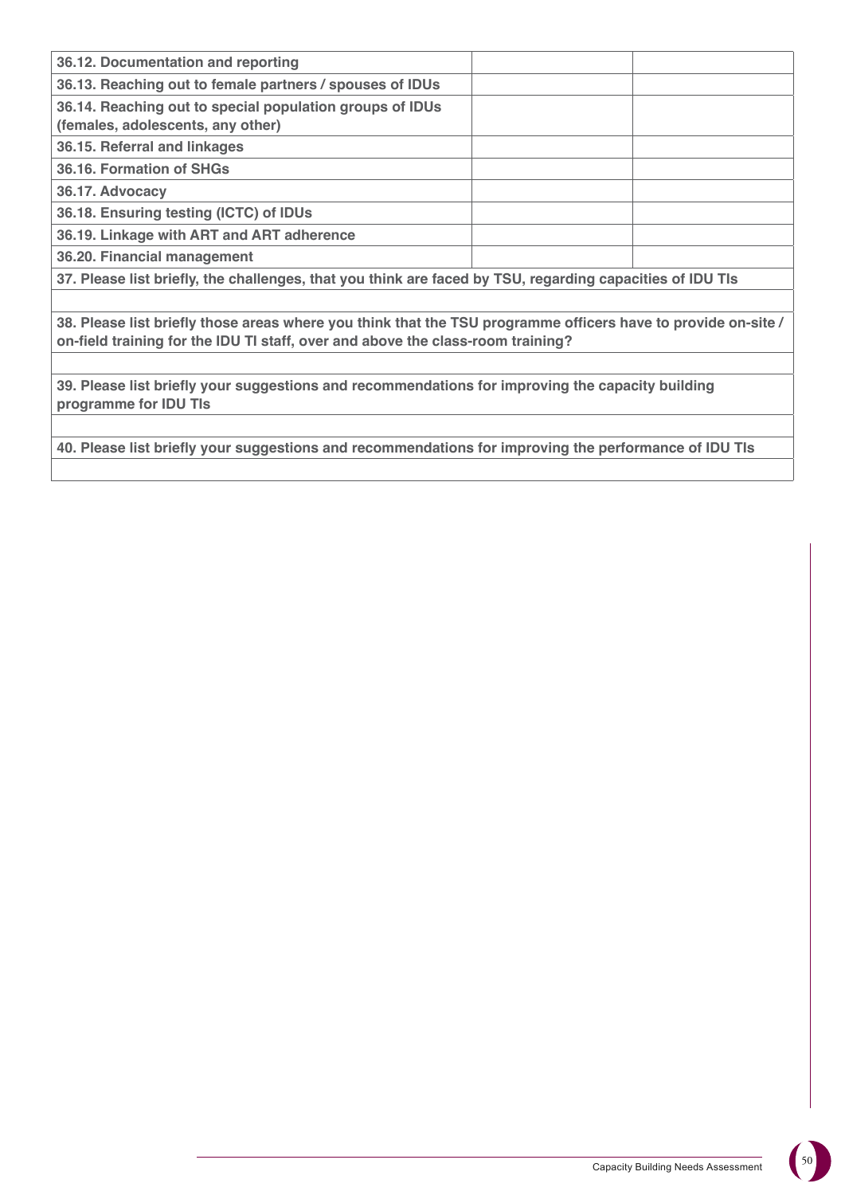| | | |
|---|---|---|
| **36.12. Documentation and reporting** | | |
| **36.13. Reaching out to female partners / spouses of IDUs** | | |
| **36.14. Reaching out to special population groups of IDUs (females, adolescents, any other)** | | |
| **36.15. Referral and linkages** | | |
| **36.16. Formation of SHGs** | | |
| **36.17. Advocacy** | | |
| **36.18. Ensuring testing (ICTC) of IDUs** | | |
| **36.19. Linkage with ART and ART adherence** | | |
| **36.20. Financial management** | | |

| |
|---|
| **37. Please list briefly, the challenges, that you think are faced by TSU, regarding capacities of IDU TIs** |
| |
| **38. Please list briefly those areas where you think that the TSU programme officers have to provide on-site / on-field training for the IDU TI staff, over and above the class-room training?** |
| |
| **39. Please list briefly your suggestions and recommendations for improving the capacity building programme for IDU TIs** |
| |
| **40. Please list briefly your suggestions and recommendations for improving the performance of IDU TIs** |
| |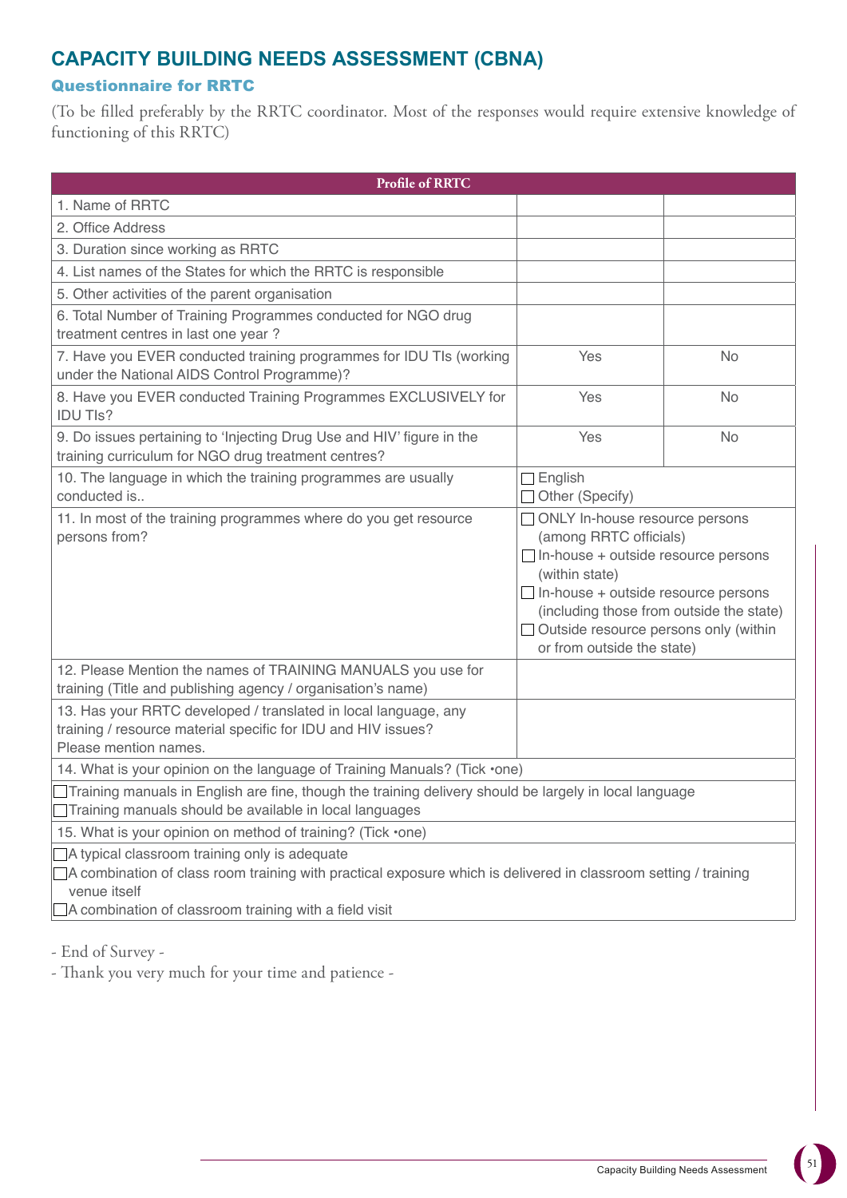# CAPACITY BUILDING NEEDS ASSESSMENT (CBNA)

## Questionnaire for RRTC

(To be filled preferably by the RRTC coordinator. Most of the responses would require extensive knowledge of functioning of this RRTC)

| Profile of RRTC | | |
|---|---|---|
| 1. Name of RRTC | | |
| 2. Office Address | | |
| 3. Duration since working as RRTC | | |
| 4. List names of the States for which the RRTC is responsible | | |
| 5. Other activities of the parent organisation | | |
| 6. Total Number of Training Programmes conducted for NGO drug treatment centres in last one year ? | | |
| 7. Have you EVER conducted training programmes for IDU TIs (working under the National AIDS Control Programme)? | Yes | No |
| 8. Have you EVER conducted Training Programmes EXCLUSIVELY for IDU TIs? | Yes | No |
| 9. Do issues pertaining to 'Injecting Drug Use and HIV' figure in the training curriculum for NGO drug treatment centres? | Yes | No |
| 10. The language in which the training programmes are usually conducted is.. | ☐ English<br>☐ Other (Specify) | |
| 11. In most of the training programmes where do you get resource persons from? | ☐ ONLY In-house resource persons (among RRTC officials)<br>☐ In-house + outside resource persons (within state)<br>☐ In-house + outside resource persons (including those from outside the state)<br>☐ Outside resource persons only (within or from outside the state) | |
| 12. Please Mention the names of TRAINING MANUALS you use for training (Title and publishing agency / organisation's name) | | |
| 13. Has your RRTC developed / translated in local language, any training / resource material specific for IDU and HIV issues? Please mention names. | | |
| 14. What is your opinion on the language of Training Manuals? (Tick •one) | | |
| ☐ Training manuals in English are fine, though the training delivery should be largely in local language<br>☐ Training manuals should be available in local languages | | |
| 15. What is your opinion on method of training? (Tick •one) | | |
| ☐ A typical classroom training only is adequate<br>☐ A combination of class room training with practical exposure which is delivered in classroom setting / training venue itself<br>☐ A combination of classroom training with a field visit | | |

- End of Survey -

- Thank you very much for your time and patience -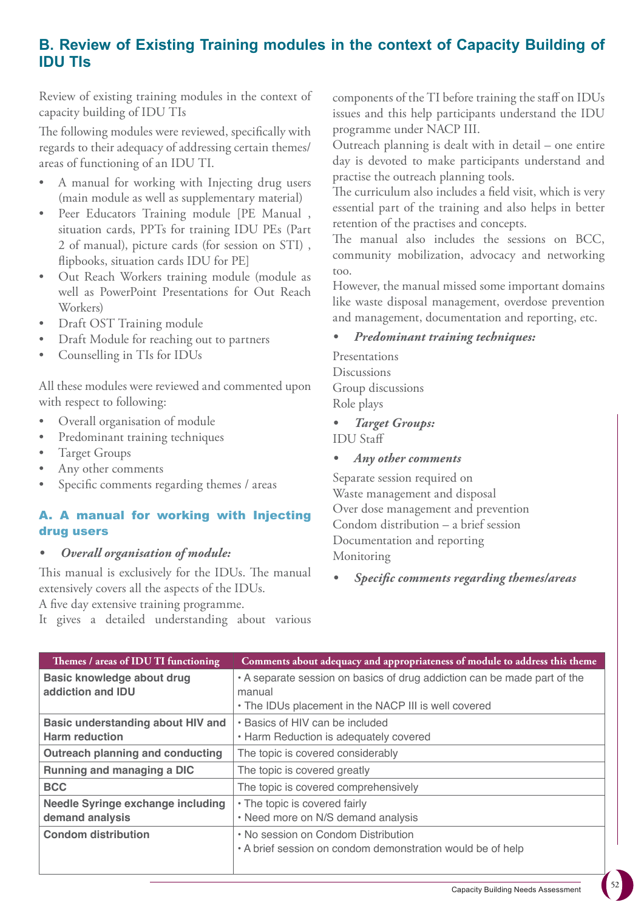## B. Review of Existing Training modules in the context of Capacity Building of IDU TIs

Review of existing training modules in the context of capacity building of IDU TIs

The following modules were reviewed, specifically with regards to their adequacy of addressing certain themes/ areas of functioning of an IDU TI.

- A manual for working with Injecting drug users (main module as well as supplementary material)
- Peer Educators Training module [PE Manual , situation cards, PPTs for training IDU PEs (Part 2 of manual), picture cards (for session on STI) , flipbooks, situation cards IDU for PE]
- Out Reach Workers training module (module as well as PowerPoint Presentations for Out Reach Workers)
- Draft OST Training module
- Draft Module for reaching out to partners
- Counselling in TIs for IDUs

All these modules were reviewed and commented upon with respect to following:

- Overall organisation of module
- Predominant training techniques
- Target Groups
- Any other comments
- Specific comments regarding themes / areas

### A. A manual for working with Injecting drug users

- ***Overall organisation of module:***

This manual is exclusively for the IDUs. The manual extensively covers all the aspects of the IDUs.

A five day extensive training programme.

It gives a detailed understanding about various components of the TI before training the staff on IDUs issues and this help participants understand the IDU programme under NACP III.

Outreach planning is dealt with in detail – one entire day is devoted to make participants understand and practise the outreach planning tools.

The curriculum also includes a field visit, which is very essential part of the training and also helps in better retention of the practises and concepts.

The manual also includes the sessions on BCC, community mobilization, advocacy and networking too.

However, the manual missed some important domains like waste disposal management, overdose prevention and management, documentation and reporting, etc.

- ***Predominant training techniques:***

Presentations
Discussions
Group discussions
Role plays

- ***Target Groups:***

IDU Staff

- ***Any other comments***

Separate session required on
Waste management and disposal
Over dose management and prevention
Condom distribution – a brief session
Documentation and reporting
Monitoring

- ***Specific comments regarding themes/areas***

| Themes / areas of IDU TI functioning | Comments about adequacy and appropriateness of module to address this theme |
|---|---|
| **Basic knowledge about drug addiction and IDU** | • A separate session on basics of drug addiction can be made part of the manual<br>• The IDUs placement in the NACP III is well covered |
| **Basic understanding about HIV and Harm reduction** | • Basics of HIV can be included<br>• Harm Reduction is adequately covered |
| **Outreach planning and conducting** | The topic is covered considerably |
| **Running and managing a DIC** | The topic is covered greatly |
| **BCC** | The topic is covered comprehensively |
| **Needle Syringe exchange including demand analysis** | • The topic is covered fairly<br>• Need more on N/S demand analysis |
| **Condom distribution** | • No session on Condom Distribution<br>• A brief session on condom demonstration would be of help |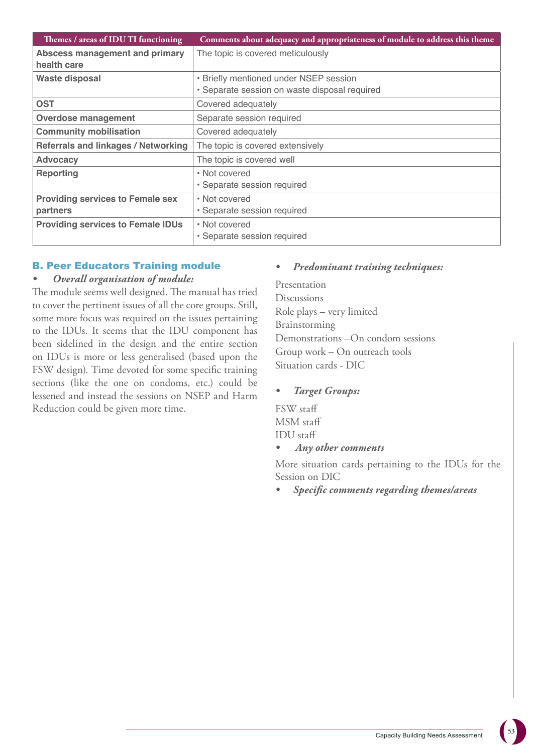| Themes / areas of IDU TI functioning | Comments about adequacy and appropriateness of module to address this theme |
|---|---|
| **Abscess management and primary health care** | The topic is covered meticulously |
| **Waste disposal** | • Briefly mentioned under NSEP session<br>• Separate session on waste disposal required |
| **OST** | Covered adequately |
| **Overdose management** | Separate session required |
| **Community mobilisation** | Covered adequately |
| **Referrals and linkages / Networking** | The topic is covered extensively |
| **Advocacy** | The topic is covered well |
| **Reporting** | • Not covered<br>• Separate session required |
| **Providing services to Female sex partners** | • Not covered<br>• Separate session required |
| **Providing services to Female IDUs** | • Not covered<br>• Separate session required |

### B. Peer Educators Training module

- ***Overall organisation of module:***

The module seems well designed. The manual has tried to cover the pertinent issues of all the core groups. Still, some more focus was required on the issues pertaining to the IDUs. It seems that the IDU component has been sidelined in the design and the entire section on IDUs is more or less generalised (based upon the FSW design). Time devoted for some specific training sections (like the one on condoms, etc.) could be lessened and instead the sessions on NSEP and Harm Reduction could be given more time.

- ***Predominant training techniques:***

Presentation
Discussions
Role plays – very limited
Brainstorming
Demonstrations –On condom sessions
Group work – On outreach tools
Situation cards - DIC

- ***Target Groups:***

FSW staff
MSM staff
IDU staff

- ***Any other comments***

More situation cards pertaining to the IDUs for the Session on DIC

- ***Specific comments regarding themes/areas***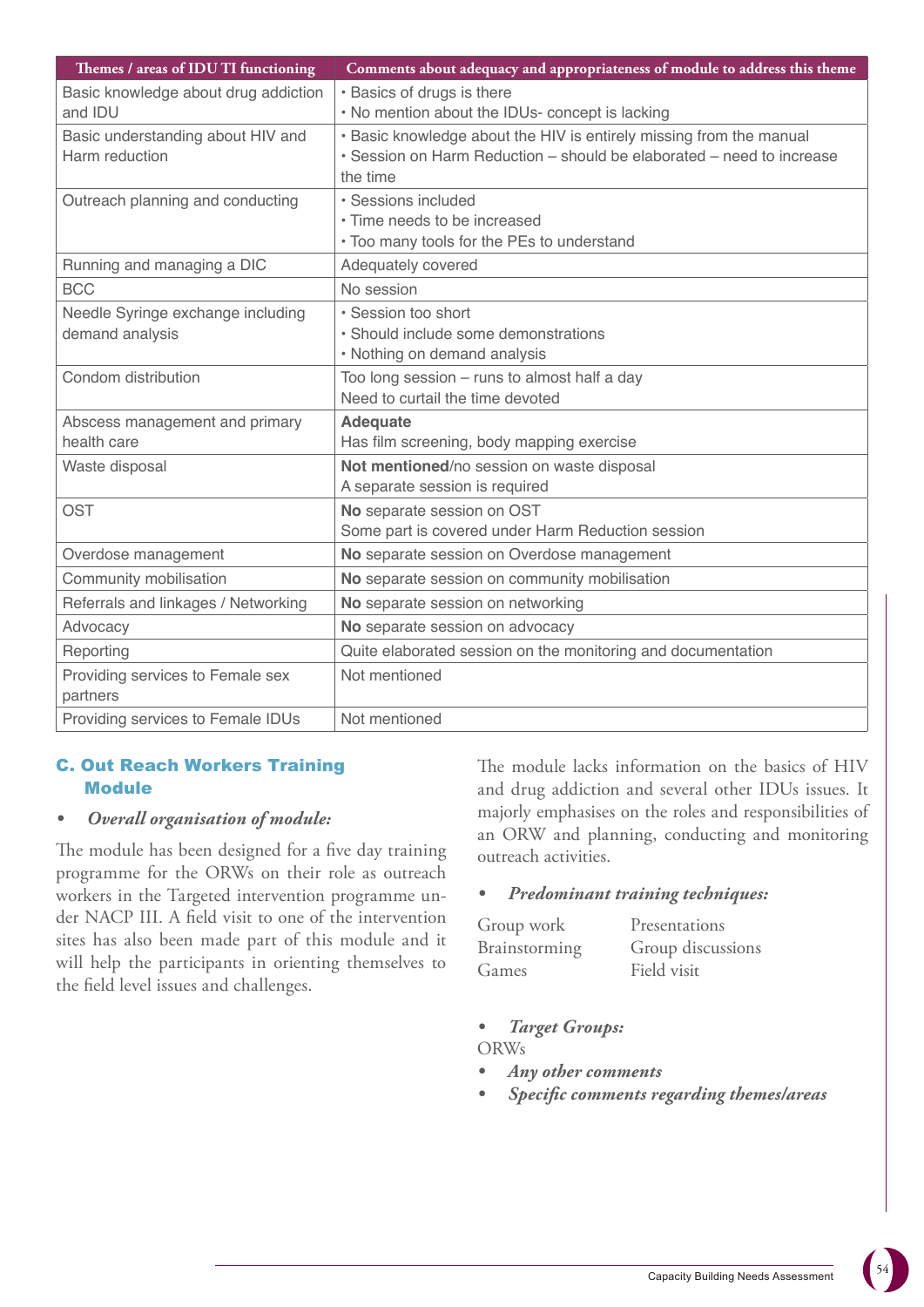| Themes / areas of IDU TI functioning | Comments about adequacy and appropriateness of module to address this theme |
|---|---|
| Basic knowledge about drug addiction and IDU | • Basics of drugs is there<br>• No mention about the IDUs- concept is lacking |
| Basic understanding about HIV and Harm reduction | • Basic knowledge about the HIV is entirely missing from the manual<br>• Session on Harm Reduction – should be elaborated – need to increase the time |
| Outreach planning and conducting | • Sessions included<br>• Time needs to be increased<br>• Too many tools for the PEs to understand |
| Running and managing a DIC | Adequately covered |
| BCC | No session |
| Needle Syringe exchange including demand analysis | • Session too short<br>• Should include some demonstrations<br>• Nothing on demand analysis |
| Condom distribution | Too long session – runs to almost half a day<br>Need to curtail the time devoted |
| Abscess management and primary health care | **Adequate**<br>Has film screening, body mapping exercise |
| Waste disposal | **Not mentioned**/no session on waste disposal<br>A separate session is required |
| OST | **No** separate session on OST<br>Some part is covered under Harm Reduction session |
| Overdose management | **No** separate session on Overdose management |
| Community mobilisation | **No** separate session on community mobilisation |
| Referrals and linkages / Networking | **No** separate session on networking |
| Advocacy | **No** separate session on advocacy |
| Reporting | Quite elaborated session on the monitoring and documentation |
| Providing services to Female sex partners | Not mentioned |
| Providing services to Female IDUs | Not mentioned |

## C. Out Reach Workers Training Module

- ***Overall organisation of module:***

The module has been designed for a five day training programme for the ORWs on their role as outreach workers in the Targeted intervention programme under NACP III. A field visit to one of the intervention sites has also been made part of this module and it will help the participants in orienting themselves to the field level issues and challenges.

The module lacks information on the basics of HIV and drug addiction and several other IDUs issues. It majorly emphasises on the roles and responsibilities of an ORW and planning, conducting and monitoring outreach activities.

- ***Predominant training techniques:***

| | |
|---|---|
| Group work | Presentations |
| Brainstorming | Group discussions |
| Games | Field visit |

- ***Target Groups:***

ORWs

- ***Any other comments***
- ***Specific comments regarding themes/areas***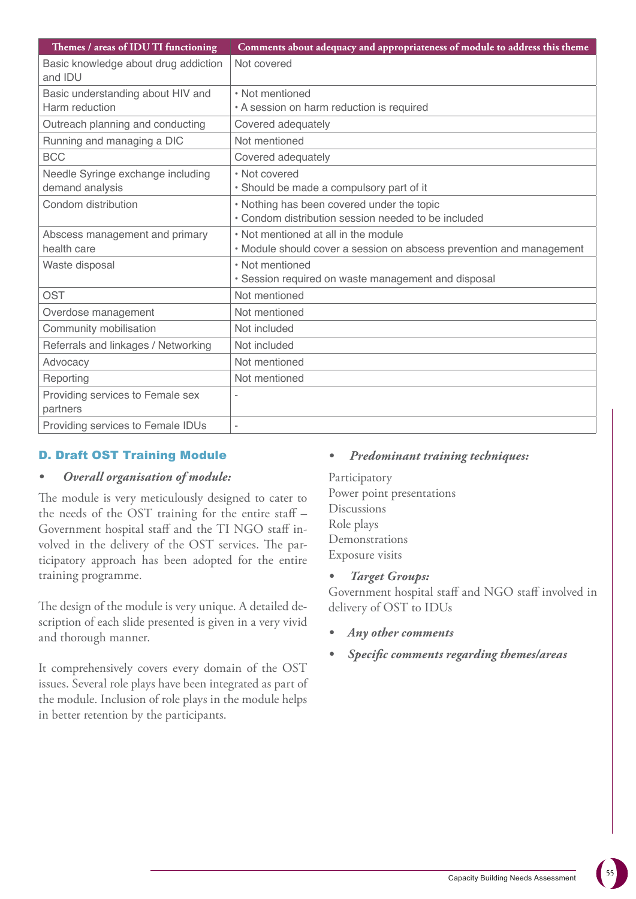| Themes / areas of IDU TI functioning | Comments about adequacy and appropriateness of module to address this theme |
|---|---|
| Basic knowledge about drug addiction and IDU | Not covered |
| Basic understanding about HIV and Harm reduction | • Not mentioned<br>• A session on harm reduction is required |
| Outreach planning and conducting | Covered adequately |
| Running and managing a DIC | Not mentioned |
| BCC | Covered adequately |
| Needle Syringe exchange including demand analysis | • Not covered<br>• Should be made a compulsory part of it |
| Condom distribution | • Nothing has been covered under the topic<br>• Condom distribution session needed to be included |
| Abscess management and primary health care | • Not mentioned at all in the module<br>• Module should cover a session on abscess prevention and management |
| Waste disposal | • Not mentioned<br>• Session required on waste management and disposal |
| OST | Not mentioned |
| Overdose management | Not mentioned |
| Community mobilisation | Not included |
| Referrals and linkages / Networking | Not included |
| Advocacy | Not mentioned |
| Reporting | Not mentioned |
| Providing services to Female sex partners | - |
| Providing services to Female IDUs | - |

## D. Draft OST Training Module

- ***Overall organisation of module:***

The module is very meticulously designed to cater to the needs of the OST training for the entire staff – Government hospital staff and the TI NGO staff involved in the delivery of the OST services. The participatory approach has been adopted for the entire training programme.

The design of the module is very unique. A detailed description of each slide presented is given in a very vivid and thorough manner.

It comprehensively covers every domain of the OST issues. Several role plays have been integrated as part of the module. Inclusion of role plays in the module helps in better retention by the participants.

- ***Predominant training techniques:***

Participatory
Power point presentations
Discussions
Role plays
Demonstrations
Exposure visits

- ***Target Groups:***

Government hospital staff and NGO staff involved in delivery of OST to IDUs

- ***Any other comments***
- ***Specific comments regarding themes/areas***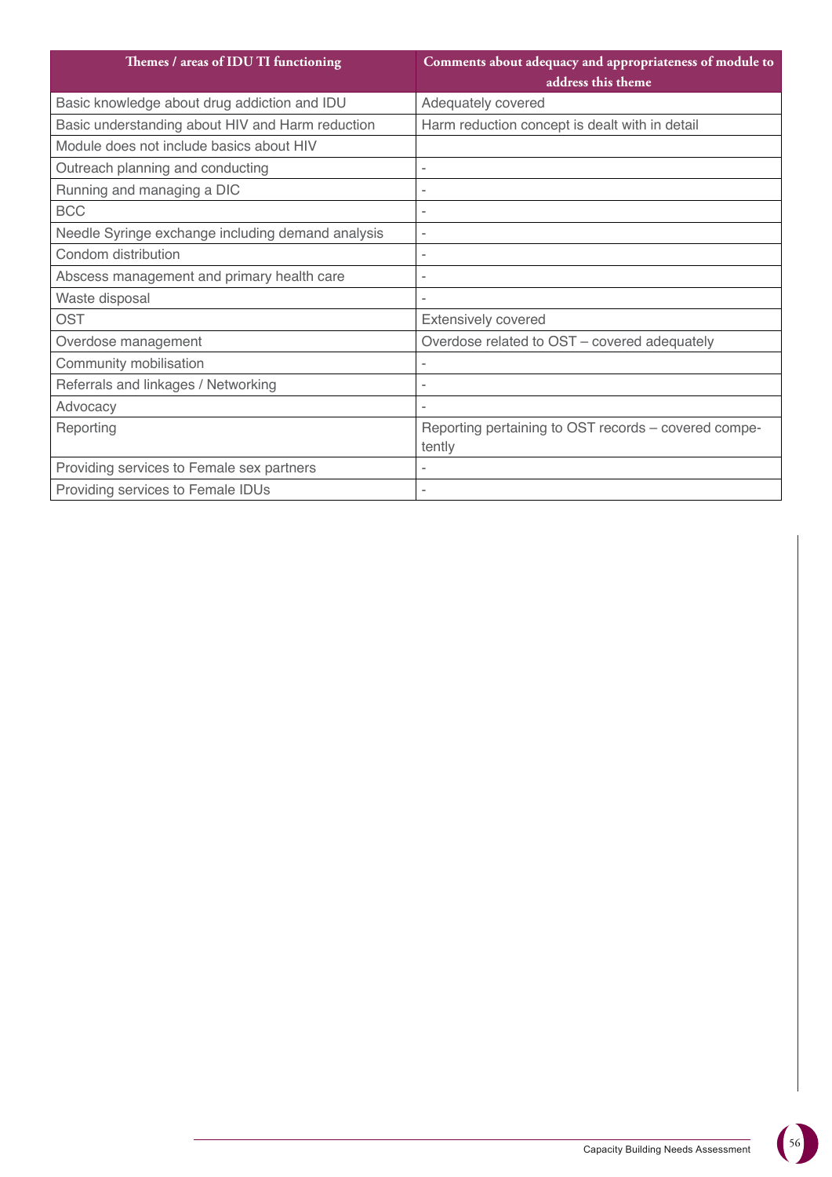| Themes / areas of IDU TI functioning | Comments about adequacy and appropriateness of module to address this theme |
|---|---|
| Basic knowledge about drug addiction and IDU | Adequately covered |
| Basic understanding about HIV and Harm reduction | Harm reduction concept is dealt with in detail |
| Module does not include basics about HIV | |
| Outreach planning and conducting | - |
| Running and managing a DIC | - |
| BCC | - |
| Needle Syringe exchange including demand analysis | - |
| Condom distribution | - |
| Abscess management and primary health care | - |
| Waste disposal | - |
| OST | Extensively covered |
| Overdose management | Overdose related to OST – covered adequately |
| Community mobilisation | - |
| Referrals and linkages / Networking | - |
| Advocacy | - |
| Reporting | Reporting pertaining to OST records – covered competently |
| Providing services to Female sex partners | - |
| Providing services to Female IDUs | - |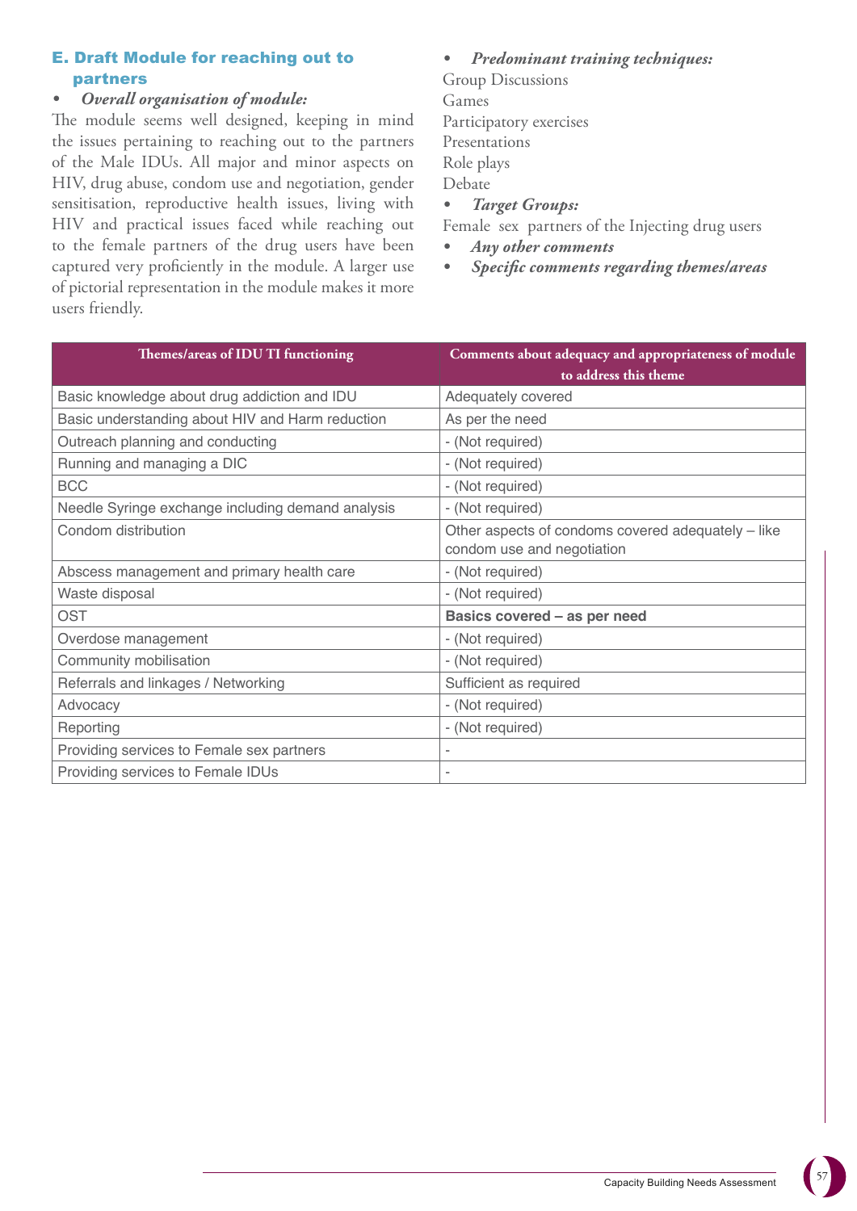## E. Draft Module for reaching out to partners

- ***Overall organisation of module:***

The module seems well designed, keeping in mind the issues pertaining to reaching out to the partners of the Male IDUs. All major and minor aspects on HIV, drug abuse, condom use and negotiation, gender sensitisation, reproductive health issues, living with HIV and practical issues faced while reaching out to the female partners of the drug users have been captured very proficiently in the module. A larger use of pictorial representation in the module makes it more users friendly.

- ***Predominant training techniques:***

Group Discussions
Games
Participatory exercises
Presentations
Role plays
Debate

- ***Target Groups:***

Female sex partners of the Injecting drug users

- ***Any other comments***
- ***Specific comments regarding themes/areas***

| Themes/areas of IDU TI functioning | Comments about adequacy and appropriateness of module to address this theme |
|---|---|
| Basic knowledge about drug addiction and IDU | Adequately covered |
| Basic understanding about HIV and Harm reduction | As per the need |
| Outreach planning and conducting | - (Not required) |
| Running and managing a DIC | - (Not required) |
| BCC | - (Not required) |
| Needle Syringe exchange including demand analysis | - (Not required) |
| Condom distribution | Other aspects of condoms covered adequately – like condom use and negotiation |
| Abscess management and primary health care | - (Not required) |
| Waste disposal | - (Not required) |
| OST | **Basics covered – as per need** |
| Overdose management | - (Not required) |
| Community mobilisation | - (Not required) |
| Referrals and linkages / Networking | Sufficient as required |
| Advocacy | - (Not required) |
| Reporting | - (Not required) |
| Providing services to Female sex partners | - |
| Providing services to Female IDUs | - |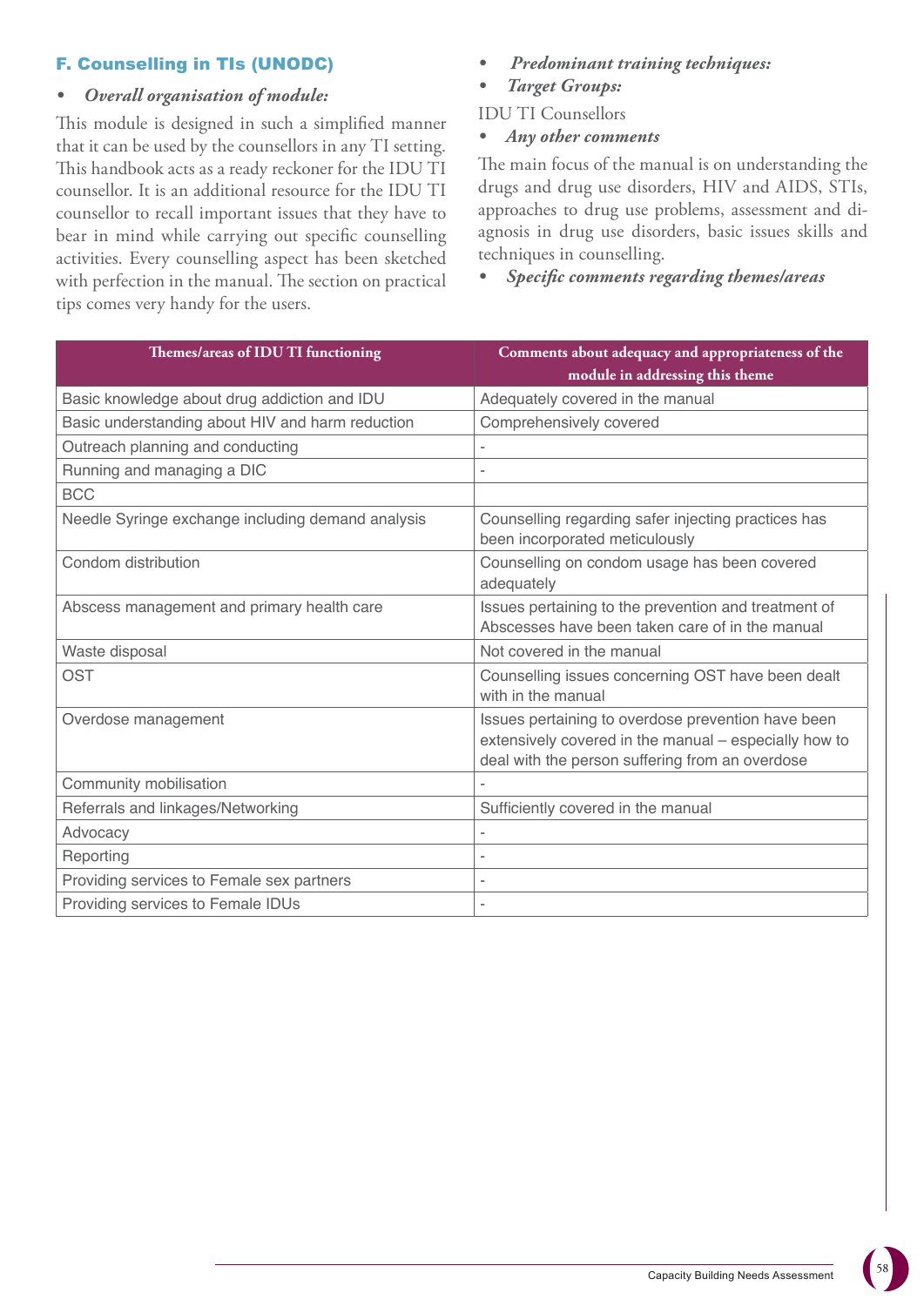## F. Counselling in TIs (UNODC)

- ***Overall organisation of module:***

This module is designed in such a simplified manner that it can be used by the counsellors in any TI setting. This handbook acts as a ready reckoner for the IDU TI counsellor. It is an additional resource for the IDU TI counsellor to recall important issues that they have to bear in mind while carrying out specific counselling activities. Every counselling aspect has been sketched with perfection in the manual. The section on practical tips comes very handy for the users.

- ***Predominant training techniques:***
- ***Target Groups:***

IDU TI Counsellors

- ***Any other comments***

The main focus of the manual is on understanding the drugs and drug use disorders, HIV and AIDS, STIs, approaches to drug use problems, assessment and diagnosis in drug use disorders, basic issues skills and techniques in counselling.

- ***Specific comments regarding themes/areas***

| Themes/areas of IDU TI functioning | Comments about adequacy and appropriateness of the module in addressing this theme |
|---|---|
| Basic knowledge about drug addiction and IDU | Adequately covered in the manual |
| Basic understanding about HIV and harm reduction | Comprehensively covered |
| Outreach planning and conducting | - |
| Running and managing a DIC | - |
| BCC | |
| Needle Syringe exchange including demand analysis | Counselling regarding safer injecting practices has been incorporated meticulously |
| Condom distribution | Counselling on condom usage has been covered adequately |
| Abscess management and primary health care | Issues pertaining to the prevention and treatment of Abscesses have been taken care of in the manual |
| Waste disposal | Not covered in the manual |
| OST | Counselling issues concerning OST have been dealt with in the manual |
| Overdose management | Issues pertaining to overdose prevention have been extensively covered in the manual – especially how to deal with the person suffering from an overdose |
| Community mobilisation | - |
| Referrals and linkages/Networking | Sufficiently covered in the manual |
| Advocacy | - |
| Reporting | - |
| Providing services to Female sex partners | - |
| Providing services to Female IDUs | - |